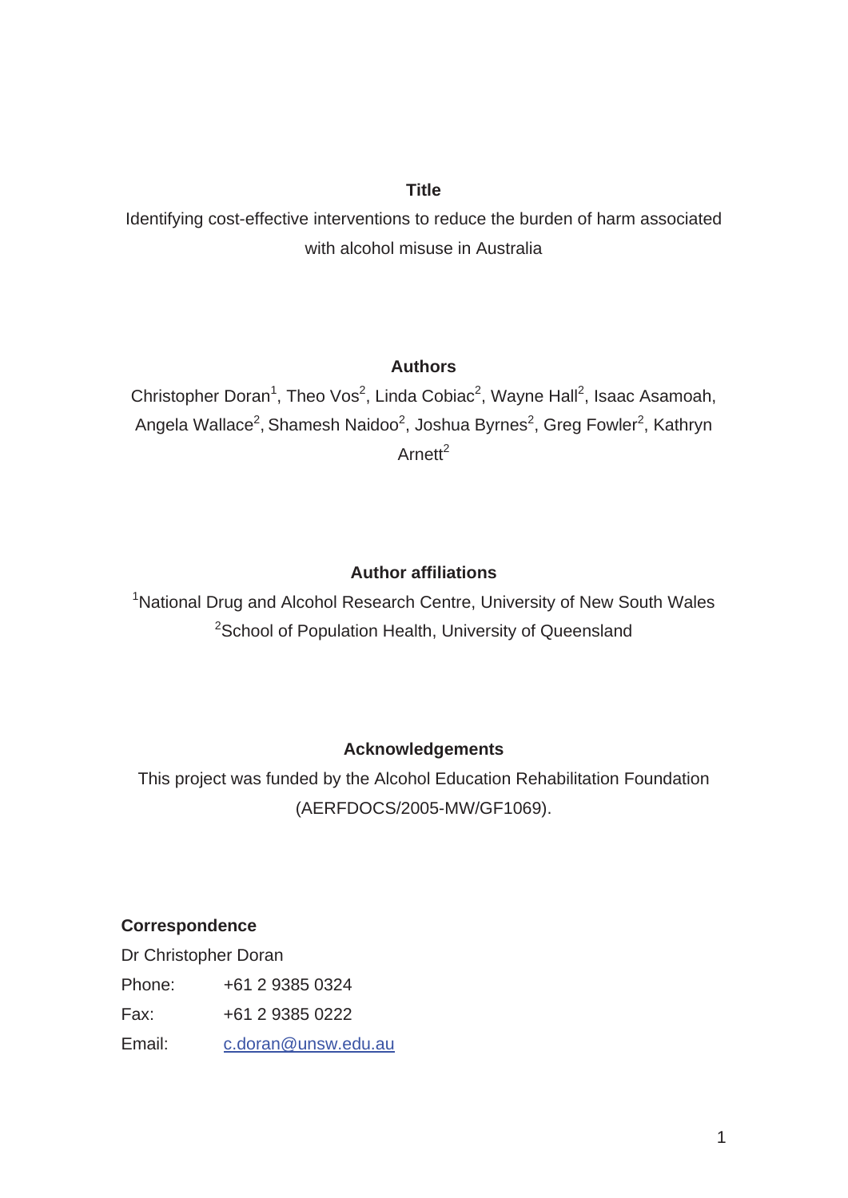**Title**

Identifying cost-effective interventions to reduce the burden of harm associated with alcohol misuse in Australia

**Authors**

Christopher Doran[1], Theo Vos[2], Linda Cobiac[2], Wayne Hall[2], Isaac Asamoah, Angela Wallace[2], Shamesh Naidoo[2], Joshua Byrnes[2], Greg Fowler[2], Kathryn Arnett[2]

**Author affiliations**

[1]National Drug and Alcohol Research Centre, University of New South Wales

[2]School of Population Health, University of Queensland

**Acknowledgements**

This project was funded by the Alcohol Education Rehabilitation Foundation (AERFDOCS/2005-MW/GF1069).

**Correspondence**

Dr Christopher Doran

Phone: +61 2 9385 0324

Fax: +61 2 9385 0222

Email: c.doran@unsw.edu.au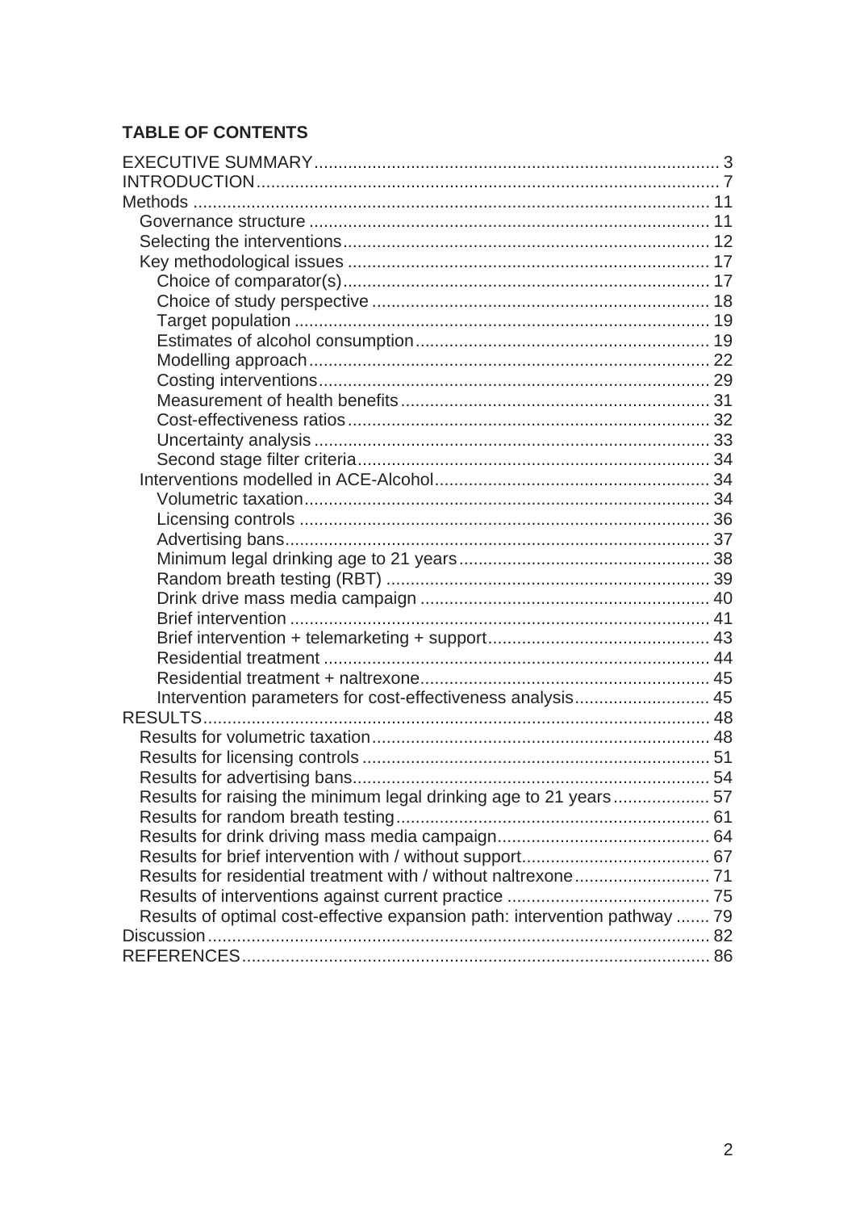**TABLE OF CONTENTS**

- EXECUTIVE SUMMARY .................... 3
- INTRODUCTION .................... 7
- Methods .................... 11
  - Governance structure .................... 11
  - Selecting the interventions .................... 12
  - Key methodological issues .................... 17
    - Choice of comparator(s) .................... 17
    - Choice of study perspective .................... 18
    - Target population .................... 19
    - Estimates of alcohol consumption .................... 19
    - Modelling approach .................... 22
    - Costing interventions .................... 29
    - Measurement of health benefits .................... 31
    - Cost-effectiveness ratios .................... 32
    - Uncertainty analysis .................... 33
    - Second stage filter criteria .................... 34
  - Interventions modelled in ACE-Alcohol .................... 34
    - Volumetric taxation .................... 34
    - Licensing controls .................... 36
    - Advertising bans .................... 37
    - Minimum legal drinking age to 21 years .................... 38
    - Random breath testing (RBT) .................... 39
    - Drink drive mass media campaign .................... 40
    - Brief intervention .................... 41
    - Brief intervention + telemarketing + support .................... 43
    - Residential treatment .................... 44
    - Residential treatment + naltrexone .................... 45
    - Intervention parameters for cost-effectiveness analysis .................... 45
- RESULTS .................... 48
  - Results for volumetric taxation .................... 48
  - Results for licensing controls .................... 51
  - Results for advertising bans .................... 54
  - Results for raising the minimum legal drinking age to 21 years .................... 57
  - Results for random breath testing .................... 61
  - Results for drink driving mass media campaign .................... 64
  - Results for brief intervention with / without support .................... 67
  - Results for residential treatment with / without naltrexone .................... 71
  - Results of interventions against current practice .................... 75
  - Results of optimal cost-effective expansion path: intervention pathway .................... 79
- Discussion .................... 82
- REFERENCES .................... 86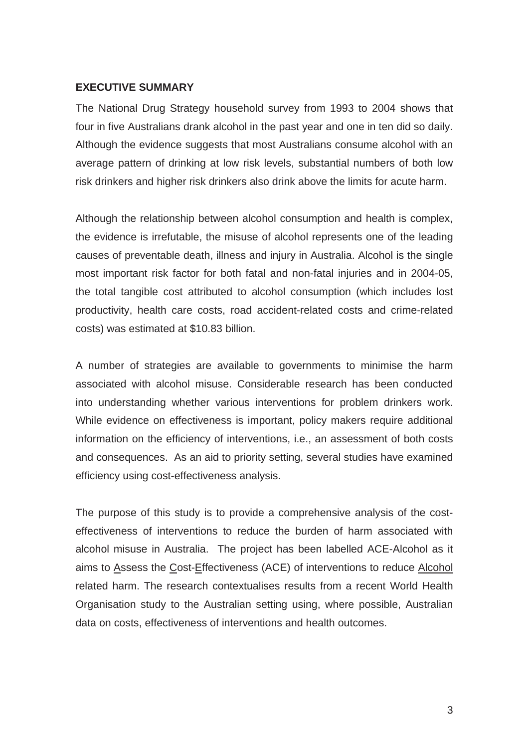## EXECUTIVE SUMMARY

The National Drug Strategy household survey from 1993 to 2004 shows that four in five Australians drank alcohol in the past year and one in ten did so daily. Although the evidence suggests that most Australians consume alcohol with an average pattern of drinking at low risk levels, substantial numbers of both low risk drinkers and higher risk drinkers also drink above the limits for acute harm.

Although the relationship between alcohol consumption and health is complex, the evidence is irrefutable, the misuse of alcohol represents one of the leading causes of preventable death, illness and injury in Australia. Alcohol is the single most important risk factor for both fatal and non-fatal injuries and in 2004-05, the total tangible cost attributed to alcohol consumption (which includes lost productivity, health care costs, road accident-related costs and crime-related costs) was estimated at $10.83 billion.

A number of strategies are available to governments to minimise the harm associated with alcohol misuse. Considerable research has been conducted into understanding whether various interventions for problem drinkers work. While evidence on effectiveness is important, policy makers require additional information on the efficiency of interventions, i.e., an assessment of both costs and consequences. As an aid to priority setting, several studies have examined efficiency using cost-effectiveness analysis.

The purpose of this study is to provide a comprehensive analysis of the cost-effectiveness of interventions to reduce the burden of harm associated with alcohol misuse in Australia. The project has been labelled ACE-Alcohol as it aims to Assess the Cost-Effectiveness (ACE) of interventions to reduce Alcohol related harm. The research contextualises results from a recent World Health Organisation study to the Australian setting using, where possible, Australian data on costs, effectiveness of interventions and health outcomes.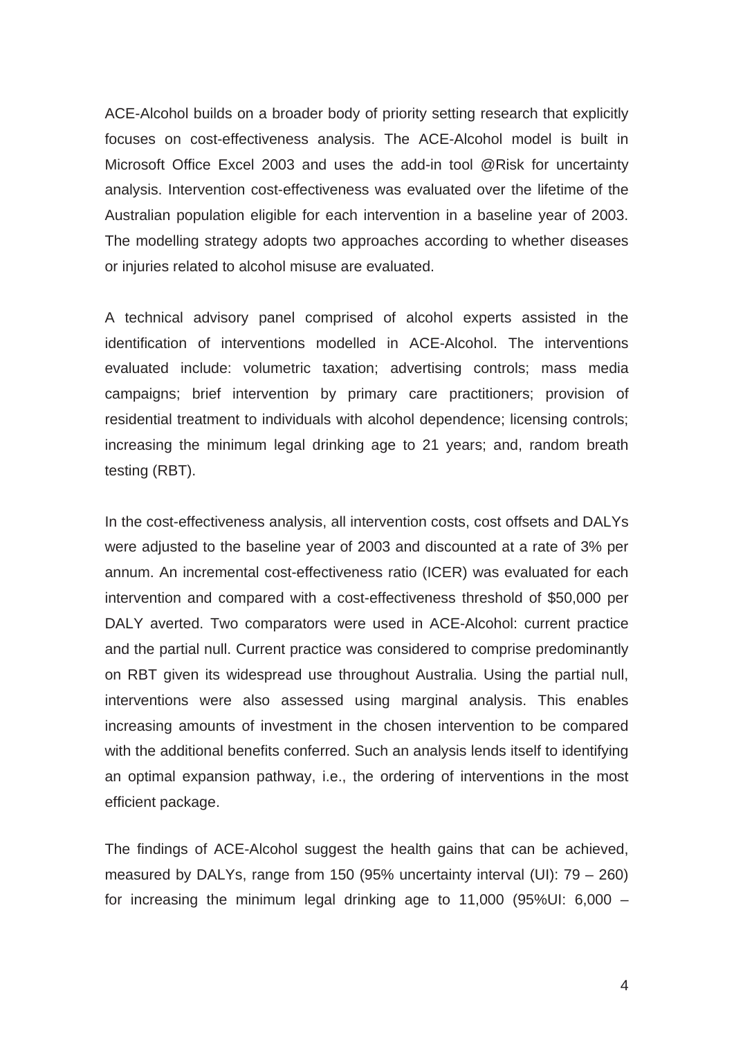ACE-Alcohol builds on a broader body of priority setting research that explicitly focuses on cost-effectiveness analysis. The ACE-Alcohol model is built in Microsoft Office Excel 2003 and uses the add-in tool @Risk for uncertainty analysis. Intervention cost-effectiveness was evaluated over the lifetime of the Australian population eligible for each intervention in a baseline year of 2003. The modelling strategy adopts two approaches according to whether diseases or injuries related to alcohol misuse are evaluated.

A technical advisory panel comprised of alcohol experts assisted in the identification of interventions modelled in ACE-Alcohol. The interventions evaluated include: volumetric taxation; advertising controls; mass media campaigns; brief intervention by primary care practitioners; provision of residential treatment to individuals with alcohol dependence; licensing controls; increasing the minimum legal drinking age to 21 years; and, random breath testing (RBT).

In the cost-effectiveness analysis, all intervention costs, cost offsets and DALYs were adjusted to the baseline year of 2003 and discounted at a rate of 3% per annum. An incremental cost-effectiveness ratio (ICER) was evaluated for each intervention and compared with a cost-effectiveness threshold of $50,000 per DALY averted. Two comparators were used in ACE-Alcohol: current practice and the partial null. Current practice was considered to comprise predominantly on RBT given its widespread use throughout Australia. Using the partial null, interventions were also assessed using marginal analysis. This enables increasing amounts of investment in the chosen intervention to be compared with the additional benefits conferred. Such an analysis lends itself to identifying an optimal expansion pathway, i.e., the ordering of interventions in the most efficient package.

The findings of ACE-Alcohol suggest the health gains that can be achieved, measured by DALYs, range from 150 (95% uncertainty interval (UI): 79 – 260) for increasing the minimum legal drinking age to 11,000 (95%UI: 6,000 –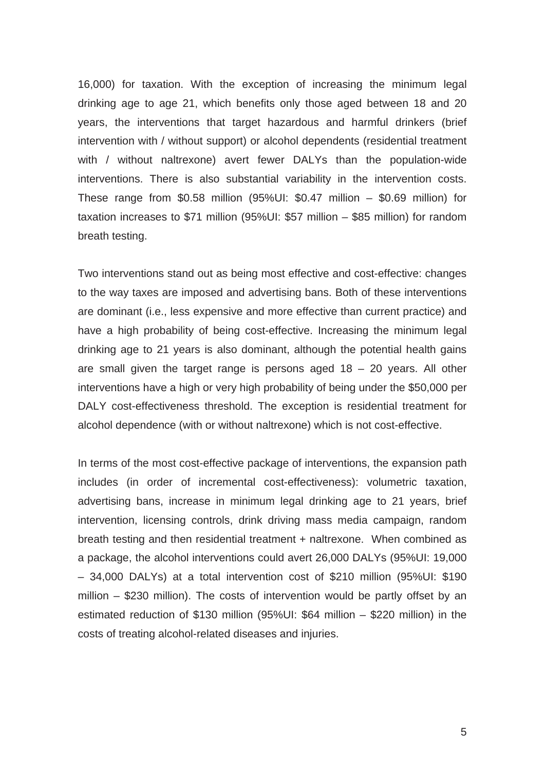16,000) for taxation. With the exception of increasing the minimum legal drinking age to age 21, which benefits only those aged between 18 and 20 years, the interventions that target hazardous and harmful drinkers (brief intervention with / without support) or alcohol dependents (residential treatment with / without naltrexone) avert fewer DALYs than the population-wide interventions. There is also substantial variability in the intervention costs. These range from $0.58 million (95%UI: $0.47 million – $0.69 million) for taxation increases to $71 million (95%UI: $57 million – $85 million) for random breath testing.

Two interventions stand out as being most effective and cost-effective: changes to the way taxes are imposed and advertising bans. Both of these interventions are dominant (i.e., less expensive and more effective than current practice) and have a high probability of being cost-effective. Increasing the minimum legal drinking age to 21 years is also dominant, although the potential health gains are small given the target range is persons aged 18 – 20 years. All other interventions have a high or very high probability of being under the $50,000 per DALY cost-effectiveness threshold. The exception is residential treatment for alcohol dependence (with or without naltrexone) which is not cost-effective.

In terms of the most cost-effective package of interventions, the expansion path includes (in order of incremental cost-effectiveness): volumetric taxation, advertising bans, increase in minimum legal drinking age to 21 years, brief intervention, licensing controls, drink driving mass media campaign, random breath testing and then residential treatment + naltrexone. When combined as a package, the alcohol interventions could avert 26,000 DALYs (95%UI: 19,000 – 34,000 DALYs) at a total intervention cost of $210 million (95%UI: $190 million – $230 million). The costs of intervention would be partly offset by an estimated reduction of $130 million (95%UI: $64 million – $220 million) in the costs of treating alcohol-related diseases and injuries.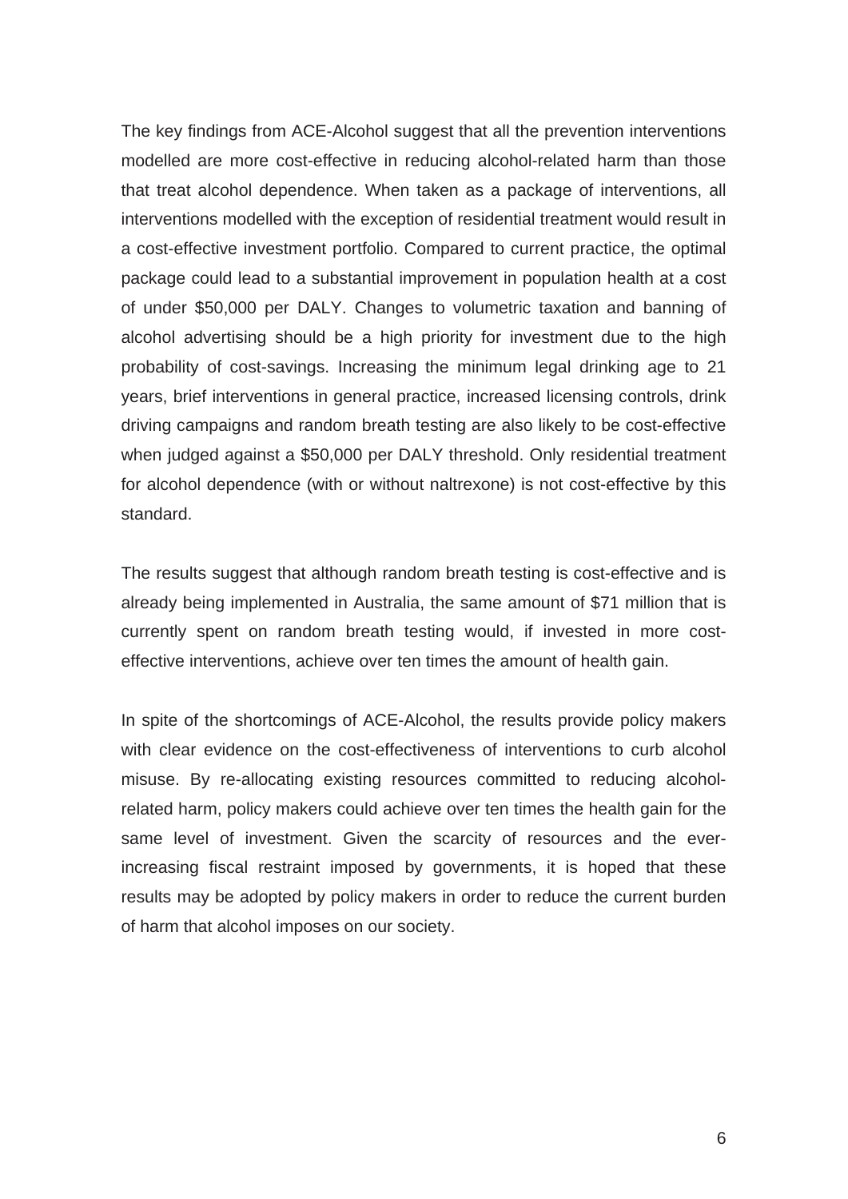The key findings from ACE-Alcohol suggest that all the prevention interventions modelled are more cost-effective in reducing alcohol-related harm than those that treat alcohol dependence. When taken as a package of interventions, all interventions modelled with the exception of residential treatment would result in a cost-effective investment portfolio. Compared to current practice, the optimal package could lead to a substantial improvement in population health at a cost of under $50,000 per DALY. Changes to volumetric taxation and banning of alcohol advertising should be a high priority for investment due to the high probability of cost-savings. Increasing the minimum legal drinking age to 21 years, brief interventions in general practice, increased licensing controls, drink driving campaigns and random breath testing are also likely to be cost-effective when judged against a $50,000 per DALY threshold. Only residential treatment for alcohol dependence (with or without naltrexone) is not cost-effective by this standard.

The results suggest that although random breath testing is cost-effective and is already being implemented in Australia, the same amount of $71 million that is currently spent on random breath testing would, if invested in more cost-effective interventions, achieve over ten times the amount of health gain.

In spite of the shortcomings of ACE-Alcohol, the results provide policy makers with clear evidence on the cost-effectiveness of interventions to curb alcohol misuse. By re-allocating existing resources committed to reducing alcohol-related harm, policy makers could achieve over ten times the health gain for the same level of investment. Given the scarcity of resources and the ever-increasing fiscal restraint imposed by governments, it is hoped that these results may be adopted by policy makers in order to reduce the current burden of harm that alcohol imposes on our society.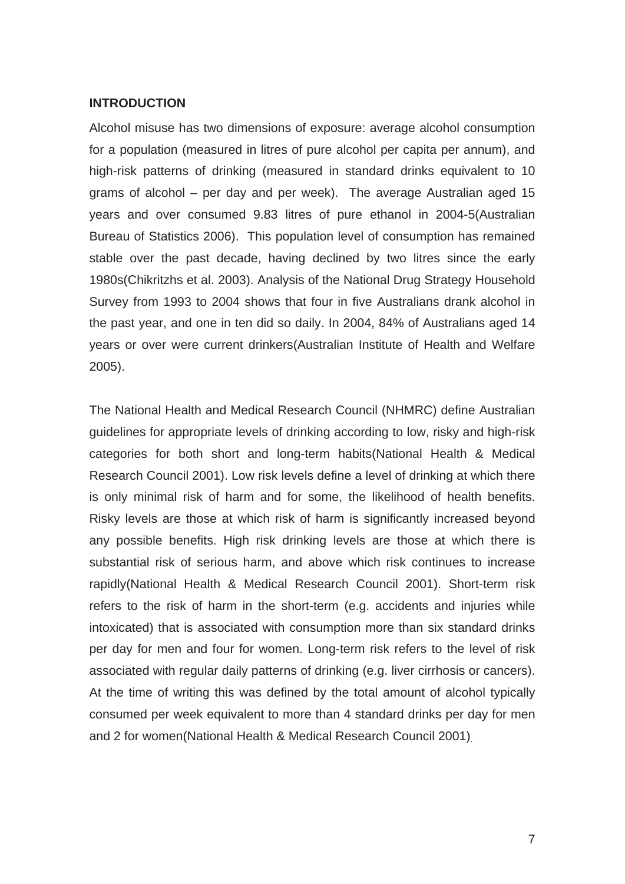## INTRODUCTION

Alcohol misuse has two dimensions of exposure: average alcohol consumption for a population (measured in litres of pure alcohol per capita per annum), and high-risk patterns of drinking (measured in standard drinks equivalent to 10 grams of alcohol – per day and per week). The average Australian aged 15 years and over consumed 9.83 litres of pure ethanol in 2004-5(Australian Bureau of Statistics 2006). This population level of consumption has remained stable over the past decade, having declined by two litres since the early 1980s(Chikritzhs et al. 2003). Analysis of the National Drug Strategy Household Survey from 1993 to 2004 shows that four in five Australians drank alcohol in the past year, and one in ten did so daily. In 2004, 84% of Australians aged 14 years or over were current drinkers(Australian Institute of Health and Welfare 2005).

The National Health and Medical Research Council (NHMRC) define Australian guidelines for appropriate levels of drinking according to low, risky and high-risk categories for both short and long-term habits(National Health & Medical Research Council 2001). Low risk levels define a level of drinking at which there is only minimal risk of harm and for some, the likelihood of health benefits. Risky levels are those at which risk of harm is significantly increased beyond any possible benefits. High risk drinking levels are those at which there is substantial risk of serious harm, and above which risk continues to increase rapidly(National Health & Medical Research Council 2001). Short-term risk refers to the risk of harm in the short-term (e.g. accidents and injuries while intoxicated) that is associated with consumption more than six standard drinks per day for men and four for women. Long-term risk refers to the level of risk associated with regular daily patterns of drinking (e.g. liver cirrhosis or cancers). At the time of writing this was defined by the total amount of alcohol typically consumed per week equivalent to more than 4 standard drinks per day for men and 2 for women(National Health & Medical Research Council 2001).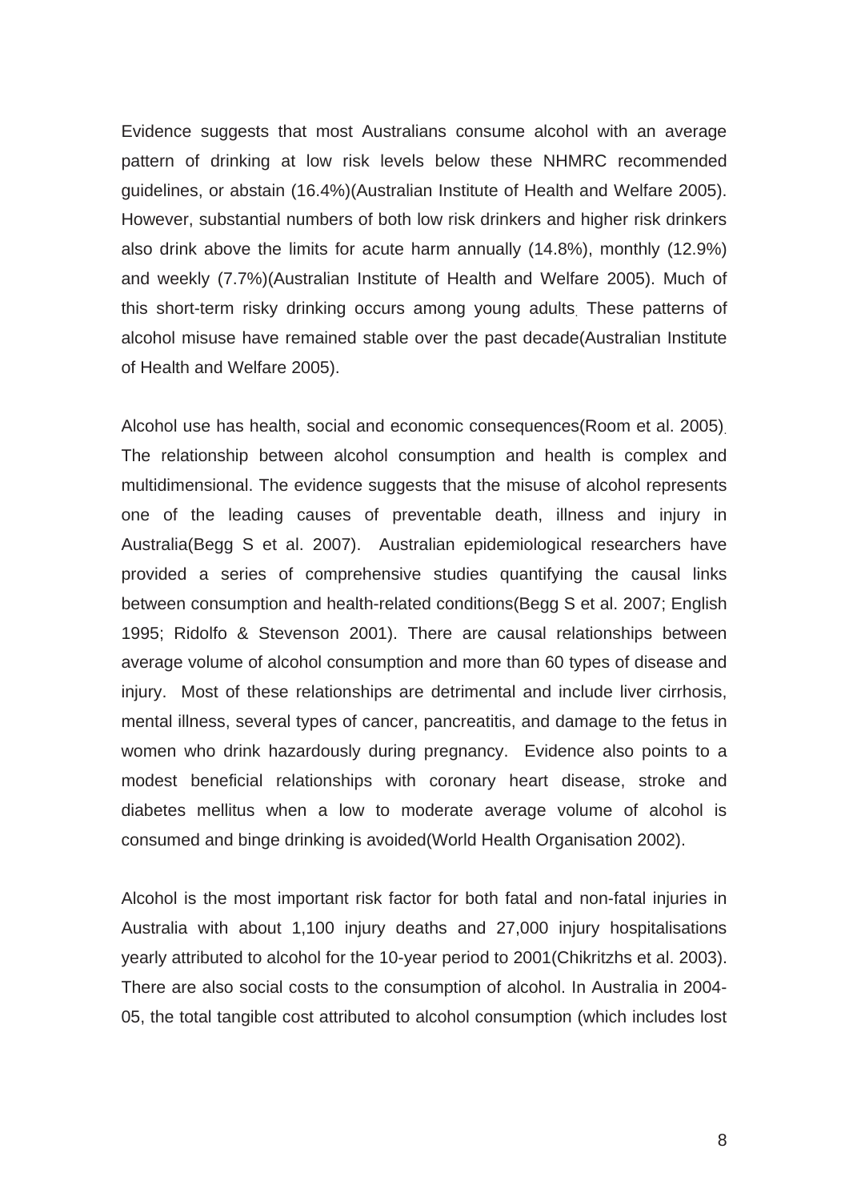Evidence suggests that most Australians consume alcohol with an average pattern of drinking at low risk levels below these NHMRC recommended guidelines, or abstain (16.4%)(Australian Institute of Health and Welfare 2005). However, substantial numbers of both low risk drinkers and higher risk drinkers also drink above the limits for acute harm annually (14.8%), monthly (12.9%) and weekly (7.7%)(Australian Institute of Health and Welfare 2005). Much of this short-term risky drinking occurs among young adults. These patterns of alcohol misuse have remained stable over the past decade(Australian Institute of Health and Welfare 2005).

Alcohol use has health, social and economic consequences(Room et al. 2005). The relationship between alcohol consumption and health is complex and multidimensional. The evidence suggests that the misuse of alcohol represents one of the leading causes of preventable death, illness and injury in Australia(Begg S et al. 2007). Australian epidemiological researchers have provided a series of comprehensive studies quantifying the causal links between consumption and health-related conditions(Begg S et al. 2007; English 1995; Ridolfo & Stevenson 2001). There are causal relationships between average volume of alcohol consumption and more than 60 types of disease and injury. Most of these relationships are detrimental and include liver cirrhosis, mental illness, several types of cancer, pancreatitis, and damage to the fetus in women who drink hazardously during pregnancy. Evidence also points to a modest beneficial relationships with coronary heart disease, stroke and diabetes mellitus when a low to moderate average volume of alcohol is consumed and binge drinking is avoided(World Health Organisation 2002).

Alcohol is the most important risk factor for both fatal and non-fatal injuries in Australia with about 1,100 injury deaths and 27,000 injury hospitalisations yearly attributed to alcohol for the 10-year period to 2001(Chikritzhs et al. 2003). There are also social costs to the consumption of alcohol. In Australia in 2004-05, the total tangible cost attributed to alcohol consumption (which includes lost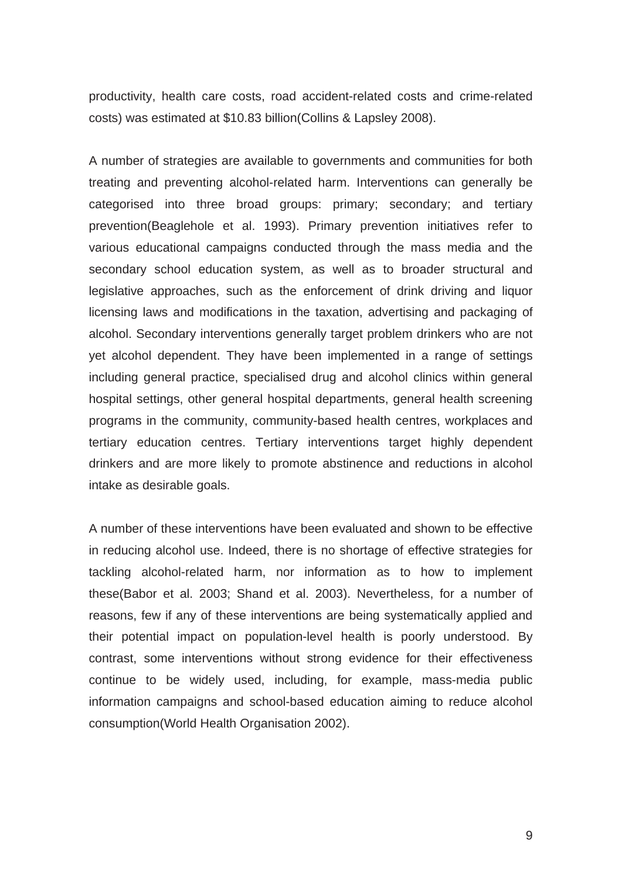productivity, health care costs, road accident-related costs and crime-related costs) was estimated at $10.83 billion(Collins & Lapsley 2008).

A number of strategies are available to governments and communities for both treating and preventing alcohol-related harm. Interventions can generally be categorised into three broad groups: primary; secondary; and tertiary prevention(Beaglehole et al. 1993). Primary prevention initiatives refer to various educational campaigns conducted through the mass media and the secondary school education system, as well as to broader structural and legislative approaches, such as the enforcement of drink driving and liquor licensing laws and modifications in the taxation, advertising and packaging of alcohol. Secondary interventions generally target problem drinkers who are not yet alcohol dependent. They have been implemented in a range of settings including general practice, specialised drug and alcohol clinics within general hospital settings, other general hospital departments, general health screening programs in the community, community-based health centres, workplaces and tertiary education centres. Tertiary interventions target highly dependent drinkers and are more likely to promote abstinence and reductions in alcohol intake as desirable goals.

A number of these interventions have been evaluated and shown to be effective in reducing alcohol use. Indeed, there is no shortage of effective strategies for tackling alcohol-related harm, nor information as to how to implement these(Babor et al. 2003; Shand et al. 2003). Nevertheless, for a number of reasons, few if any of these interventions are being systematically applied and their potential impact on population-level health is poorly understood. By contrast, some interventions without strong evidence for their effectiveness continue to be widely used, including, for example, mass-media public information campaigns and school-based education aiming to reduce alcohol consumption(World Health Organisation 2002).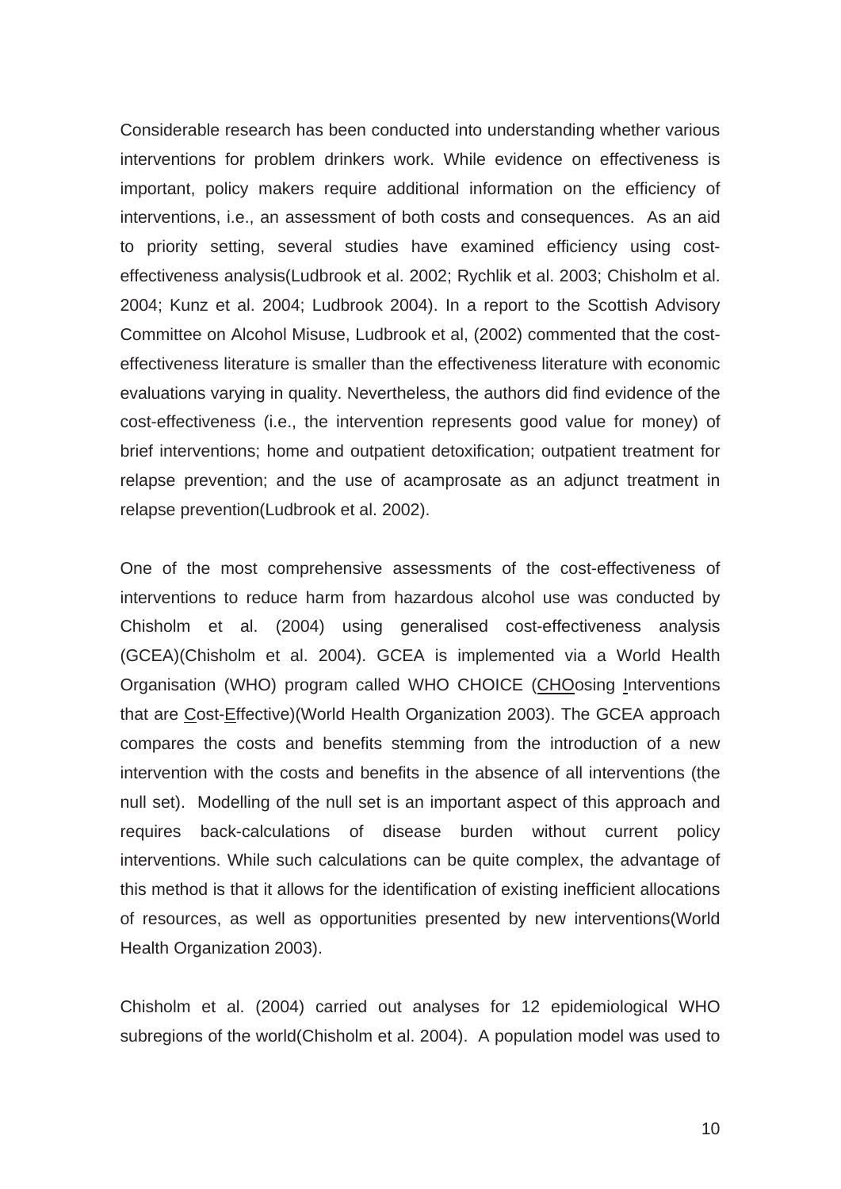Considerable research has been conducted into understanding whether various interventions for problem drinkers work. While evidence on effectiveness is important, policy makers require additional information on the efficiency of interventions, i.e., an assessment of both costs and consequences. As an aid to priority setting, several studies have examined efficiency using cost-effectiveness analysis(Ludbrook et al. 2002; Rychlik et al. 2003; Chisholm et al. 2004; Kunz et al. 2004; Ludbrook 2004). In a report to the Scottish Advisory Committee on Alcohol Misuse, Ludbrook et al, (2002) commented that the cost-effectiveness literature is smaller than the effectiveness literature with economic evaluations varying in quality. Nevertheless, the authors did find evidence of the cost-effectiveness (i.e., the intervention represents good value for money) of brief interventions; home and outpatient detoxification; outpatient treatment for relapse prevention; and the use of acamprosate as an adjunct treatment in relapse prevention(Ludbrook et al. 2002).

One of the most comprehensive assessments of the cost-effectiveness of interventions to reduce harm from hazardous alcohol use was conducted by Chisholm et al. (2004) using generalised cost-effectiveness analysis (GCEA)(Chisholm et al. 2004). GCEA is implemented via a World Health Organisation (WHO) program called WHO CHOICE (CHOosing Interventions that are Cost-Effective)(World Health Organization 2003). The GCEA approach compares the costs and benefits stemming from the introduction of a new intervention with the costs and benefits in the absence of all interventions (the null set). Modelling of the null set is an important aspect of this approach and requires back-calculations of disease burden without current policy interventions. While such calculations can be quite complex, the advantage of this method is that it allows for the identification of existing inefficient allocations of resources, as well as opportunities presented by new interventions(World Health Organization 2003).

Chisholm et al. (2004) carried out analyses for 12 epidemiological WHO subregions of the world(Chisholm et al. 2004). A population model was used to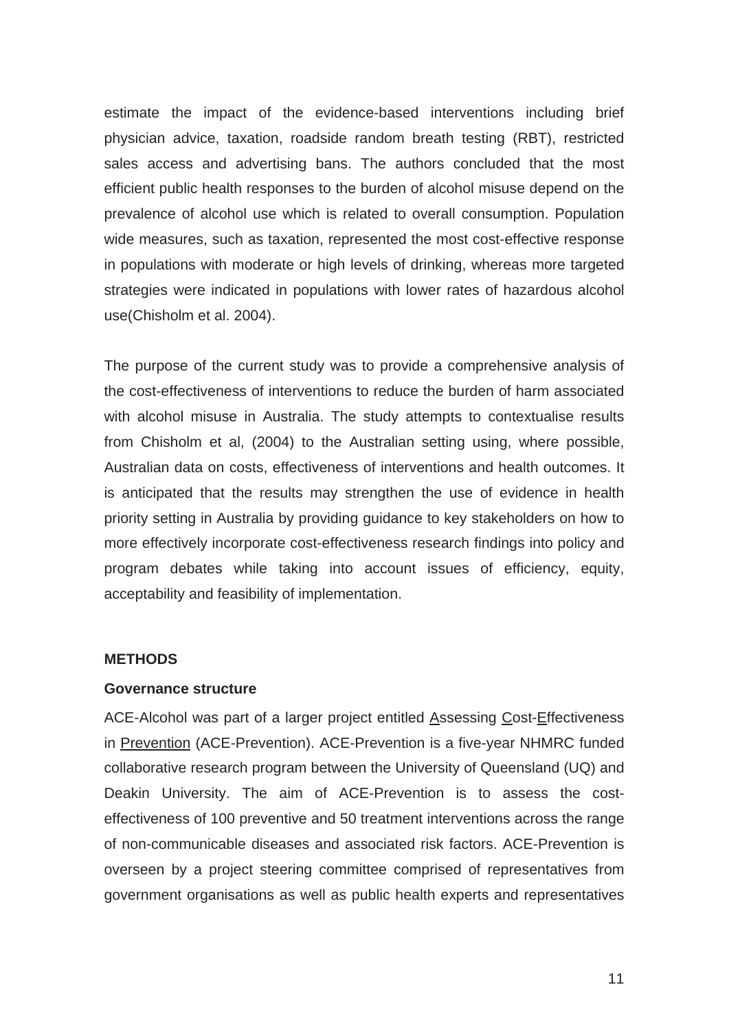estimate the impact of the evidence-based interventions including brief physician advice, taxation, roadside random breath testing (RBT), restricted sales access and advertising bans. The authors concluded that the most efficient public health responses to the burden of alcohol misuse depend on the prevalence of alcohol use which is related to overall consumption. Population wide measures, such as taxation, represented the most cost-effective response in populations with moderate or high levels of drinking, whereas more targeted strategies were indicated in populations with lower rates of hazardous alcohol use(Chisholm et al. 2004).

The purpose of the current study was to provide a comprehensive analysis of the cost-effectiveness of interventions to reduce the burden of harm associated with alcohol misuse in Australia. The study attempts to contextualise results from Chisholm et al, (2004) to the Australian setting using, where possible, Australian data on costs, effectiveness of interventions and health outcomes. It is anticipated that the results may strengthen the use of evidence in health priority setting in Australia by providing guidance to key stakeholders on how to more effectively incorporate cost-effectiveness research findings into policy and program debates while taking into account issues of efficiency, equity, acceptability and feasibility of implementation.

## METHODS

### Governance structure

ACE-Alcohol was part of a larger project entitled Assessing Cost-Effectiveness in Prevention (ACE-Prevention). ACE-Prevention is a five-year NHMRC funded collaborative research program between the University of Queensland (UQ) and Deakin University. The aim of ACE-Prevention is to assess the cost-effectiveness of 100 preventive and 50 treatment interventions across the range of non-communicable diseases and associated risk factors. ACE-Prevention is overseen by a project steering committee comprised of representatives from government organisations as well as public health experts and representatives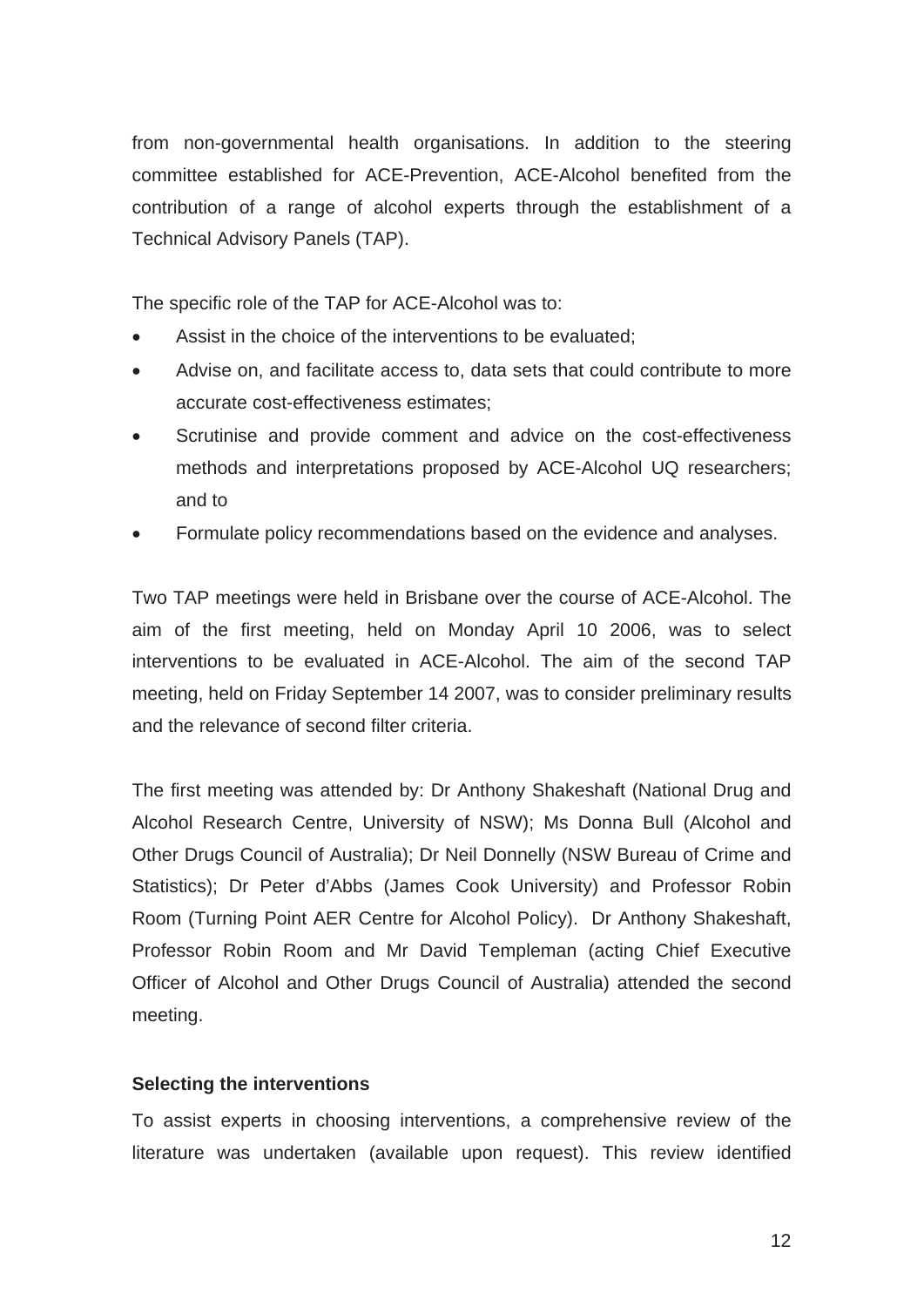from non-governmental health organisations. In addition to the steering committee established for ACE-Prevention, ACE-Alcohol benefited from the contribution of a range of alcohol experts through the establishment of a Technical Advisory Panels (TAP).

The specific role of the TAP for ACE-Alcohol was to:

- Assist in the choice of the interventions to be evaluated;
- Advise on, and facilitate access to, data sets that could contribute to more accurate cost-effectiveness estimates;
- Scrutinise and provide comment and advice on the cost-effectiveness methods and interpretations proposed by ACE-Alcohol UQ researchers; and to
- Formulate policy recommendations based on the evidence and analyses.

Two TAP meetings were held in Brisbane over the course of ACE-Alcohol. The aim of the first meeting, held on Monday April 10 2006, was to select interventions to be evaluated in ACE-Alcohol. The aim of the second TAP meeting, held on Friday September 14 2007, was to consider preliminary results and the relevance of second filter criteria.

The first meeting was attended by: Dr Anthony Shakeshaft (National Drug and Alcohol Research Centre, University of NSW); Ms Donna Bull (Alcohol and Other Drugs Council of Australia); Dr Neil Donnelly (NSW Bureau of Crime and Statistics); Dr Peter d'Abbs (James Cook University) and Professor Robin Room (Turning Point AER Centre for Alcohol Policy). Dr Anthony Shakeshaft, Professor Robin Room and Mr David Templeman (acting Chief Executive Officer of Alcohol and Other Drugs Council of Australia) attended the second meeting.

**Selecting the interventions**

To assist experts in choosing interventions, a comprehensive review of the literature was undertaken (available upon request). This review identified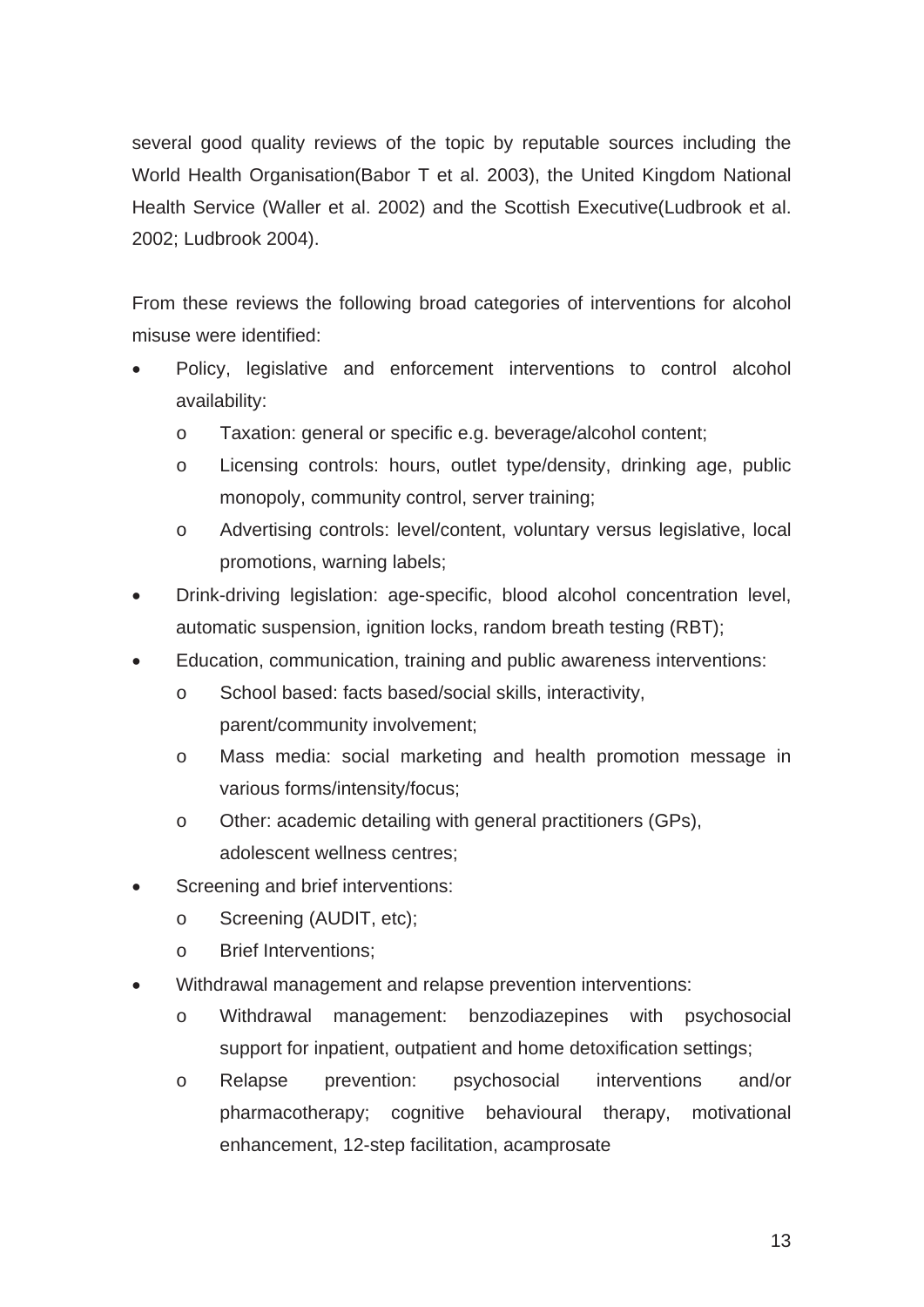several good quality reviews of the topic by reputable sources including the World Health Organisation(Babor T et al. 2003), the United Kingdom National Health Service (Waller et al. 2002) and the Scottish Executive(Ludbrook et al. 2002; Ludbrook 2004).

From these reviews the following broad categories of interventions for alcohol misuse were identified:

- Policy, legislative and enforcement interventions to control alcohol availability:
  - Taxation: general or specific e.g. beverage/alcohol content;
  - Licensing controls: hours, outlet type/density, drinking age, public monopoly, community control, server training;
  - Advertising controls: level/content, voluntary versus legislative, local promotions, warning labels;
- Drink-driving legislation: age-specific, blood alcohol concentration level, automatic suspension, ignition locks, random breath testing (RBT);
- Education, communication, training and public awareness interventions:
  - School based: facts based/social skills, interactivity, parent/community involvement;
  - Mass media: social marketing and health promotion message in various forms/intensity/focus;
  - Other: academic detailing with general practitioners (GPs), adolescent wellness centres;
- Screening and brief interventions:
  - Screening (AUDIT, etc);
  - Brief Interventions;
- Withdrawal management and relapse prevention interventions:
  - Withdrawal management: benzodiazepines with psychosocial support for inpatient, outpatient and home detoxification settings;
  - Relapse prevention: psychosocial interventions and/or pharmacotherapy; cognitive behavioural therapy, motivational enhancement, 12-step facilitation, acamprosate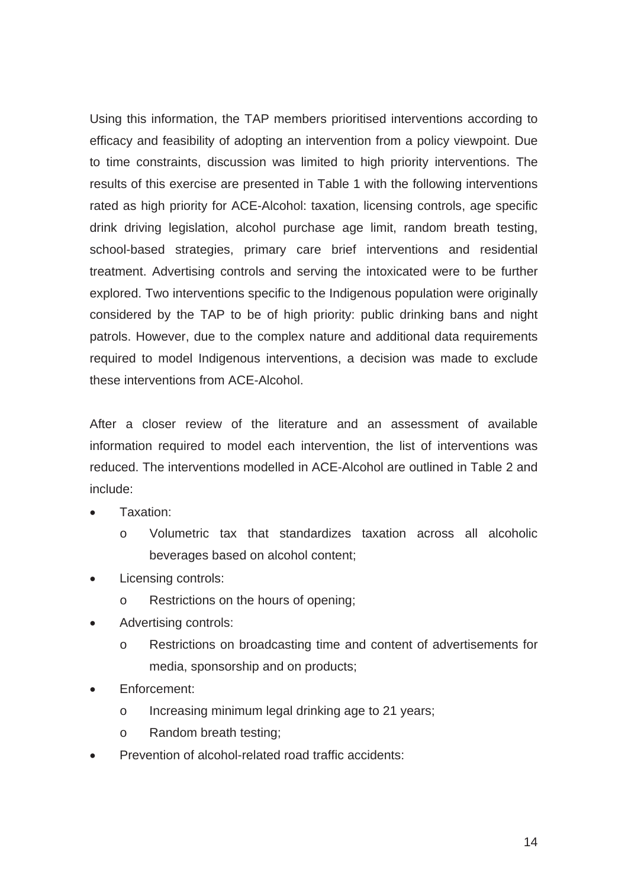Using this information, the TAP members prioritised interventions according to efficacy and feasibility of adopting an intervention from a policy viewpoint. Due to time constraints, discussion was limited to high priority interventions. The results of this exercise are presented in Table 1 with the following interventions rated as high priority for ACE-Alcohol: taxation, licensing controls, age specific drink driving legislation, alcohol purchase age limit, random breath testing, school-based strategies, primary care brief interventions and residential treatment. Advertising controls and serving the intoxicated were to be further explored. Two interventions specific to the Indigenous population were originally considered by the TAP to be of high priority: public drinking bans and night patrols. However, due to the complex nature and additional data requirements required to model Indigenous interventions, a decision was made to exclude these interventions from ACE-Alcohol.

After a closer review of the literature and an assessment of available information required to model each intervention, the list of interventions was reduced. The interventions modelled in ACE-Alcohol are outlined in Table 2 and include:

- Taxation:
  - Volumetric tax that standardizes taxation across all alcoholic beverages based on alcohol content;
- Licensing controls:
  - Restrictions on the hours of opening;
- Advertising controls:
  - Restrictions on broadcasting time and content of advertisements for media, sponsorship and on products;
- Enforcement:
  - Increasing minimum legal drinking age to 21 years;
  - Random breath testing;
- Prevention of alcohol-related road traffic accidents: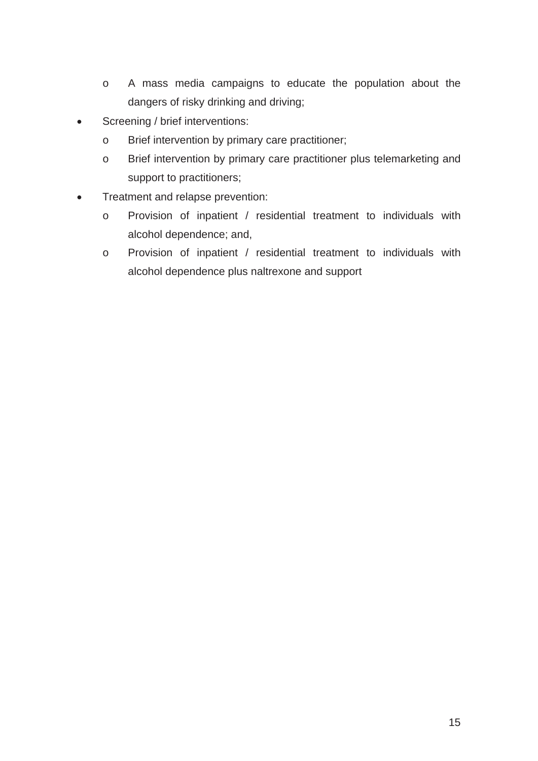- A mass media campaigns to educate the population about the dangers of risky drinking and driving;
- Screening / brief interventions:
  - Brief intervention by primary care practitioner;
  - Brief intervention by primary care practitioner plus telemarketing and support to practitioners;
- Treatment and relapse prevention:
  - Provision of inpatient / residential treatment to individuals with alcohol dependence; and,
  - Provision of inpatient / residential treatment to individuals with alcohol dependence plus naltrexone and support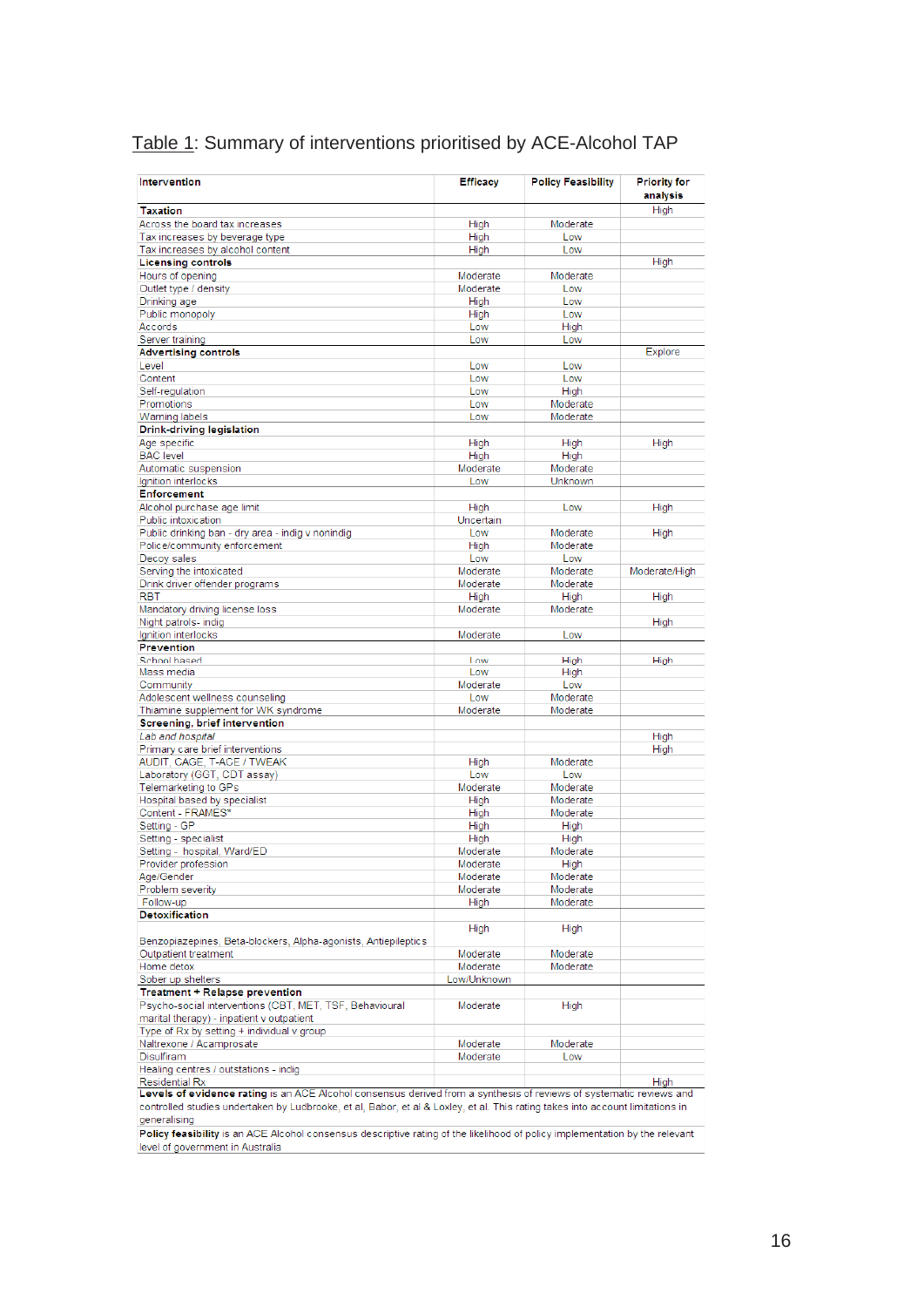Table 1: Summary of interventions prioritised by ACE-Alcohol TAP

| Intervention | Efficacy | Policy Feasibility | Priority for analysis |
|---|---|---|---|
| **Taxation** | | | High |
| Across the board tax increases | High | Moderate | |
| Tax increases by beverage type | High | Low | |
| Tax increases by alcohol content | High | Low | |
| **Licensing controls** | | | High |
| Hours of opening | Moderate | Moderate | |
| Outlet type / density | Moderate | Low | |
| Drinking age | High | Low | |
| Public monopoly | High | Low | |
| Accords | Low | High | |
| Server training | Low | Low | |
| **Advertising controls** | | | Explore |
| Level | Low | Low | |
| Content | Low | Low | |
| Self-regulation | Low | High | |
| Promotions | Low | Moderate | |
| Warning labels | Low | Moderate | |
| **Drink-driving legislation** | | | |
| Age specific | High | High | High |
| BAC level | High | High | |
| Automatic suspension | Moderate | Moderate | |
| Ignition interlocks | Low | Unknown | |
| **Enforcement** | | | |
| Alcohol purchase age limit | High | Low | High |
| Public intoxication | Uncertain | | |
| Public drinking ban - dry area - indig v nonindig | Low | Moderate | High |
| Police/community enforcement | High | Moderate | |
| Decoy sales | Low | Low | |
| Serving the intoxicated | Moderate | Moderate | Moderate/High |
| Drink driver offender programs | Moderate | Moderate | |
| RBT | High | High | High |
| Mandatory driving license loss | Moderate | Moderate | |
| Night patrols- indig | | | High |
| Ignition interlocks | Moderate | Low | |
| **Prevention** | | | |
| School based | Low | High | High |
| Mass media | Low | High | |
| Community | Moderate | Low | |
| Adolescent wellness counseling | Low | Moderate | |
| Thiamine supplement for WK syndrome | Moderate | Moderate | |
| **Screening, brief intervention** | | | |
| *Lab and hospital* | | | High |
| Primary care brief interventions | | | High |
| AUDIT, CAGE, T-ACE / TWEAK | High | Moderate | |
| Laboratory (GGT, CDT assay) | Low | Low | |
| Telemarketing to GPs | Moderate | Moderate | |
| Hospital based by specialist | High | Moderate | |
| Content - FRAMES* | High | Moderate | |
| Setting - GP | High | High | |
| Setting - specialist | High | High | |
| Setting - hospital, Ward/ED | Moderate | Moderate | |
| Provider profession | Moderate | High | |
| Age/Gender | Moderate | Moderate | |
| Problem severity | Moderate | Moderate | |
| Follow-up | High | Moderate | |
| **Detoxification** | | | |
| Benzopiazepines, Beta-blockers, Alpha-agonists, Antiepileptics | High | High | |
| Outpatient treatment | Moderate | Moderate | |
| Home detox | Moderate | Moderate | |
| Sober up shelters | Low/Unknown | | |
| **Treatment + Relapse prevention** | | | |
| Psycho-social interventions (CBT, MET, TSF, Behavioural marital therapy) - inpatient v outpatient | Moderate | High | |
| Type of Rx by setting + individual v group | | | |
| Naltrexone / Acamprosate | Moderate | Moderate | |
| Disulfiram | Moderate | Low | |
| Healing centres / outstations - indig | | | |
| Residential Rx | | | High |

**Levels of evidence rating** is an ACE Alcohol consensus derived from a synthesis of reviews of systematic reviews and controlled studies undertaken by Ludbrooke, et al, Babor, et al & Loxley, et al. This rating takes into account limitations in generalising

**Policy feasibility** is an ACE Alcohol consensus descriptive rating of the likelihood of policy implementation by the relevant level of government in Australia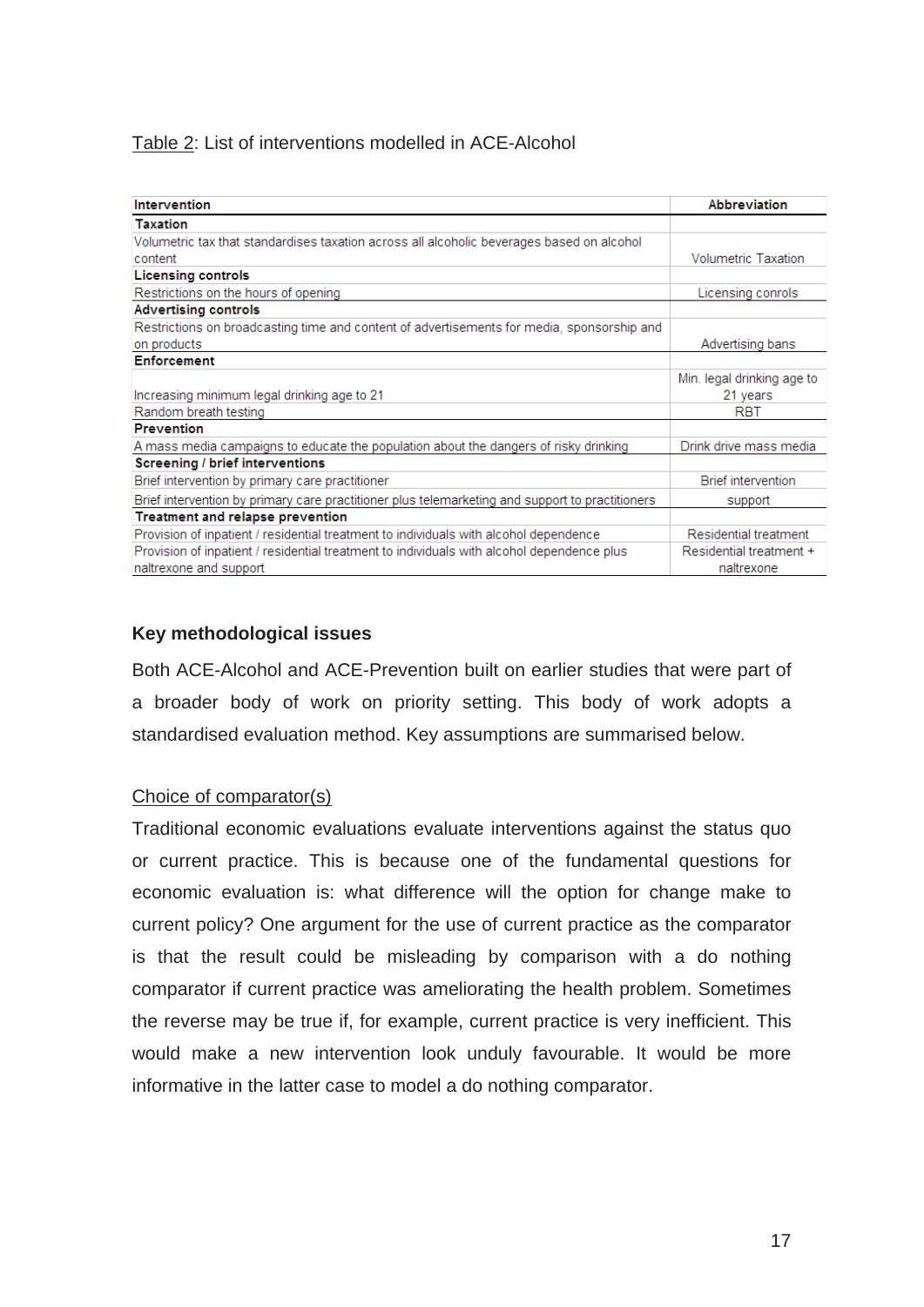Table 2: List of interventions modelled in ACE-Alcohol

| Intervention | Abbreviation |
|---|---|
| **Taxation** | |
| Volumetric tax that standardises taxation across all alcoholic beverages based on alcohol content | Volumetric Taxation |
| **Licensing controls** | |
| Restrictions on the hours of opening | Licensing conrols |
| **Advertising controls** | |
| Restrictions on broadcasting time and content of advertisements for media, sponsorship and on products | Advertising bans |
| **Enforcement** | |
| Increasing minimum legal drinking age to 21 | Min. legal drinking age to 21 years |
| Random breath testing | RBT |
| **Prevention** | |
| A mass media campaigns to educate the population about the dangers of risky drinking | Drink drive mass media |
| **Screening / brief interventions** | |
| Brief intervention by primary care practitioner | Brief intervention |
| Brief intervention by primary care practitioner plus telemarketing and support to practitioners | support |
| **Treatment and relapse prevention** | |
| Provision of inpatient / residential treatment to individuals with alcohol dependence | Residential treatment |
| Provision of inpatient / residential treatment to individuals with alcohol dependence plus naltrexone and support | Residential treatment + naltrexone |

### Key methodological issues

Both ACE-Alcohol and ACE-Prevention built on earlier studies that were part of a broader body of work on priority setting. This body of work adopts a standardised evaluation method. Key assumptions are summarised below.

Choice of comparator(s)

Traditional economic evaluations evaluate interventions against the status quo or current practice. This is because one of the fundamental questions for economic evaluation is: what difference will the option for change make to current policy? One argument for the use of current practice as the comparator is that the result could be misleading by comparison with a do nothing comparator if current practice was ameliorating the health problem. Sometimes the reverse may be true if, for example, current practice is very inefficient. This would make a new intervention look unduly favourable. It would be more informative in the latter case to model a do nothing comparator.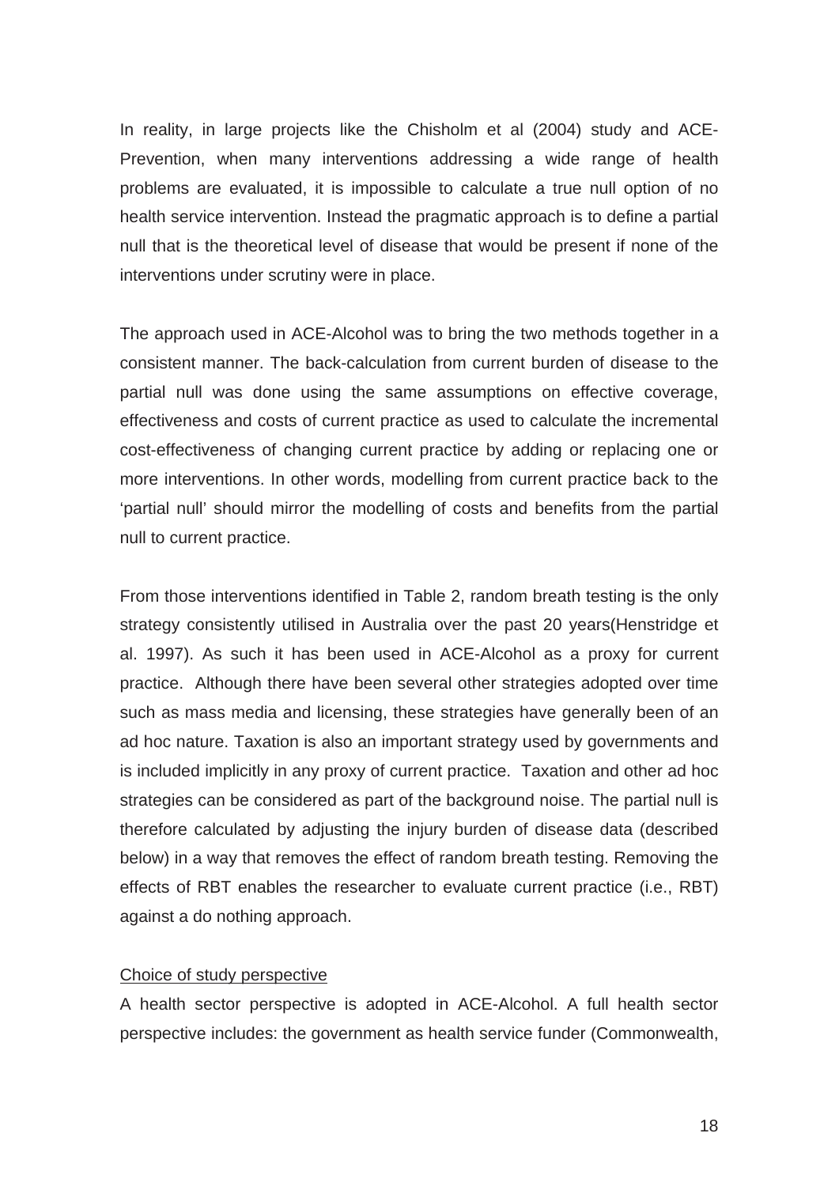In reality, in large projects like the Chisholm et al (2004) study and ACE-Prevention, when many interventions addressing a wide range of health problems are evaluated, it is impossible to calculate a true null option of no health service intervention. Instead the pragmatic approach is to define a partial null that is the theoretical level of disease that would be present if none of the interventions under scrutiny were in place.

The approach used in ACE-Alcohol was to bring the two methods together in a consistent manner. The back-calculation from current burden of disease to the partial null was done using the same assumptions on effective coverage, effectiveness and costs of current practice as used to calculate the incremental cost-effectiveness of changing current practice by adding or replacing one or more interventions. In other words, modelling from current practice back to the 'partial null' should mirror the modelling of costs and benefits from the partial null to current practice.

From those interventions identified in Table 2, random breath testing is the only strategy consistently utilised in Australia over the past 20 years(Henstridge et al. 1997). As such it has been used in ACE-Alcohol as a proxy for current practice. Although there have been several other strategies adopted over time such as mass media and licensing, these strategies have generally been of an ad hoc nature. Taxation is also an important strategy used by governments and is included implicitly in any proxy of current practice. Taxation and other ad hoc strategies can be considered as part of the background noise. The partial null is therefore calculated by adjusting the injury burden of disease data (described below) in a way that removes the effect of random breath testing. Removing the effects of RBT enables the researcher to evaluate current practice (i.e., RBT) against a do nothing approach.

<u>Choice of study perspective</u>

A health sector perspective is adopted in ACE-Alcohol. A full health sector perspective includes: the government as health service funder (Commonwealth,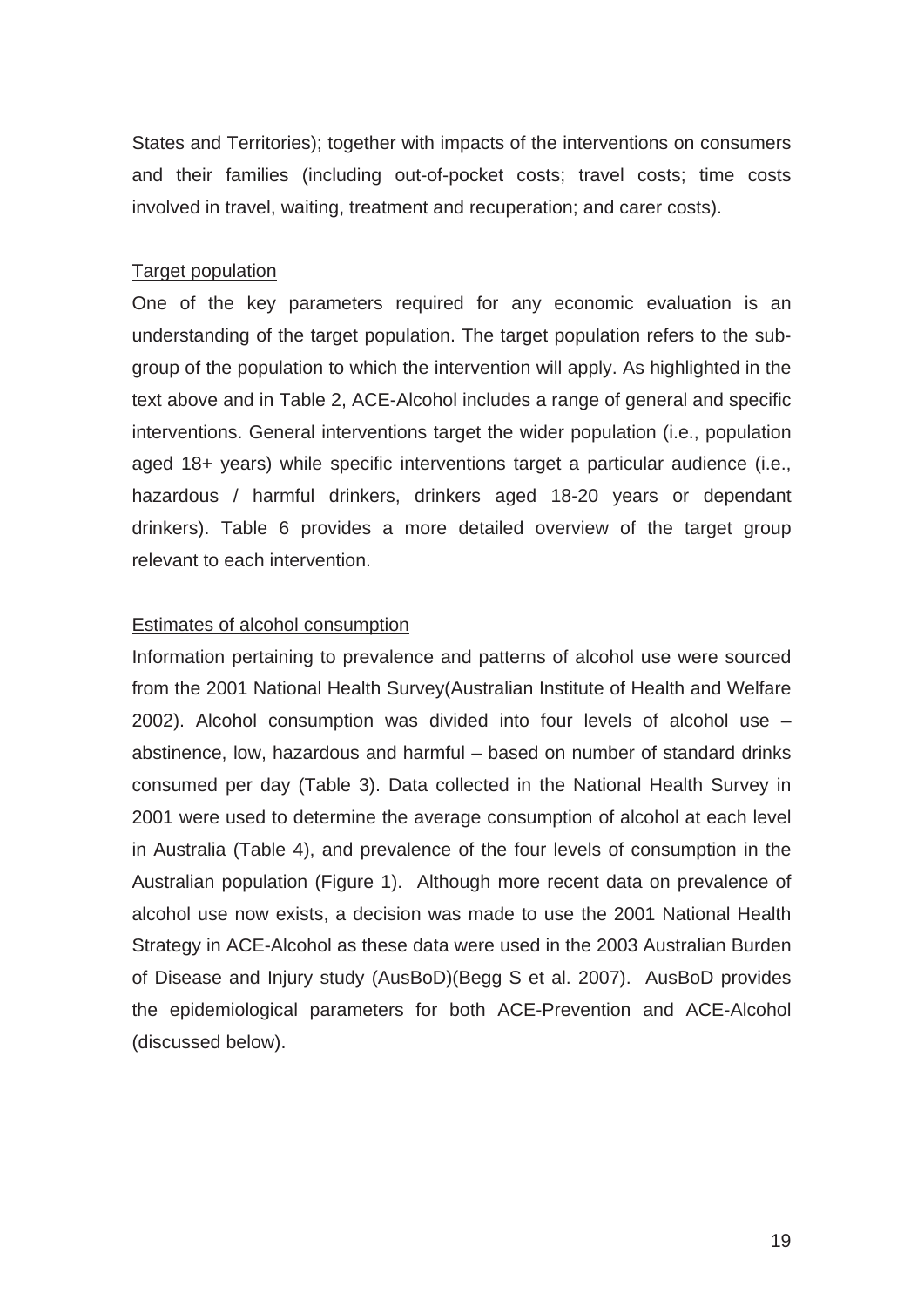States and Territories); together with impacts of the interventions on consumers and their families (including out-of-pocket costs; travel costs; time costs involved in travel, waiting, treatment and recuperation; and carer costs).

Target population

One of the key parameters required for any economic evaluation is an understanding of the target population. The target population refers to the sub-group of the population to which the intervention will apply. As highlighted in the text above and in Table 2, ACE-Alcohol includes a range of general and specific interventions. General interventions target the wider population (i.e., population aged 18+ years) while specific interventions target a particular audience (i.e., hazardous / harmful drinkers, drinkers aged 18-20 years or dependant drinkers). Table 6 provides a more detailed overview of the target group relevant to each intervention.

Estimates of alcohol consumption

Information pertaining to prevalence and patterns of alcohol use were sourced from the 2001 National Health Survey(Australian Institute of Health and Welfare 2002). Alcohol consumption was divided into four levels of alcohol use – abstinence, low, hazardous and harmful – based on number of standard drinks consumed per day (Table 3). Data collected in the National Health Survey in 2001 were used to determine the average consumption of alcohol at each level in Australia (Table 4), and prevalence of the four levels of consumption in the Australian population (Figure 1). Although more recent data on prevalence of alcohol use now exists, a decision was made to use the 2001 National Health Strategy in ACE-Alcohol as these data were used in the 2003 Australian Burden of Disease and Injury study (AusBoD)(Begg S et al. 2007). AusBoD provides the epidemiological parameters for both ACE-Prevention and ACE-Alcohol (discussed below).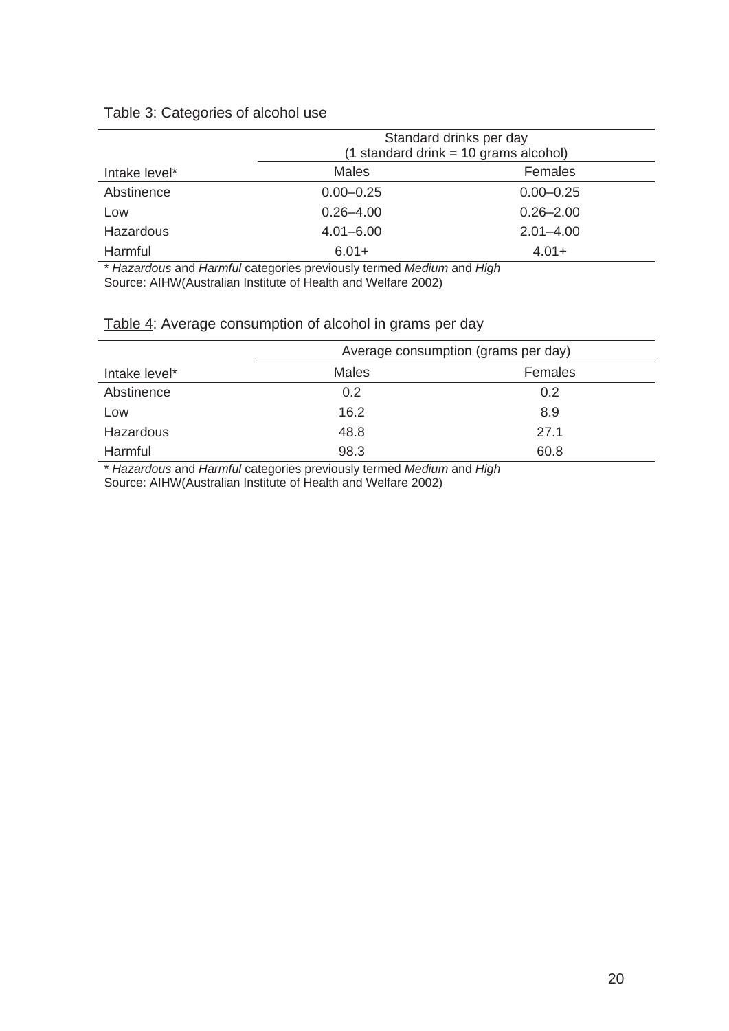<u>Table 3</u>: Categories of alcohol use

| | Standard drinks per day (1 standard drink = 10 grams alcohol) | |
|---|---|---|
| Intake level* | Males | Females |
| Abstinence | 0.00–0.25 | 0.00–0.25 |
| Low | 0.26–4.00 | 0.26–2.00 |
| Hazardous | 4.01–6.00 | 2.01–4.00 |
| Harmful | 6.01+ | 4.01+ |

* *Hazardous* and *Harmful* categories previously termed *Medium* and *High*
Source: AIHW(Australian Institute of Health and Welfare 2002)

<u>Table 4</u>: Average consumption of alcohol in grams per day

| | Average consumption (grams per day) | |
|---|---|---|
| Intake level* | Males | Females |
| Abstinence | 0.2 | 0.2 |
| Low | 16.2 | 8.9 |
| Hazardous | 48.8 | 27.1 |
| Harmful | 98.3 | 60.8 |

* *Hazardous* and *Harmful* categories previously termed *Medium* and *High*
Source: AIHW(Australian Institute of Health and Welfare 2002)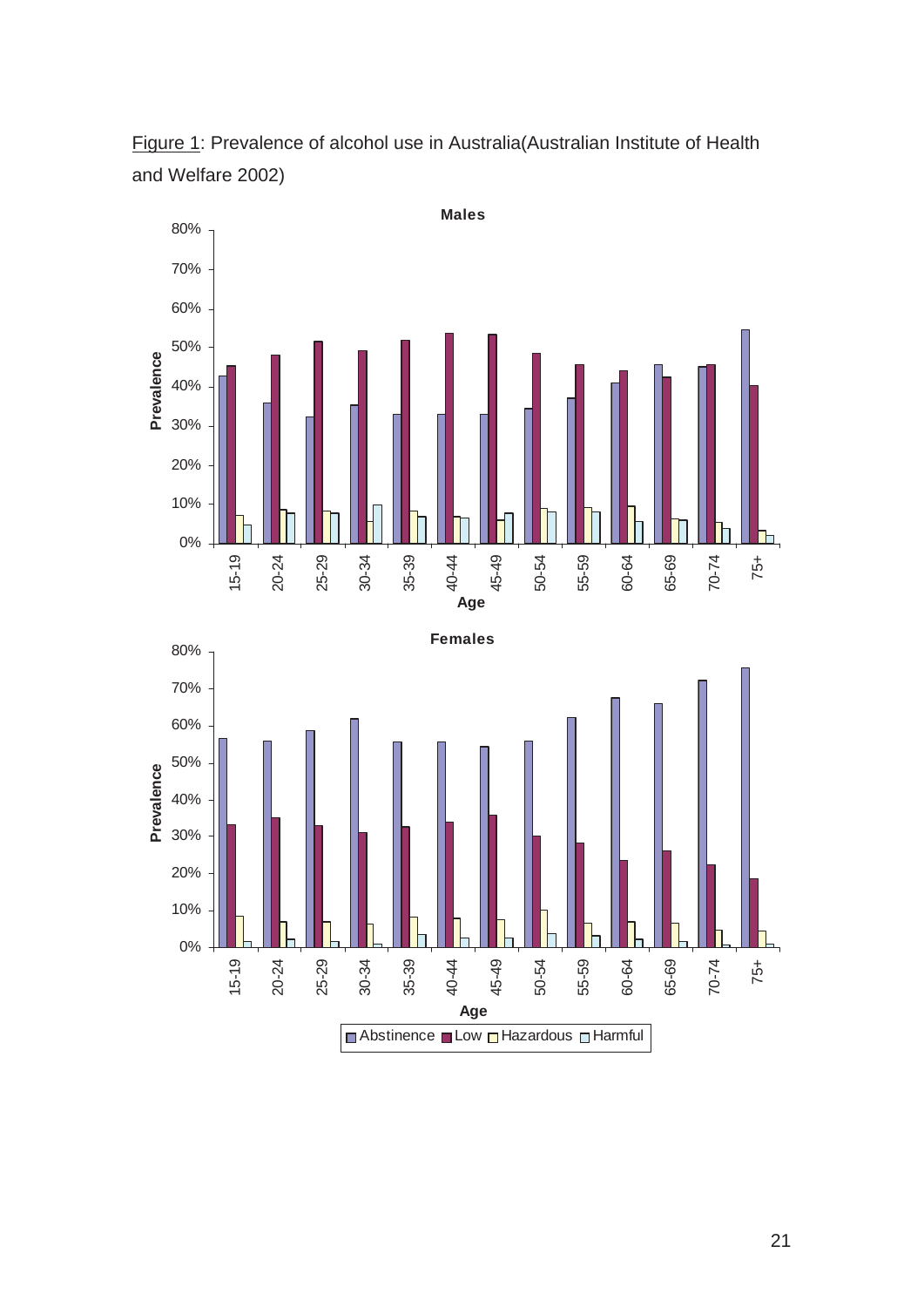Figure 1: Prevalence of alcohol use in Australia(Australian Institute of Health and Welfare 2002)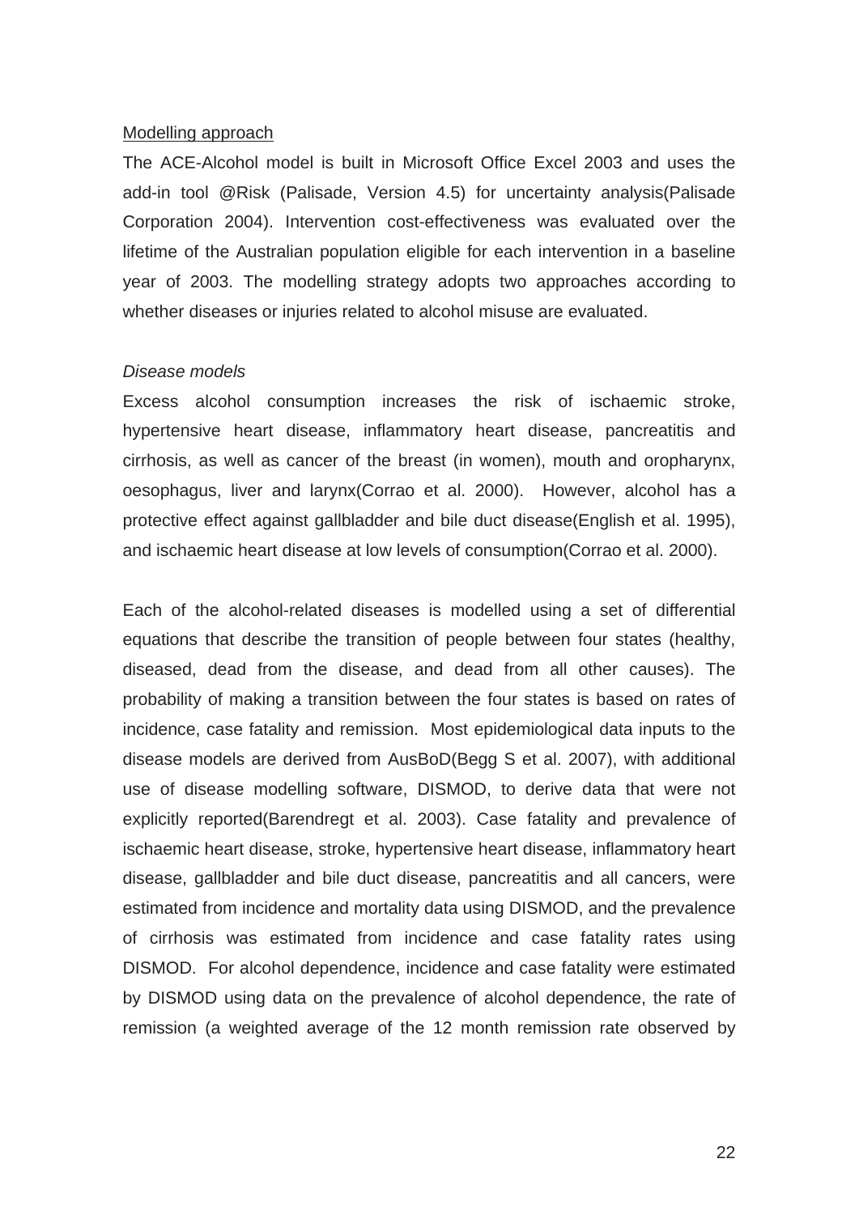Modelling approach

The ACE-Alcohol model is built in Microsoft Office Excel 2003 and uses the add-in tool @Risk (Palisade, Version 4.5) for uncertainty analysis(Palisade Corporation 2004). Intervention cost-effectiveness was evaluated over the lifetime of the Australian population eligible for each intervention in a baseline year of 2003. The modelling strategy adopts two approaches according to whether diseases or injuries related to alcohol misuse are evaluated.

*Disease models*

Excess alcohol consumption increases the risk of ischaemic stroke, hypertensive heart disease, inflammatory heart disease, pancreatitis and cirrhosis, as well as cancer of the breast (in women), mouth and oropharynx, oesophagus, liver and larynx(Corrao et al. 2000). However, alcohol has a protective effect against gallbladder and bile duct disease(English et al. 1995), and ischaemic heart disease at low levels of consumption(Corrao et al. 2000).

Each of the alcohol-related diseases is modelled using a set of differential equations that describe the transition of people between four states (healthy, diseased, dead from the disease, and dead from all other causes). The probability of making a transition between the four states is based on rates of incidence, case fatality and remission. Most epidemiological data inputs to the disease models are derived from AusBoD(Begg S et al. 2007), with additional use of disease modelling software, DISMOD, to derive data that were not explicitly reported(Barendregt et al. 2003). Case fatality and prevalence of ischaemic heart disease, stroke, hypertensive heart disease, inflammatory heart disease, gallbladder and bile duct disease, pancreatitis and all cancers, were estimated from incidence and mortality data using DISMOD, and the prevalence of cirrhosis was estimated from incidence and case fatality rates using DISMOD. For alcohol dependence, incidence and case fatality were estimated by DISMOD using data on the prevalence of alcohol dependence, the rate of remission (a weighted average of the 12 month remission rate observed by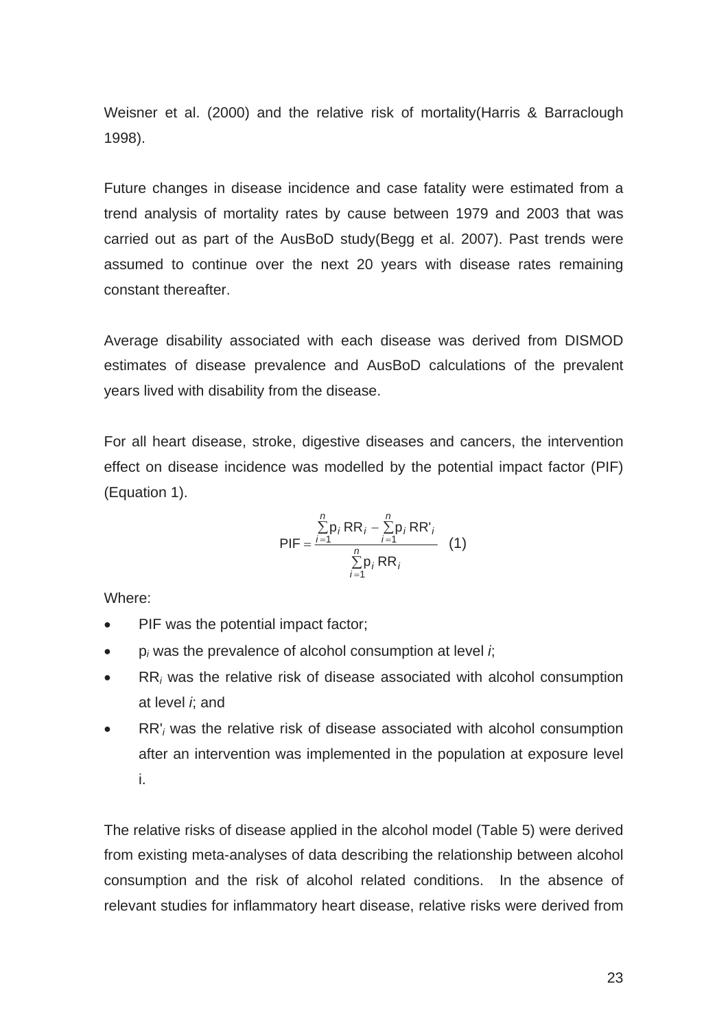Weisner et al. (2000) and the relative risk of mortality(Harris & Barraclough 1998).

Future changes in disease incidence and case fatality were estimated from a trend analysis of mortality rates by cause between 1979 and 2003 that was carried out as part of the AusBoD study(Begg et al. 2007). Past trends were assumed to continue over the next 20 years with disease rates remaining constant thereafter.

Average disability associated with each disease was derived from DISMOD estimates of disease prevalence and AusBoD calculations of the prevalent years lived with disability from the disease.

For all heart disease, stroke, digestive diseases and cancers, the intervention effect on disease incidence was modelled by the potential impact factor (PIF) (Equation 1).

$$\mathrm{PIF} = \frac{\sum_{i=1}^{n} p_i \, RR_i - \sum_{i=1}^{n} p_i \, RR'_i}{\sum_{i=1}^{n} p_i \, RR_i} \quad (1)$$

Where:

- PIF was the potential impact factor;
- $p_i$ was the prevalence of alcohol consumption at level *i*;
- $RR_i$ was the relative risk of disease associated with alcohol consumption at level *i*; and
- $RR'_i$ was the relative risk of disease associated with alcohol consumption after an intervention was implemented in the population at exposure level i.

The relative risks of disease applied in the alcohol model (Table 5) were derived from existing meta-analyses of data describing the relationship between alcohol consumption and the risk of alcohol related conditions. In the absence of relevant studies for inflammatory heart disease, relative risks were derived from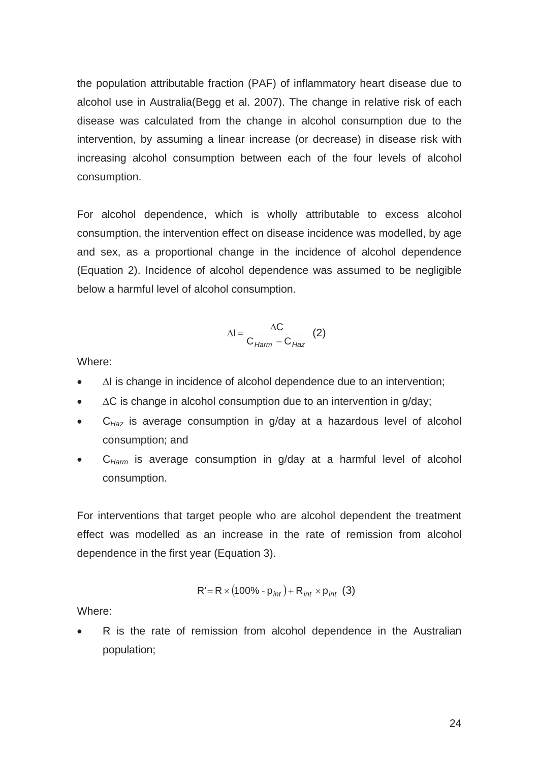the population attributable fraction (PAF) of inflammatory heart disease due to alcohol use in Australia(Begg et al. 2007). The change in relative risk of each disease was calculated from the change in alcohol consumption due to the intervention, by assuming a linear increase (or decrease) in disease risk with increasing alcohol consumption between each of the four levels of alcohol consumption.

For alcohol dependence, which is wholly attributable to excess alcohol consumption, the intervention effect on disease incidence was modelled, by age and sex, as a proportional change in the incidence of alcohol dependence (Equation 2). Incidence of alcohol dependence was assumed to be negligible below a harmful level of alcohol consumption.

$$\Delta I = \frac{\Delta C}{C_{Harm} - C_{Haz}} \quad (2)$$

Where:

- $\Delta I$ is change in incidence of alcohol dependence due to an intervention;
- $\Delta C$ is change in alcohol consumption due to an intervention in g/day;
- $C_{Haz}$ is average consumption in g/day at a hazardous level of alcohol consumption; and
- $C_{Harm}$ is average consumption in g/day at a harmful level of alcohol consumption.

For interventions that target people who are alcohol dependent the treatment effect was modelled as an increase in the rate of remission from alcohol dependence in the first year (Equation 3).

$$R' = R \times (100\% - p_{int}) + R_{int} \times p_{int} \quad (3)$$

Where:

- R is the rate of remission from alcohol dependence in the Australian population;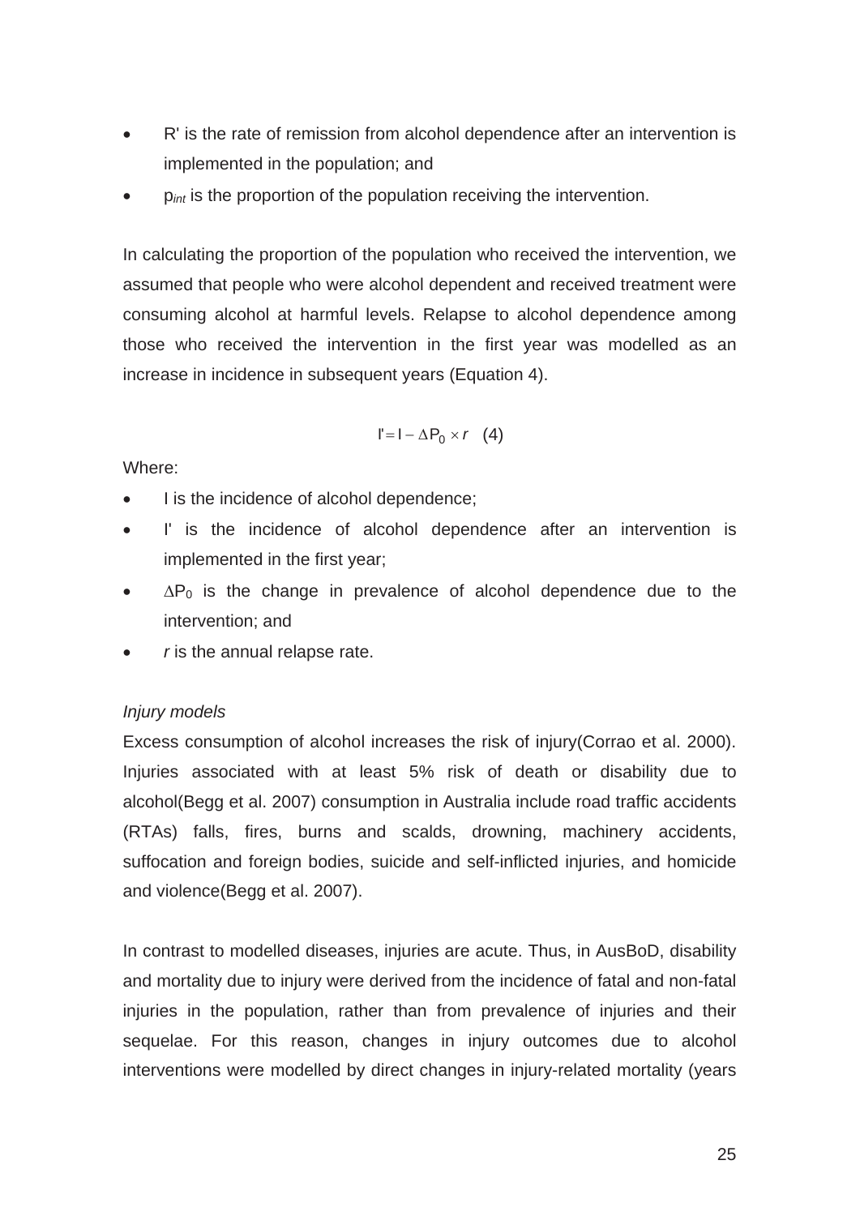- R' is the rate of remission from alcohol dependence after an intervention is implemented in the population; and
- $p_{int}$ is the proportion of the population receiving the intervention.

In calculating the proportion of the population who received the intervention, we assumed that people who were alcohol dependent and received treatment were consuming alcohol at harmful levels. Relapse to alcohol dependence among those who received the intervention in the first year was modelled as an increase in incidence in subsequent years (Equation 4).

$$I' = I - \Delta P_0 \times r \quad (4)$$

Where:

- I is the incidence of alcohol dependence;
- I' is the incidence of alcohol dependence after an intervention is implemented in the first year;
- $\Delta P_0$ is the change in prevalence of alcohol dependence due to the intervention; and
- $r$ is the annual relapse rate.

*Injury models*

Excess consumption of alcohol increases the risk of injury(Corrao et al. 2000). Injuries associated with at least 5% risk of death or disability due to alcohol(Begg et al. 2007) consumption in Australia include road traffic accidents (RTAs) falls, fires, burns and scalds, drowning, machinery accidents, suffocation and foreign bodies, suicide and self-inflicted injuries, and homicide and violence(Begg et al. 2007).

In contrast to modelled diseases, injuries are acute. Thus, in AusBoD, disability and mortality due to injury were derived from the incidence of fatal and non-fatal injuries in the population, rather than from prevalence of injuries and their sequelae. For this reason, changes in injury outcomes due to alcohol interventions were modelled by direct changes in injury-related mortality (years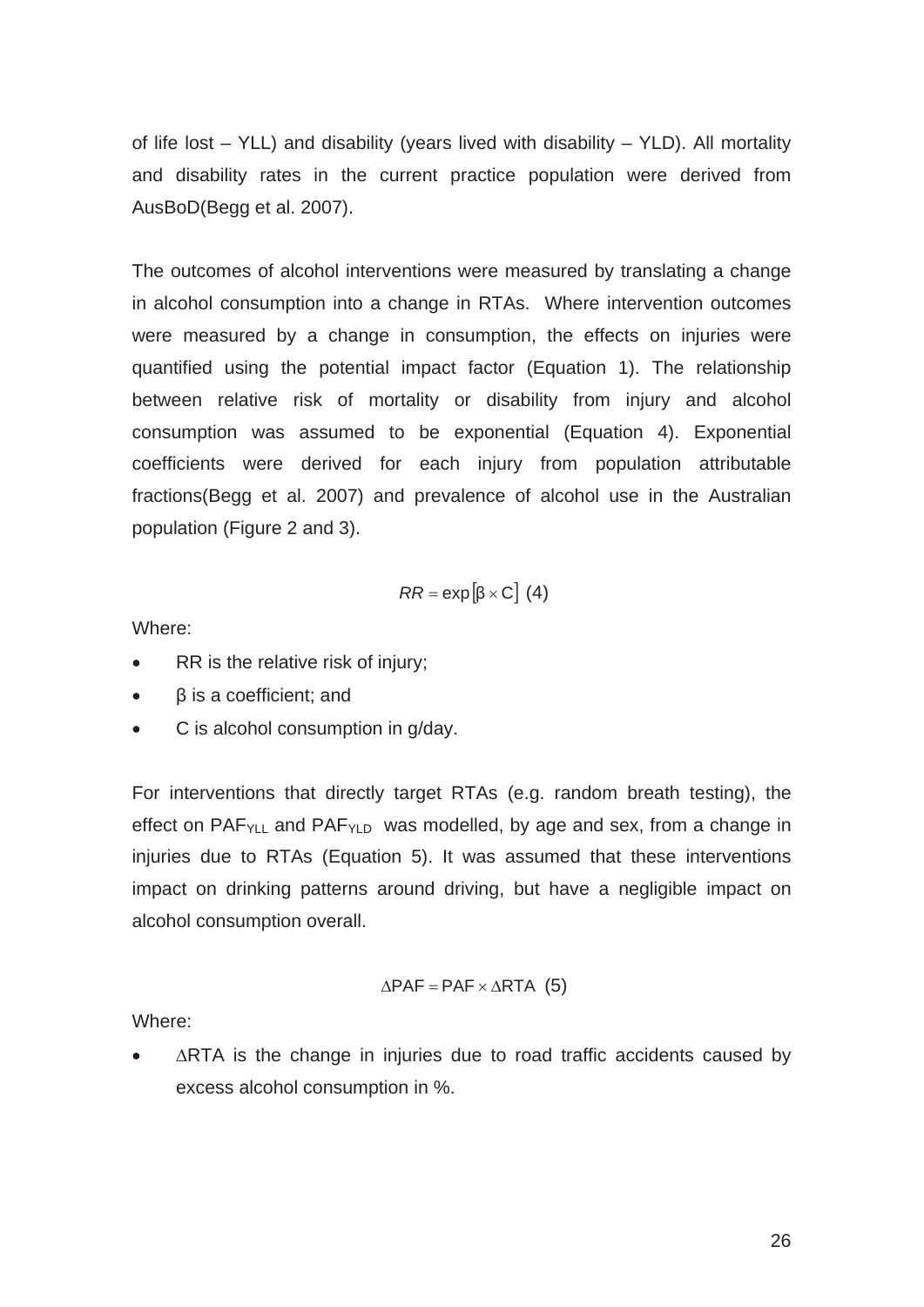of life lost – YLL) and disability (years lived with disability – YLD). All mortality and disability rates in the current practice population were derived from AusBoD(Begg et al. 2007).

The outcomes of alcohol interventions were measured by translating a change in alcohol consumption into a change in RTAs. Where intervention outcomes were measured by a change in consumption, the effects on injuries were quantified using the potential impact factor (Equation 1). The relationship between relative risk of mortality or disability from injury and alcohol consumption was assumed to be exponential (Equation 4). Exponential coefficients were derived for each injury from population attributable fractions(Begg et al. 2007) and prevalence of alcohol use in the Australian population (Figure 2 and 3).

$$RR = \exp\left[\beta \times C\right] \quad (4)$$

Where:

- RR is the relative risk of injury;
- $\beta$ is a coefficient; and
- C is alcohol consumption in g/day.

For interventions that directly target RTAs (e.g. random breath testing), the effect on $PAF_{YLL}$ and $PAF_{YLD}$ was modelled, by age and sex, from a change in injuries due to RTAs (Equation 5). It was assumed that these interventions impact on drinking patterns around driving, but have a negligible impact on alcohol consumption overall.

$$\Delta PAF = PAF \times \Delta RTA \quad (5)$$

Where:

- $\Delta$RTA is the change in injuries due to road traffic accidents caused by excess alcohol consumption in %.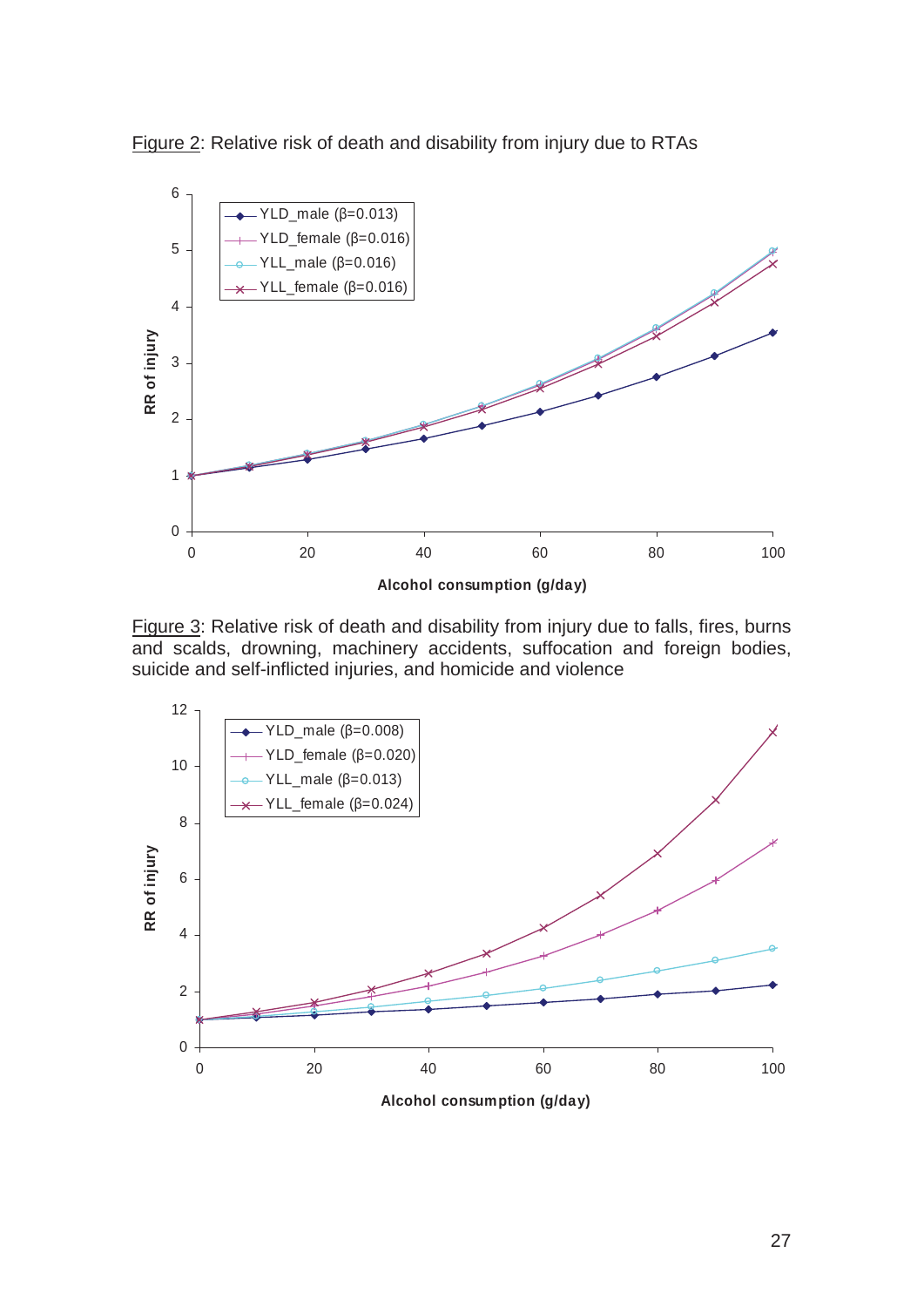Figure 2: Relative risk of death and disability from injury due to RTAs

Figure 3: Relative risk of death and disability from injury due to falls, fires, burns and scalds, drowning, machinery accidents, suffocation and foreign bodies, suicide and self-inflicted injuries, and homicide and violence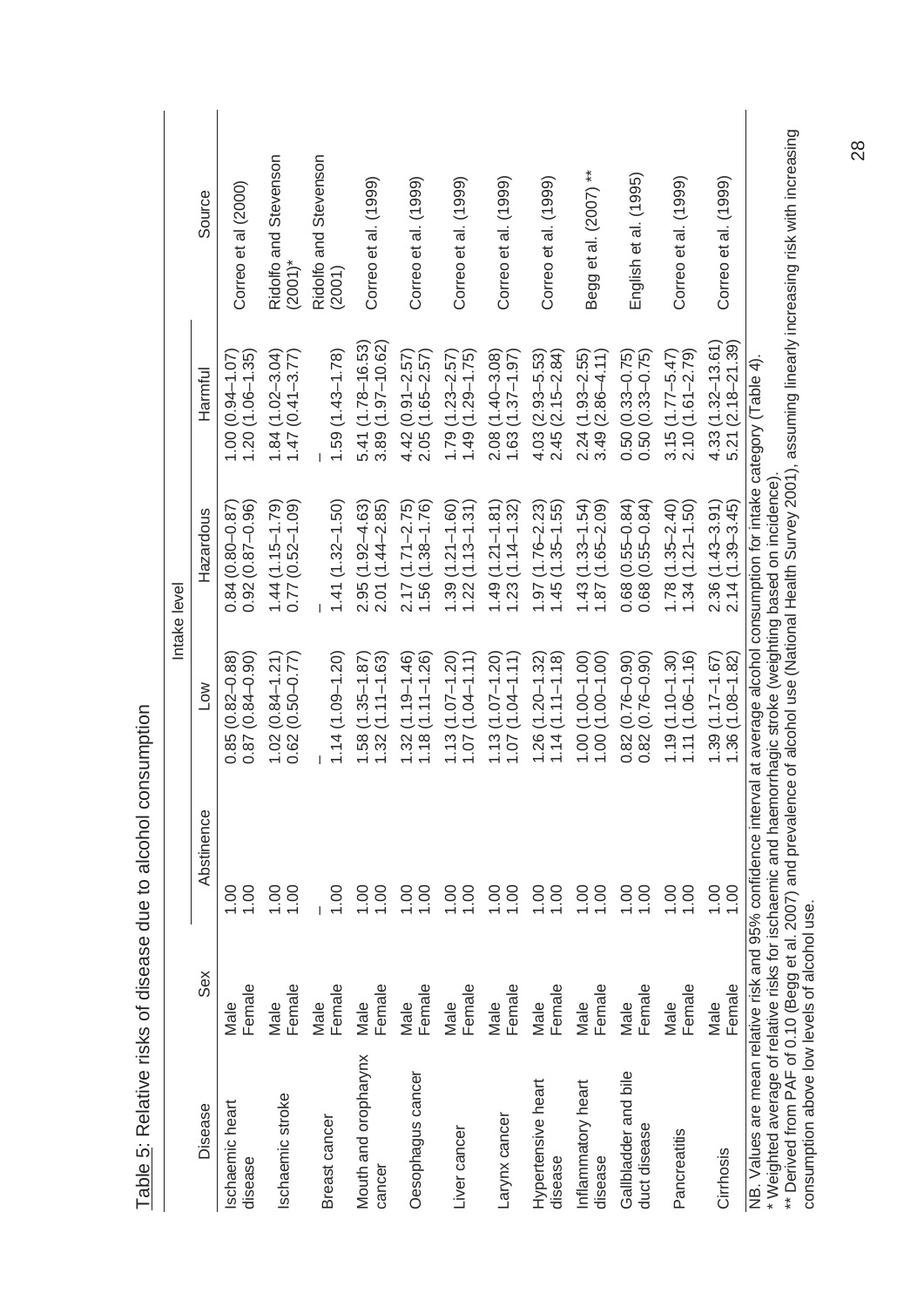Table 5: Relative risks of disease due to alcohol consumption

| Disease | Sex | Intake level | | | | Source |
|---|---|---|---|---|---|---|
| | | Abstinence | Low | Hazardous | Harmful | |
| Ischaemic heart disease | Male | 1.00 | 0.85 (0.82–0.88) | 0.84 (0.80–0.87) | 1.00 (0.94–1.07) | Correo et al (2000) |
| | Female | 1.00 | 0.87 (0.84–0.90) | 0.92 (0.87–0.96) | 1.20 (1.06–1.35) | |
| Ischaemic stroke | Male | 1.00 | 1.02 (0.84–1.21) | 1.44 (1.15–1.79) | 1.84 (1.02–3.04) | Ridolfo and Stevenson (2001)* |
| | Female | 1.00 | 0.62 (0.50–0.77) | 0.77 (0.52–1.09) | 1.47 (0.41–3.77) | |
| Breast cancer | Male | – | – | – | – | Ridolfo and Stevenson (2001) |
| | Female | 1.00 | 1.14 (1.09–1.20) | 1.41 (1.32–1.50) | 1.59 (1.43–1.78) | |
| Mouth and oropharynx cancer | Male | 1.00 | 1.58 (1.35–1.87) | 2.95 (1.92–4.63) | 5.41 (1.78–16.53) | Correo et al. (1999) |
| | Female | 1.00 | 1.32 (1.11–1.63) | 2.01 (1.44–2.85) | 3.89 (1.97–10.62) | |
| Oesophagus cancer | Male | 1.00 | 1.32 (1.19–1.46) | 2.17 (1.71–2.75) | 4.42 (0.91–2.57) | Correo et al. (1999) |
| | Female | 1.00 | 1.18 (1.11–1.26) | 1.56 (1.38–1.76) | 2.05 (1.65–2.57) | |
| Liver cancer | Male | 1.00 | 1.13 (1.07–1.20) | 1.39 (1.21–1.60) | 1.79 (1.23–2.57) | Correo et al. (1999) |
| | Female | 1.00 | 1.07 (1.04–1.11) | 1.22 (1.13–1.31) | 1.49 (1.29–1.75) | |
| Larynx cancer | Male | 1.00 | 1.13 (1.07–1.20) | 1.49 (1.21–1.81) | 2.08 (1.40–3.08) | Correo et al. (1999) |
| | Female | 1.00 | 1.07 (1.04–1.11) | 1.23 (1.14–1.32) | 1.63 (1.37–1.97) | |
| Hypertensive heart disease | Male | 1.00 | 1.26 (1.20–1.32) | 1.97 (1.76–2.23) | 4.03 (2.93–5.53) | Correo et al. (1999) |
| | Female | 1.00 | 1.14 (1.11–1.18) | 1.45 (1.35–1.55) | 2.45 (2.15–2.84) | |
| Inflammatory heart disease | Male | 1.00 | 1.00 (1.00–1.00) | 1.43 (1.33–1.54) | 2.24 (1.93–2.55) | Begg et al. (2007) ** |
| | Female | 1.00 | 1.00 (1.00–1.00) | 1.87 (1.65–2.09) | 3.49 (2.86–4.11) | |
| Gallbladder and bile duct disease | Male | 1.00 | 0.82 (0.76–0.90) | 0.68 (0.55–0.84) | 0.50 (0.33–0.75) | English et al. (1995) |
| | Female | 1.00 | 0.82 (0.76–0.90) | 0.68 (0.55–0.84) | 0.50 (0.33–0.75) | |
| Pancreatitis | Male | 1.00 | 1.19 (1.10–1.30) | 1.78 (1.35–2.40) | 3.15 (1.77–5.47) | Correo et al. (1999) |
| | Female | 1.00 | 1.11 (1.06–1.16) | 1.34 (1.21–1.50) | 2.10 (1.61–2.79) | |
| Cirrhosis | Male | 1.00 | 1.39 (1.17–1.67) | 2.36 (1.43–3.91) | 4.33 (1.32–13.61) | Correo et al. (1999) |
| | Female | 1.00 | 1.36 (1.08–1.82) | 2.14 (1.39–3.45) | 5.21 (2.18–21.39) | |

NB. Values are mean relative risk and 95% confidence interval at average alcohol consumption for intake category (Table 4).
* Weighted average of relative risks for ischaemic and haemorrhagic stroke (weighting based on incidence).
** Derived from PAF of 0.10 (Begg et al. 2007) and prevalence of alcohol use (National Health Survey 2001), assuming linearly increasing risk with increasing consumption above low levels of alcohol use.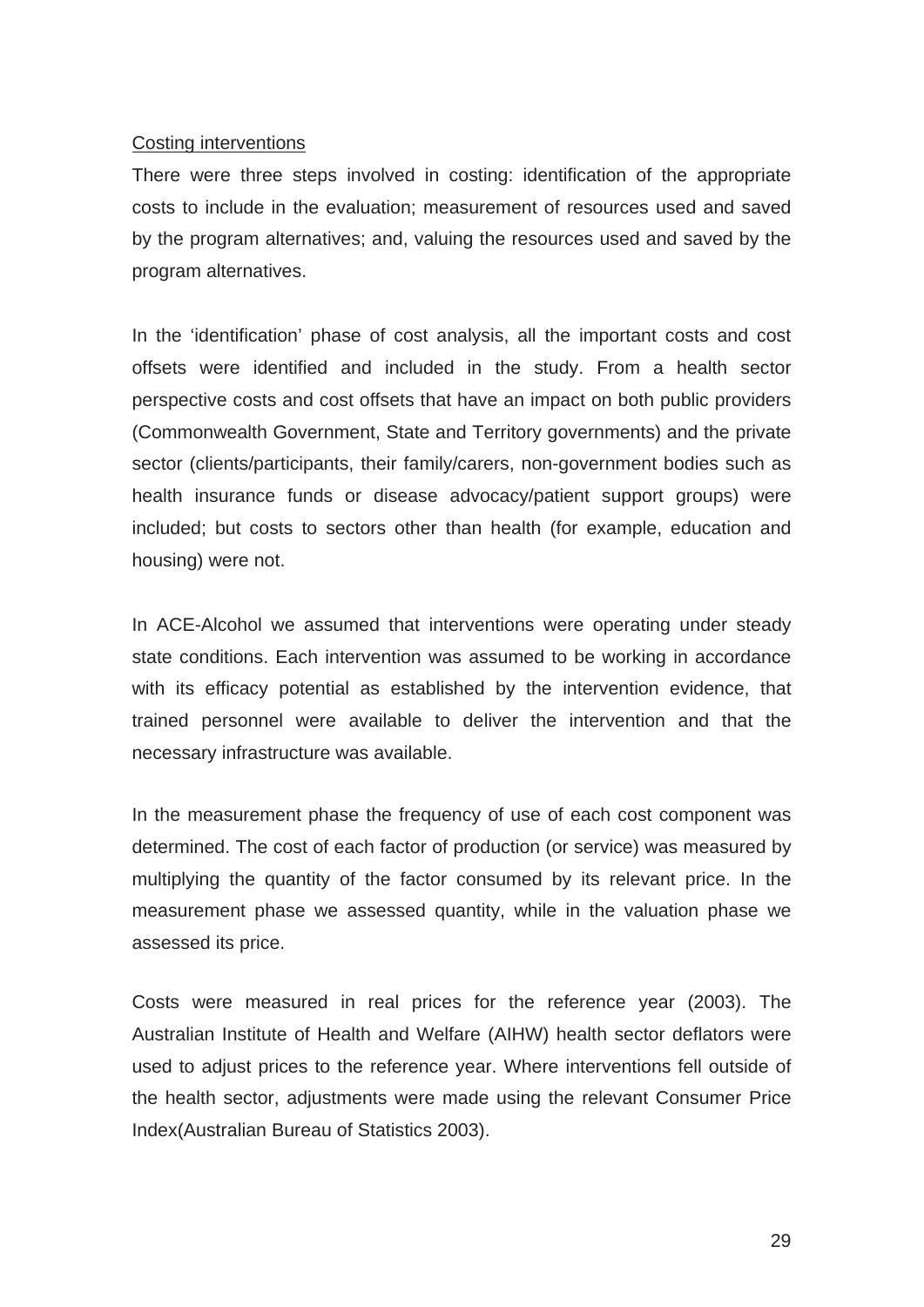Costing interventions

There were three steps involved in costing: identification of the appropriate costs to include in the evaluation; measurement of resources used and saved by the program alternatives; and, valuing the resources used and saved by the program alternatives.

In the 'identification' phase of cost analysis, all the important costs and cost offsets were identified and included in the study. From a health sector perspective costs and cost offsets that have an impact on both public providers (Commonwealth Government, State and Territory governments) and the private sector (clients/participants, their family/carers, non-government bodies such as health insurance funds or disease advocacy/patient support groups) were included; but costs to sectors other than health (for example, education and housing) were not.

In ACE-Alcohol we assumed that interventions were operating under steady state conditions. Each intervention was assumed to be working in accordance with its efficacy potential as established by the intervention evidence, that trained personnel were available to deliver the intervention and that the necessary infrastructure was available.

In the measurement phase the frequency of use of each cost component was determined. The cost of each factor of production (or service) was measured by multiplying the quantity of the factor consumed by its relevant price. In the measurement phase we assessed quantity, while in the valuation phase we assessed its price.

Costs were measured in real prices for the reference year (2003). The Australian Institute of Health and Welfare (AIHW) health sector deflators were used to adjust prices to the reference year. Where interventions fell outside of the health sector, adjustments were made using the relevant Consumer Price Index(Australian Bureau of Statistics 2003).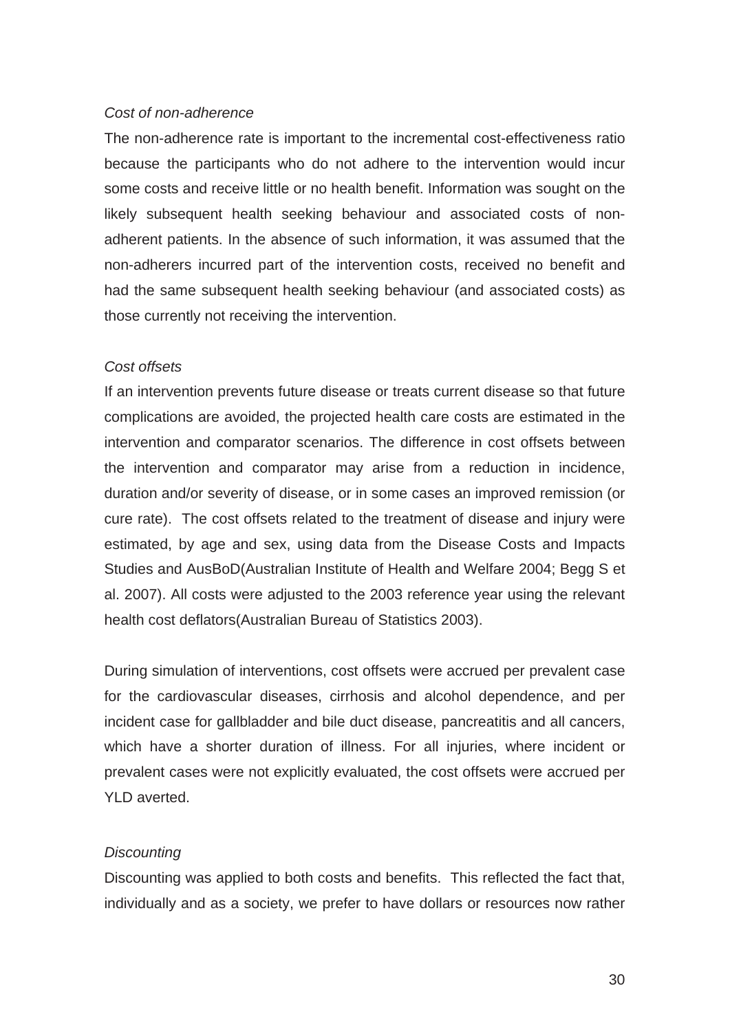*Cost of non-adherence*

The non-adherence rate is important to the incremental cost-effectiveness ratio because the participants who do not adhere to the intervention would incur some costs and receive little or no health benefit. Information was sought on the likely subsequent health seeking behaviour and associated costs of non-adherent patients. In the absence of such information, it was assumed that the non-adherers incurred part of the intervention costs, received no benefit and had the same subsequent health seeking behaviour (and associated costs) as those currently not receiving the intervention.

*Cost offsets*

If an intervention prevents future disease or treats current disease so that future complications are avoided, the projected health care costs are estimated in the intervention and comparator scenarios. The difference in cost offsets between the intervention and comparator may arise from a reduction in incidence, duration and/or severity of disease, or in some cases an improved remission (or cure rate). The cost offsets related to the treatment of disease and injury were estimated, by age and sex, using data from the Disease Costs and Impacts Studies and AusBoD(Australian Institute of Health and Welfare 2004; Begg S et al. 2007). All costs were adjusted to the 2003 reference year using the relevant health cost deflators(Australian Bureau of Statistics 2003).

During simulation of interventions, cost offsets were accrued per prevalent case for the cardiovascular diseases, cirrhosis and alcohol dependence, and per incident case for gallbladder and bile duct disease, pancreatitis and all cancers, which have a shorter duration of illness. For all injuries, where incident or prevalent cases were not explicitly evaluated, the cost offsets were accrued per YLD averted.

*Discounting*

Discounting was applied to both costs and benefits. This reflected the fact that, individually and as a society, we prefer to have dollars or resources now rather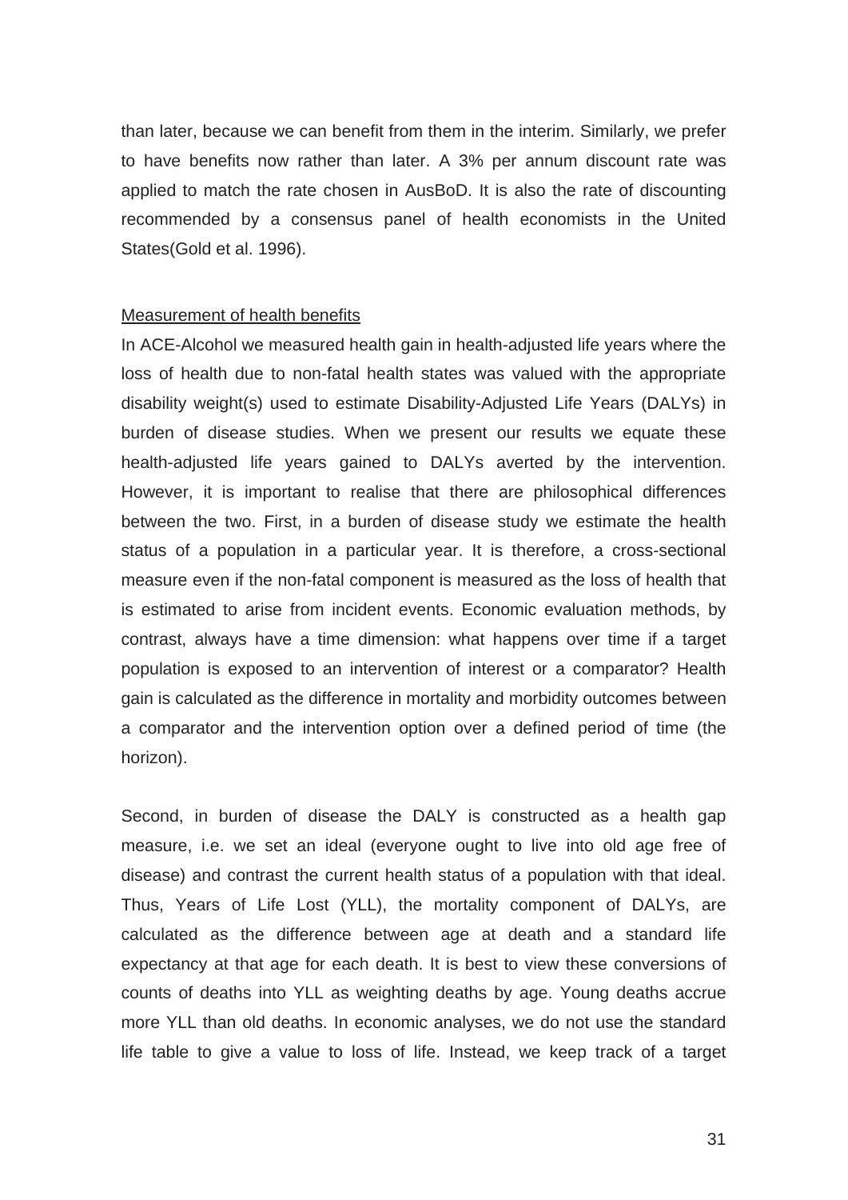than later, because we can benefit from them in the interim. Similarly, we prefer to have benefits now rather than later. A 3% per annum discount rate was applied to match the rate chosen in AusBoD. It is also the rate of discounting recommended by a consensus panel of health economists in the United States(Gold et al. 1996).

<u>Measurement of health benefits</u>

In ACE-Alcohol we measured health gain in health-adjusted life years where the loss of health due to non-fatal health states was valued with the appropriate disability weight(s) used to estimate Disability-Adjusted Life Years (DALYs) in burden of disease studies. When we present our results we equate these health-adjusted life years gained to DALYs averted by the intervention. However, it is important to realise that there are philosophical differences between the two. First, in a burden of disease study we estimate the health status of a population in a particular year. It is therefore, a cross-sectional measure even if the non-fatal component is measured as the loss of health that is estimated to arise from incident events. Economic evaluation methods, by contrast, always have a time dimension: what happens over time if a target population is exposed to an intervention of interest or a comparator? Health gain is calculated as the difference in mortality and morbidity outcomes between a comparator and the intervention option over a defined period of time (the horizon).

Second, in burden of disease the DALY is constructed as a health gap measure, i.e. we set an ideal (everyone ought to live into old age free of disease) and contrast the current health status of a population with that ideal. Thus, Years of Life Lost (YLL), the mortality component of DALYs, are calculated as the difference between age at death and a standard life expectancy at that age for each death. It is best to view these conversions of counts of deaths into YLL as weighting deaths by age. Young deaths accrue more YLL than old deaths. In economic analyses, we do not use the standard life table to give a value to loss of life. Instead, we keep track of a target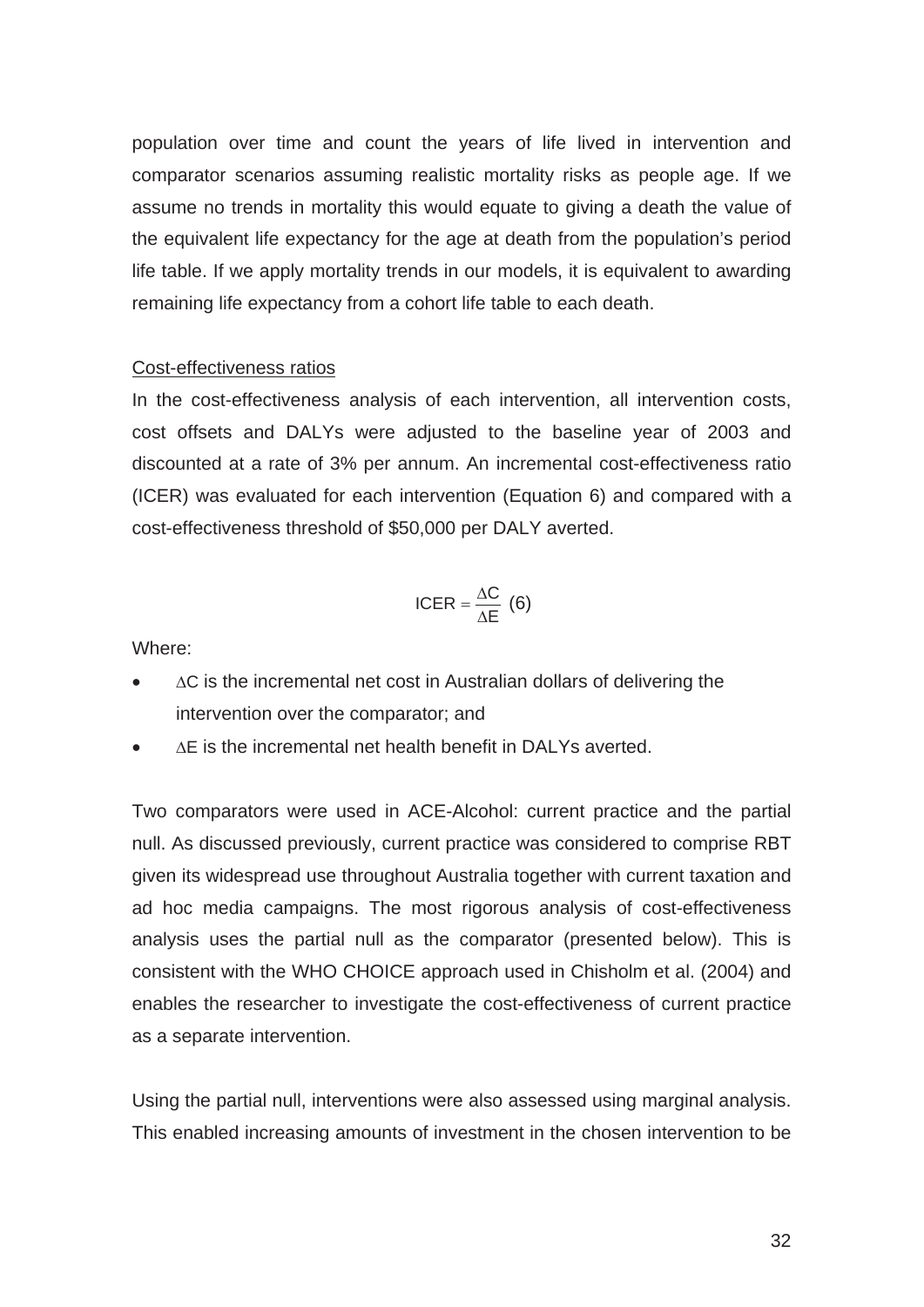population over time and count the years of life lived in intervention and comparator scenarios assuming realistic mortality risks as people age. If we assume no trends in mortality this would equate to giving a death the value of the equivalent life expectancy for the age at death from the population's period life table. If we apply mortality trends in our models, it is equivalent to awarding remaining life expectancy from a cohort life table to each death.

<u>Cost-effectiveness ratios</u>

In the cost-effectiveness analysis of each intervention, all intervention costs, cost offsets and DALYs were adjusted to the baseline year of 2003 and discounted at a rate of 3% per annum. An incremental cost-effectiveness ratio (ICER) was evaluated for each intervention (Equation 6) and compared with a cost-effectiveness threshold of $50,000 per DALY averted.

$$\text{ICER} = \frac{\Delta C}{\Delta E} \quad (6)$$

Where:

- $\Delta C$ is the incremental net cost in Australian dollars of delivering the intervention over the comparator; and
- $\Delta E$ is the incremental net health benefit in DALYs averted.

Two comparators were used in ACE-Alcohol: current practice and the partial null. As discussed previously, current practice was considered to comprise RBT given its widespread use throughout Australia together with current taxation and ad hoc media campaigns. The most rigorous analysis of cost-effectiveness analysis uses the partial null as the comparator (presented below). This is consistent with the WHO CHOICE approach used in Chisholm et al. (2004) and enables the researcher to investigate the cost-effectiveness of current practice as a separate intervention.

Using the partial null, interventions were also assessed using marginal analysis. This enabled increasing amounts of investment in the chosen intervention to be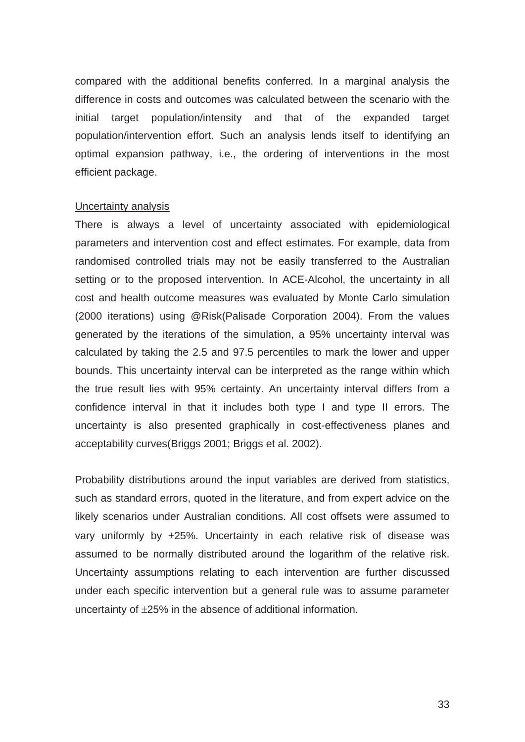compared with the additional benefits conferred. In a marginal analysis the difference in costs and outcomes was calculated between the scenario with the initial target population/intensity and that of the expanded target population/intervention effort. Such an analysis lends itself to identifying an optimal expansion pathway, i.e., the ordering of interventions in the most efficient package.

<u>Uncertainty analysis</u>

There is always a level of uncertainty associated with epidemiological parameters and intervention cost and effect estimates. For example, data from randomised controlled trials may not be easily transferred to the Australian setting or to the proposed intervention. In ACE-Alcohol, the uncertainty in all cost and health outcome measures was evaluated by Monte Carlo simulation (2000 iterations) using @Risk(Palisade Corporation 2004). From the values generated by the iterations of the simulation, a 95% uncertainty interval was calculated by taking the 2.5 and 97.5 percentiles to mark the lower and upper bounds. This uncertainty interval can be interpreted as the range within which the true result lies with 95% certainty. An uncertainty interval differs from a confidence interval in that it includes both type I and type II errors. The uncertainty is also presented graphically in cost-effectiveness planes and acceptability curves(Briggs 2001; Briggs et al. 2002).

Probability distributions around the input variables are derived from statistics, such as standard errors, quoted in the literature, and from expert advice on the likely scenarios under Australian conditions. All cost offsets were assumed to vary uniformly by $\pm$25%. Uncertainty in each relative risk of disease was assumed to be normally distributed around the logarithm of the relative risk. Uncertainty assumptions relating to each intervention are further discussed under each specific intervention but a general rule was to assume parameter uncertainty of $\pm$25% in the absence of additional information.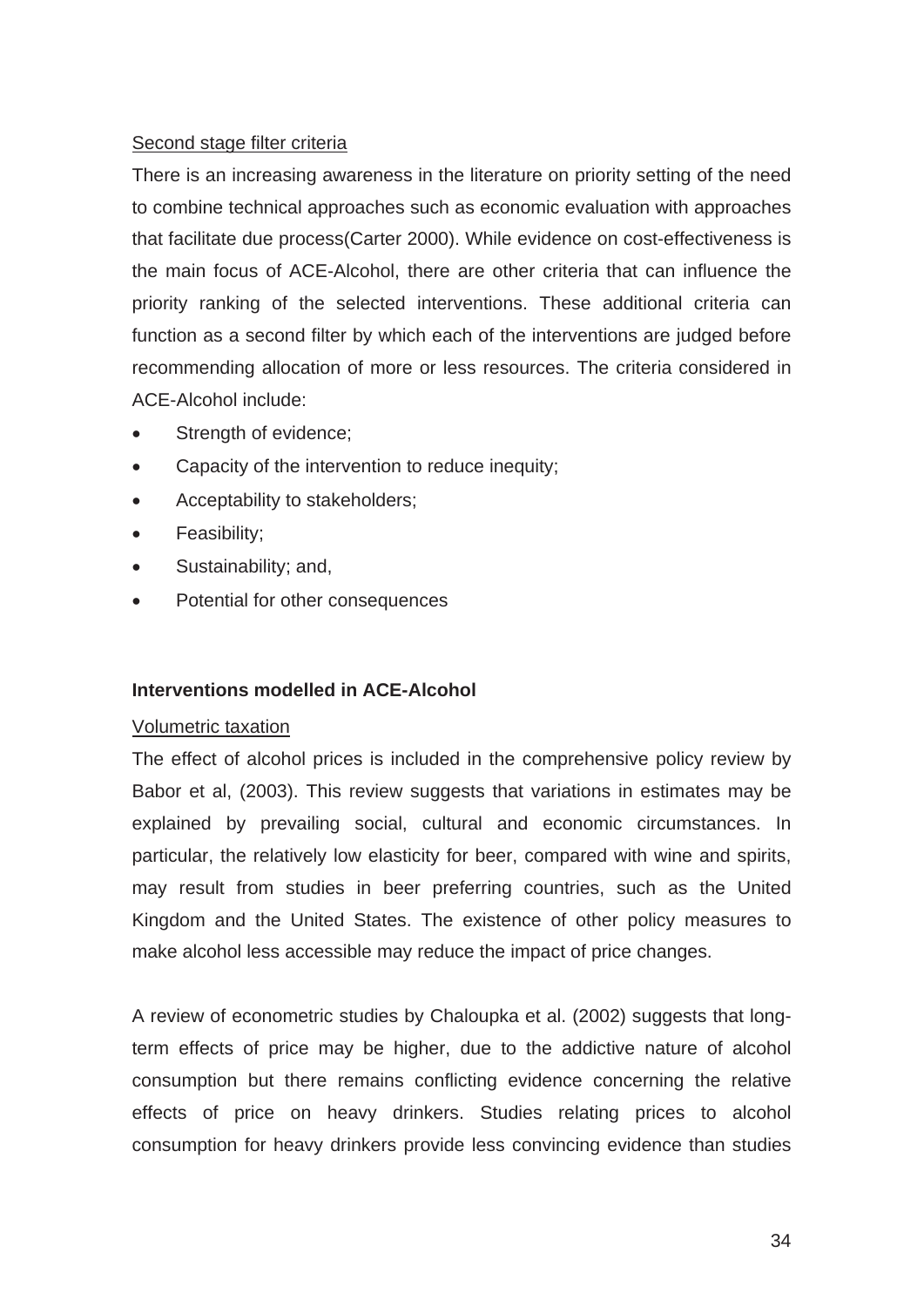Second stage filter criteria

There is an increasing awareness in the literature on priority setting of the need to combine technical approaches such as economic evaluation with approaches that facilitate due process(Carter 2000). While evidence on cost-effectiveness is the main focus of ACE-Alcohol, there are other criteria that can influence the priority ranking of the selected interventions. These additional criteria can function as a second filter by which each of the interventions are judged before recommending allocation of more or less resources. The criteria considered in ACE-Alcohol include:

- Strength of evidence;
- Capacity of the intervention to reduce inequity;
- Acceptability to stakeholders;
- Feasibility;
- Sustainability; and,
- Potential for other consequences

### Interventions modelled in ACE-Alcohol

Volumetric taxation

The effect of alcohol prices is included in the comprehensive policy review by Babor et al, (2003). This review suggests that variations in estimates may be explained by prevailing social, cultural and economic circumstances. In particular, the relatively low elasticity for beer, compared with wine and spirits, may result from studies in beer preferring countries, such as the United Kingdom and the United States. The existence of other policy measures to make alcohol less accessible may reduce the impact of price changes.

A review of econometric studies by Chaloupka et al. (2002) suggests that long-term effects of price may be higher, due to the addictive nature of alcohol consumption but there remains conflicting evidence concerning the relative effects of price on heavy drinkers. Studies relating prices to alcohol consumption for heavy drinkers provide less convincing evidence than studies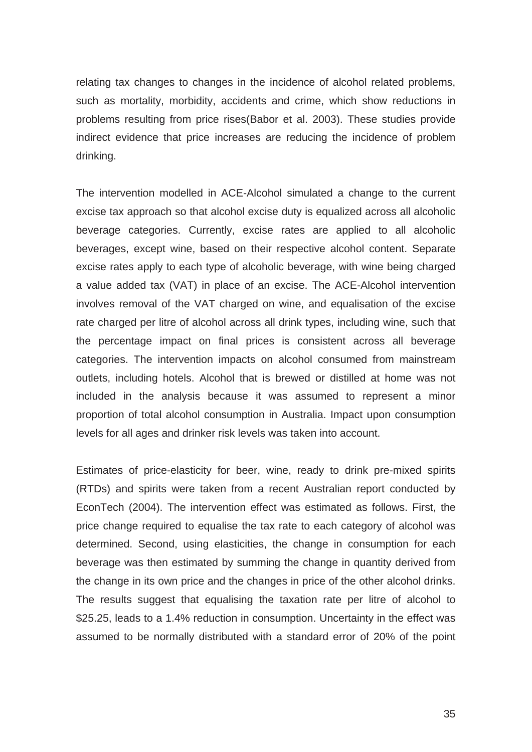relating tax changes to changes in the incidence of alcohol related problems, such as mortality, morbidity, accidents and crime, which show reductions in problems resulting from price rises(Babor et al. 2003). These studies provide indirect evidence that price increases are reducing the incidence of problem drinking.

The intervention modelled in ACE-Alcohol simulated a change to the current excise tax approach so that alcohol excise duty is equalized across all alcoholic beverage categories. Currently, excise rates are applied to all alcoholic beverages, except wine, based on their respective alcohol content. Separate excise rates apply to each type of alcoholic beverage, with wine being charged a value added tax (VAT) in place of an excise. The ACE-Alcohol intervention involves removal of the VAT charged on wine, and equalisation of the excise rate charged per litre of alcohol across all drink types, including wine, such that the percentage impact on final prices is consistent across all beverage categories. The intervention impacts on alcohol consumed from mainstream outlets, including hotels. Alcohol that is brewed or distilled at home was not included in the analysis because it was assumed to represent a minor proportion of total alcohol consumption in Australia. Impact upon consumption levels for all ages and drinker risk levels was taken into account.

Estimates of price-elasticity for beer, wine, ready to drink pre-mixed spirits (RTDs) and spirits were taken from a recent Australian report conducted by EconTech (2004). The intervention effect was estimated as follows. First, the price change required to equalise the tax rate to each category of alcohol was determined. Second, using elasticities, the change in consumption for each beverage was then estimated by summing the change in quantity derived from the change in its own price and the changes in price of the other alcohol drinks. The results suggest that equalising the taxation rate per litre of alcohol to $25.25, leads to a 1.4% reduction in consumption. Uncertainty in the effect was assumed to be normally distributed with a standard error of 20% of the point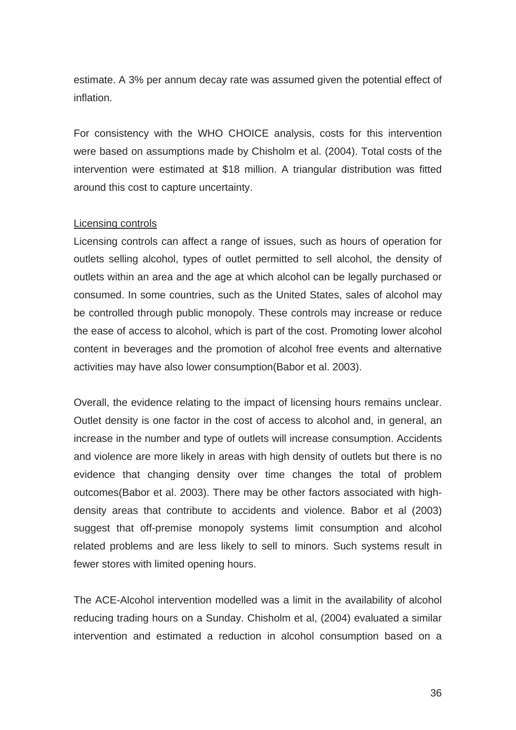estimate. A 3% per annum decay rate was assumed given the potential effect of inflation.

For consistency with the WHO CHOICE analysis, costs for this intervention were based on assumptions made by Chisholm et al. (2004). Total costs of the intervention were estimated at $18 million. A triangular distribution was fitted around this cost to capture uncertainty.

<u>Licensing controls</u>

Licensing controls can affect a range of issues, such as hours of operation for outlets selling alcohol, types of outlet permitted to sell alcohol, the density of outlets within an area and the age at which alcohol can be legally purchased or consumed. In some countries, such as the United States, sales of alcohol may be controlled through public monopoly. These controls may increase or reduce the ease of access to alcohol, which is part of the cost. Promoting lower alcohol content in beverages and the promotion of alcohol free events and alternative activities may have also lower consumption(Babor et al. 2003).

Overall, the evidence relating to the impact of licensing hours remains unclear. Outlet density is one factor in the cost of access to alcohol and, in general, an increase in the number and type of outlets will increase consumption. Accidents and violence are more likely in areas with high density of outlets but there is no evidence that changing density over time changes the total of problem outcomes(Babor et al. 2003). There may be other factors associated with high-density areas that contribute to accidents and violence. Babor et al (2003) suggest that off-premise monopoly systems limit consumption and alcohol related problems and are less likely to sell to minors. Such systems result in fewer stores with limited opening hours.

The ACE-Alcohol intervention modelled was a limit in the availability of alcohol reducing trading hours on a Sunday. Chisholm et al, (2004) evaluated a similar intervention and estimated a reduction in alcohol consumption based on a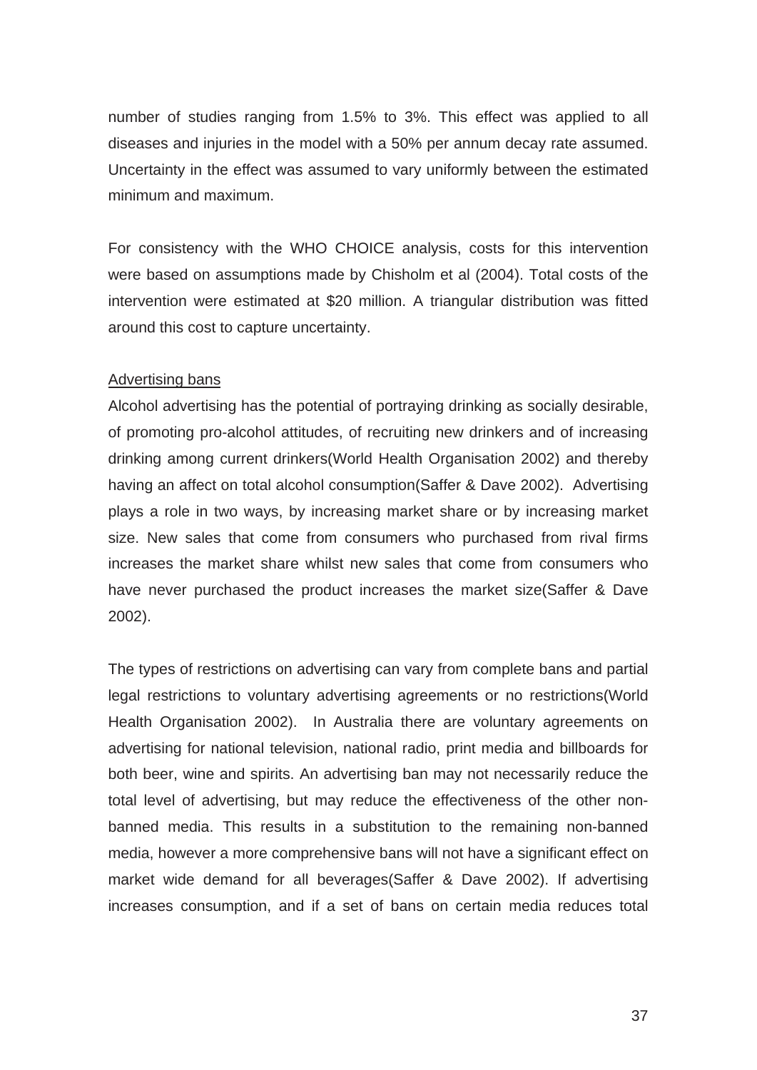number of studies ranging from 1.5% to 3%. This effect was applied to all diseases and injuries in the model with a 50% per annum decay rate assumed. Uncertainty in the effect was assumed to vary uniformly between the estimated minimum and maximum.

For consistency with the WHO CHOICE analysis, costs for this intervention were based on assumptions made by Chisholm et al (2004). Total costs of the intervention were estimated at $20 million. A triangular distribution was fitted around this cost to capture uncertainty.

<u>Advertising bans</u>

Alcohol advertising has the potential of portraying drinking as socially desirable, of promoting pro-alcohol attitudes, of recruiting new drinkers and of increasing drinking among current drinkers(World Health Organisation 2002) and thereby having an affect on total alcohol consumption(Saffer & Dave 2002). Advertising plays a role in two ways, by increasing market share or by increasing market size. New sales that come from consumers who purchased from rival firms increases the market share whilst new sales that come from consumers who have never purchased the product increases the market size(Saffer & Dave 2002).

The types of restrictions on advertising can vary from complete bans and partial legal restrictions to voluntary advertising agreements or no restrictions(World Health Organisation 2002). In Australia there are voluntary agreements on advertising for national television, national radio, print media and billboards for both beer, wine and spirits. An advertising ban may not necessarily reduce the total level of advertising, but may reduce the effectiveness of the other non-banned media. This results in a substitution to the remaining non-banned media, however a more comprehensive bans will not have a significant effect on market wide demand for all beverages(Saffer & Dave 2002). If advertising increases consumption, and if a set of bans on certain media reduces total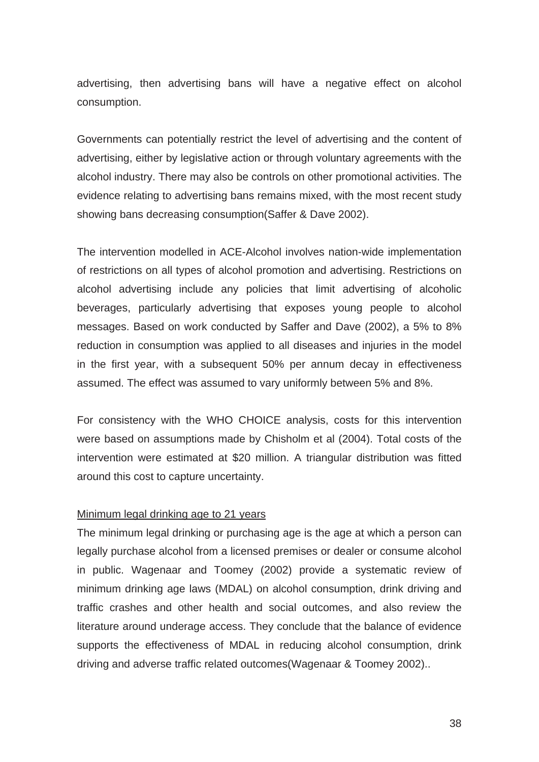advertising, then advertising bans will have a negative effect on alcohol consumption.

Governments can potentially restrict the level of advertising and the content of advertising, either by legislative action or through voluntary agreements with the alcohol industry. There may also be controls on other promotional activities. The evidence relating to advertising bans remains mixed, with the most recent study showing bans decreasing consumption(Saffer & Dave 2002).

The intervention modelled in ACE-Alcohol involves nation-wide implementation of restrictions on all types of alcohol promotion and advertising. Restrictions on alcohol advertising include any policies that limit advertising of alcoholic beverages, particularly advertising that exposes young people to alcohol messages. Based on work conducted by Saffer and Dave (2002), a 5% to 8% reduction in consumption was applied to all diseases and injuries in the model in the first year, with a subsequent 50% per annum decay in effectiveness assumed. The effect was assumed to vary uniformly between 5% and 8%.

For consistency with the WHO CHOICE analysis, costs for this intervention were based on assumptions made by Chisholm et al (2004). Total costs of the intervention were estimated at $20 million. A triangular distribution was fitted around this cost to capture uncertainty.

<u>Minimum legal drinking age to 21 years</u>

The minimum legal drinking or purchasing age is the age at which a person can legally purchase alcohol from a licensed premises or dealer or consume alcohol in public. Wagenaar and Toomey (2002) provide a systematic review of minimum drinking age laws (MDAL) on alcohol consumption, drink driving and traffic crashes and other health and social outcomes, and also review the literature around underage access. They conclude that the balance of evidence supports the effectiveness of MDAL in reducing alcohol consumption, drink driving and adverse traffic related outcomes(Wagenaar & Toomey 2002)..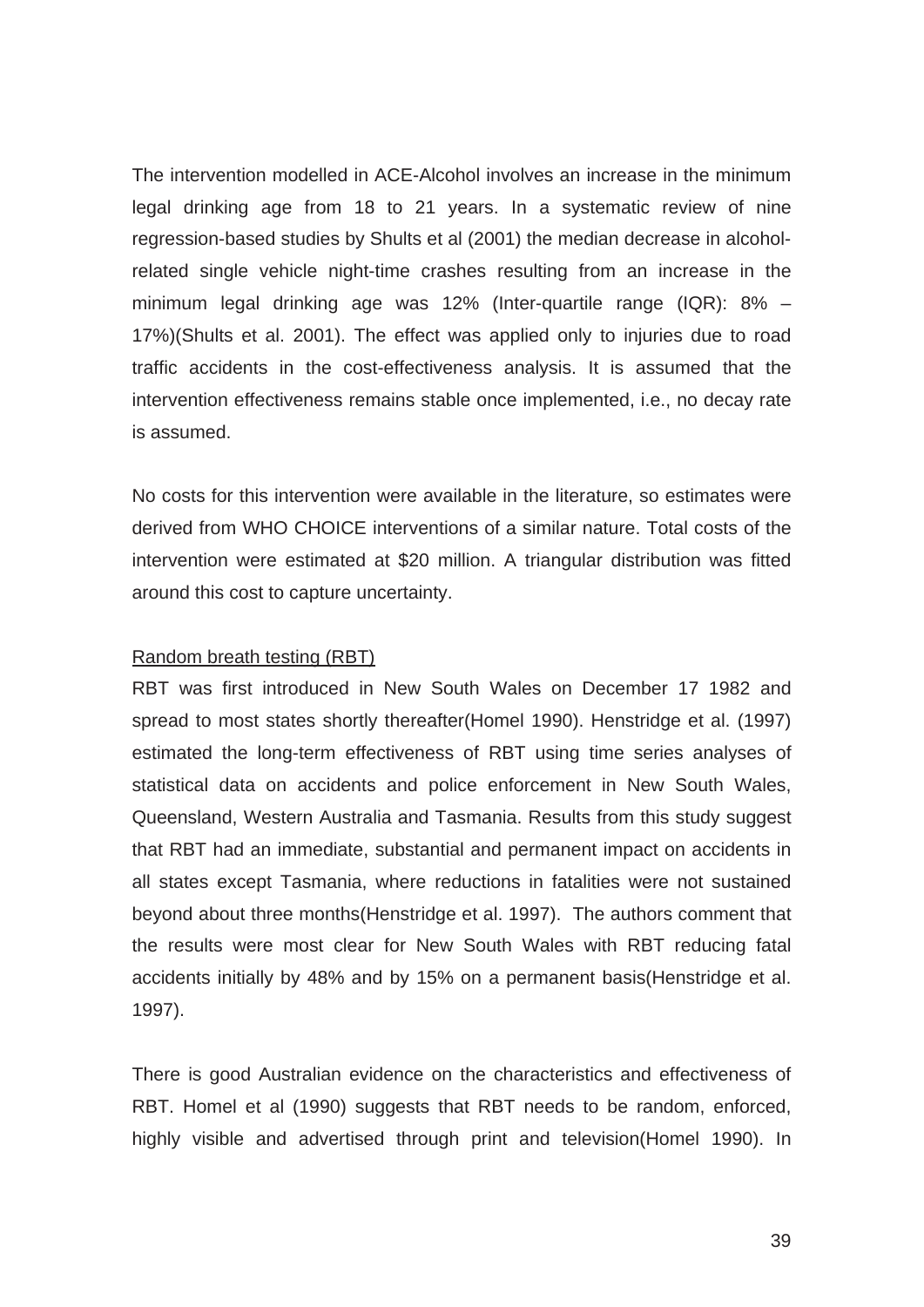The intervention modelled in ACE-Alcohol involves an increase in the minimum legal drinking age from 18 to 21 years. In a systematic review of nine regression-based studies by Shults et al (2001) the median decrease in alcohol-related single vehicle night-time crashes resulting from an increase in the minimum legal drinking age was 12% (Inter-quartile range (IQR): 8% – 17%)(Shults et al. 2001). The effect was applied only to injuries due to road traffic accidents in the cost-effectiveness analysis. It is assumed that the intervention effectiveness remains stable once implemented, i.e., no decay rate is assumed.

No costs for this intervention were available in the literature, so estimates were derived from WHO CHOICE interventions of a similar nature. Total costs of the intervention were estimated at $20 million. A triangular distribution was fitted around this cost to capture uncertainty.

Random breath testing (RBT)

RBT was first introduced in New South Wales on December 17 1982 and spread to most states shortly thereafter(Homel 1990). Henstridge et al. (1997) estimated the long-term effectiveness of RBT using time series analyses of statistical data on accidents and police enforcement in New South Wales, Queensland, Western Australia and Tasmania. Results from this study suggest that RBT had an immediate, substantial and permanent impact on accidents in all states except Tasmania, where reductions in fatalities were not sustained beyond about three months(Henstridge et al. 1997). The authors comment that the results were most clear for New South Wales with RBT reducing fatal accidents initially by 48% and by 15% on a permanent basis(Henstridge et al. 1997).

There is good Australian evidence on the characteristics and effectiveness of RBT. Homel et al (1990) suggests that RBT needs to be random, enforced, highly visible and advertised through print and television(Homel 1990). In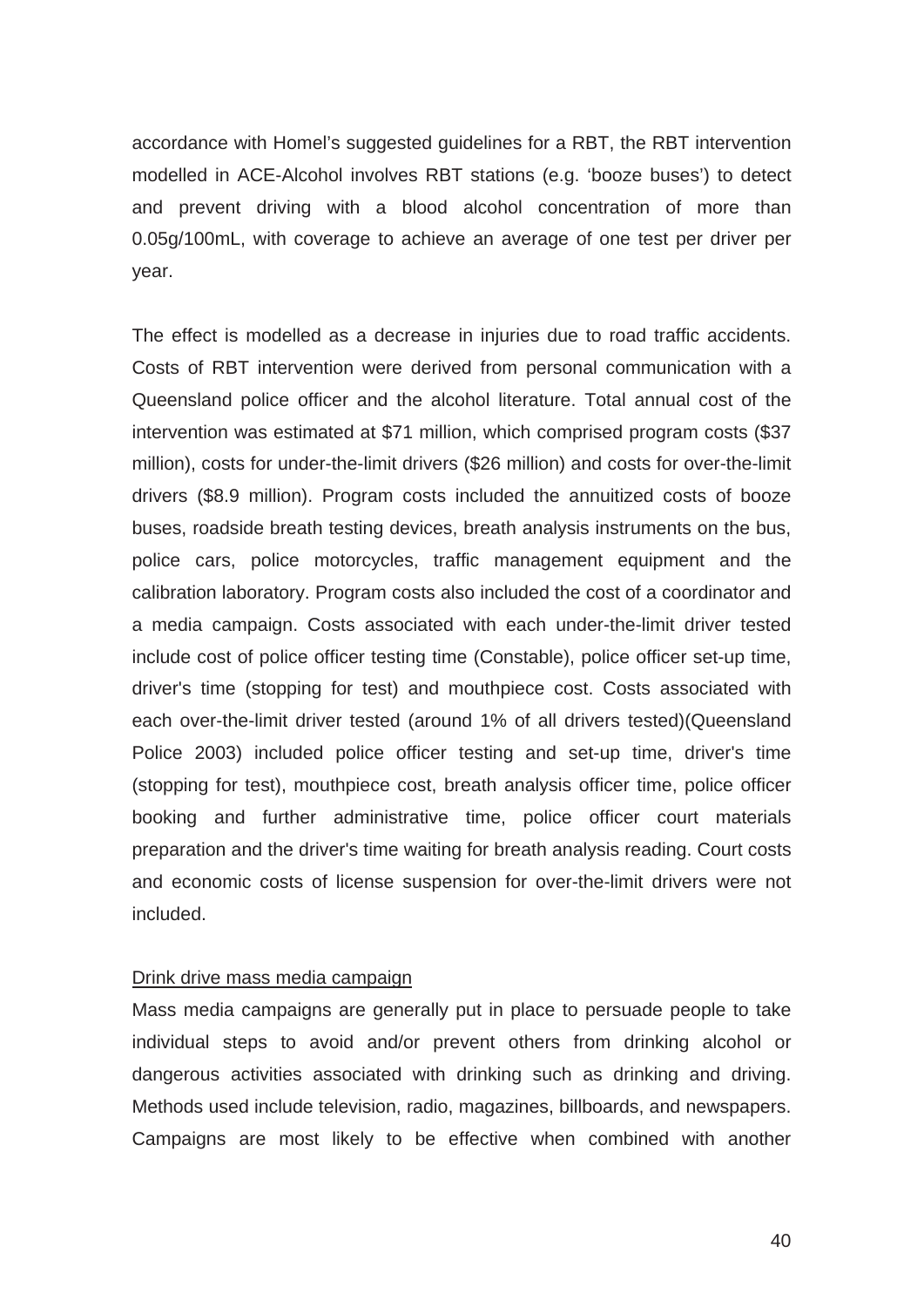accordance with Homel's suggested guidelines for a RBT, the RBT intervention modelled in ACE-Alcohol involves RBT stations (e.g. 'booze buses') to detect and prevent driving with a blood alcohol concentration of more than 0.05g/100mL, with coverage to achieve an average of one test per driver per year.

The effect is modelled as a decrease in injuries due to road traffic accidents. Costs of RBT intervention were derived from personal communication with a Queensland police officer and the alcohol literature. Total annual cost of the intervention was estimated at $71 million, which comprised program costs ($37 million), costs for under-the-limit drivers ($26 million) and costs for over-the-limit drivers ($8.9 million). Program costs included the annuitized costs of booze buses, roadside breath testing devices, breath analysis instruments on the bus, police cars, police motorcycles, traffic management equipment and the calibration laboratory. Program costs also included the cost of a coordinator and a media campaign. Costs associated with each under-the-limit driver tested include cost of police officer testing time (Constable), police officer set-up time, driver's time (stopping for test) and mouthpiece cost. Costs associated with each over-the-limit driver tested (around 1% of all drivers tested)(Queensland Police 2003) included police officer testing and set-up time, driver's time (stopping for test), mouthpiece cost, breath analysis officer time, police officer booking and further administrative time, police officer court materials preparation and the driver's time waiting for breath analysis reading. Court costs and economic costs of license suspension for over-the-limit drivers were not included.

<u>Drink drive mass media campaign</u>

Mass media campaigns are generally put in place to persuade people to take individual steps to avoid and/or prevent others from drinking alcohol or dangerous activities associated with drinking such as drinking and driving. Methods used include television, radio, magazines, billboards, and newspapers. Campaigns are most likely to be effective when combined with another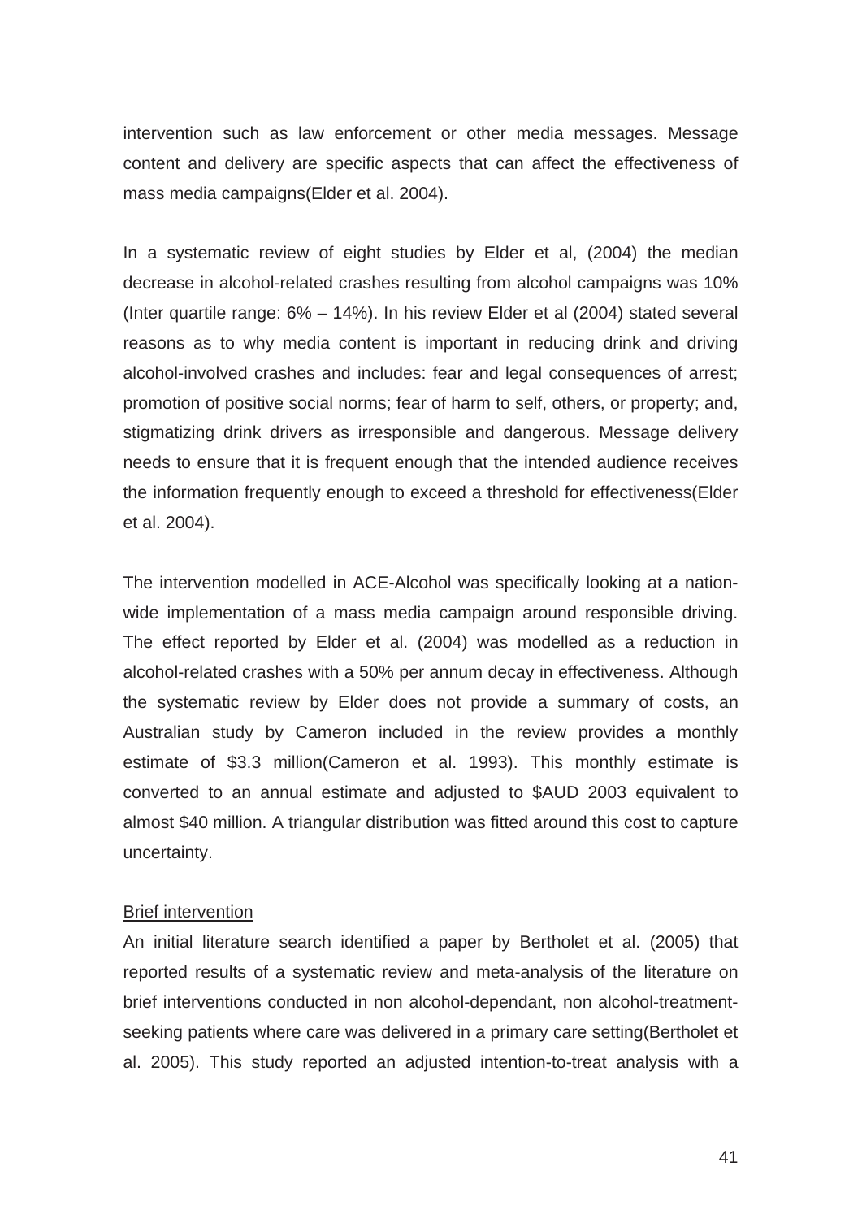intervention such as law enforcement or other media messages. Message content and delivery are specific aspects that can affect the effectiveness of mass media campaigns(Elder et al. 2004).

In a systematic review of eight studies by Elder et al, (2004) the median decrease in alcohol-related crashes resulting from alcohol campaigns was 10% (Inter quartile range: 6% – 14%). In his review Elder et al (2004) stated several reasons as to why media content is important in reducing drink and driving alcohol-involved crashes and includes: fear and legal consequences of arrest; promotion of positive social norms; fear of harm to self, others, or property; and, stigmatizing drink drivers as irresponsible and dangerous. Message delivery needs to ensure that it is frequent enough that the intended audience receives the information frequently enough to exceed a threshold for effectiveness(Elder et al. 2004).

The intervention modelled in ACE-Alcohol was specifically looking at a nation-wide implementation of a mass media campaign around responsible driving. The effect reported by Elder et al. (2004) was modelled as a reduction in alcohol-related crashes with a 50% per annum decay in effectiveness. Although the systematic review by Elder does not provide a summary of costs, an Australian study by Cameron included in the review provides a monthly estimate of $3.3 million(Cameron et al. 1993). This monthly estimate is converted to an annual estimate and adjusted to $AUD 2003 equivalent to almost $40 million. A triangular distribution was fitted around this cost to capture uncertainty.

<u>Brief intervention</u>

An initial literature search identified a paper by Bertholet et al. (2005) that reported results of a systematic review and meta-analysis of the literature on brief interventions conducted in non alcohol-dependant, non alcohol-treatment-seeking patients where care was delivered in a primary care setting(Bertholet et al. 2005). This study reported an adjusted intention-to-treat analysis with a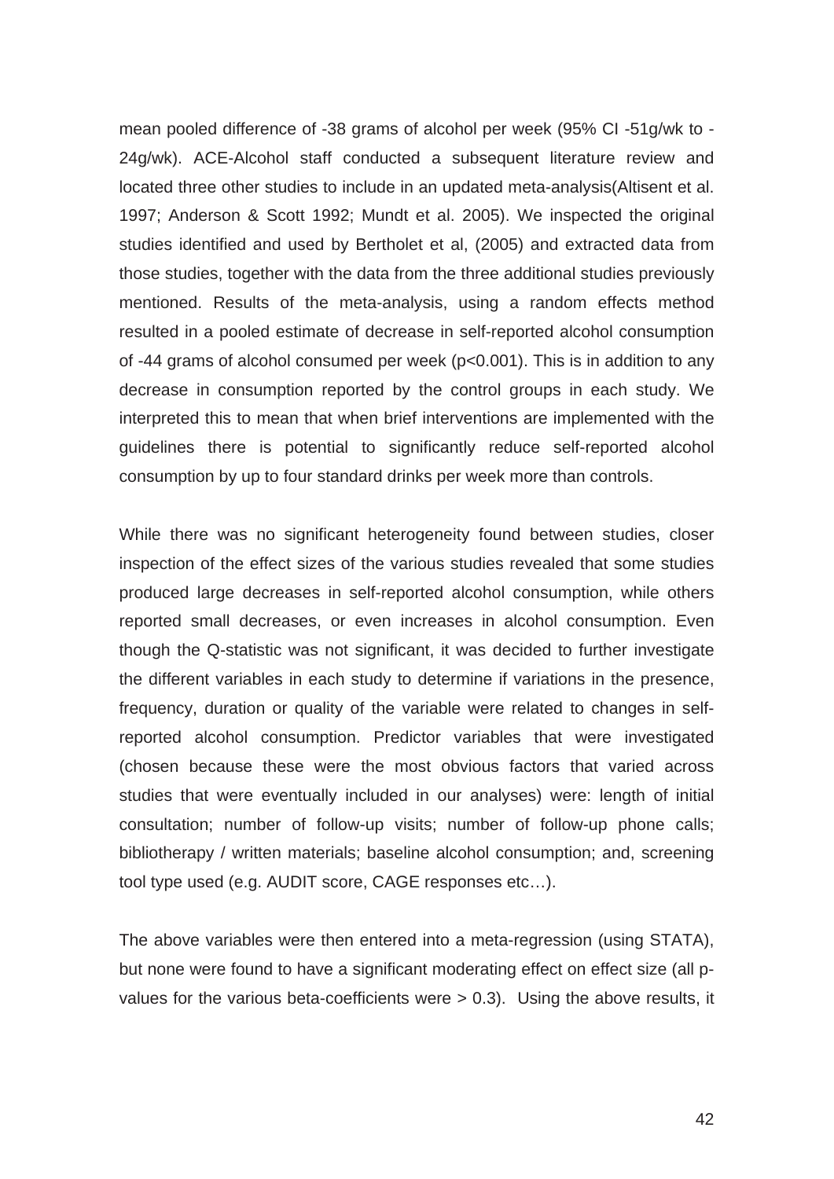mean pooled difference of -38 grams of alcohol per week (95% CI -51g/wk to -24g/wk). ACE-Alcohol staff conducted a subsequent literature review and located three other studies to include in an updated meta-analysis(Altisent et al. 1997; Anderson & Scott 1992; Mundt et al. 2005). We inspected the original studies identified and used by Bertholet et al, (2005) and extracted data from those studies, together with the data from the three additional studies previously mentioned. Results of the meta-analysis, using a random effects method resulted in a pooled estimate of decrease in self-reported alcohol consumption of -44 grams of alcohol consumed per week ($p<0.001$). This is in addition to any decrease in consumption reported by the control groups in each study. We interpreted this to mean that when brief interventions are implemented with the guidelines there is potential to significantly reduce self-reported alcohol consumption by up to four standard drinks per week more than controls.

While there was no significant heterogeneity found between studies, closer inspection of the effect sizes of the various studies revealed that some studies produced large decreases in self-reported alcohol consumption, while others reported small decreases, or even increases in alcohol consumption. Even though the Q-statistic was not significant, it was decided to further investigate the different variables in each study to determine if variations in the presence, frequency, duration or quality of the variable were related to changes in self-reported alcohol consumption. Predictor variables that were investigated (chosen because these were the most obvious factors that varied across studies that were eventually included in our analyses) were: length of initial consultation; number of follow-up visits; number of follow-up phone calls; bibliotherapy / written materials; baseline alcohol consumption; and, screening tool type used (e.g. AUDIT score, CAGE responses etc…).

The above variables were then entered into a meta-regression (using STATA), but none were found to have a significant moderating effect on effect size (all p-values for the various beta-coefficients were $> 0.3$). Using the above results, it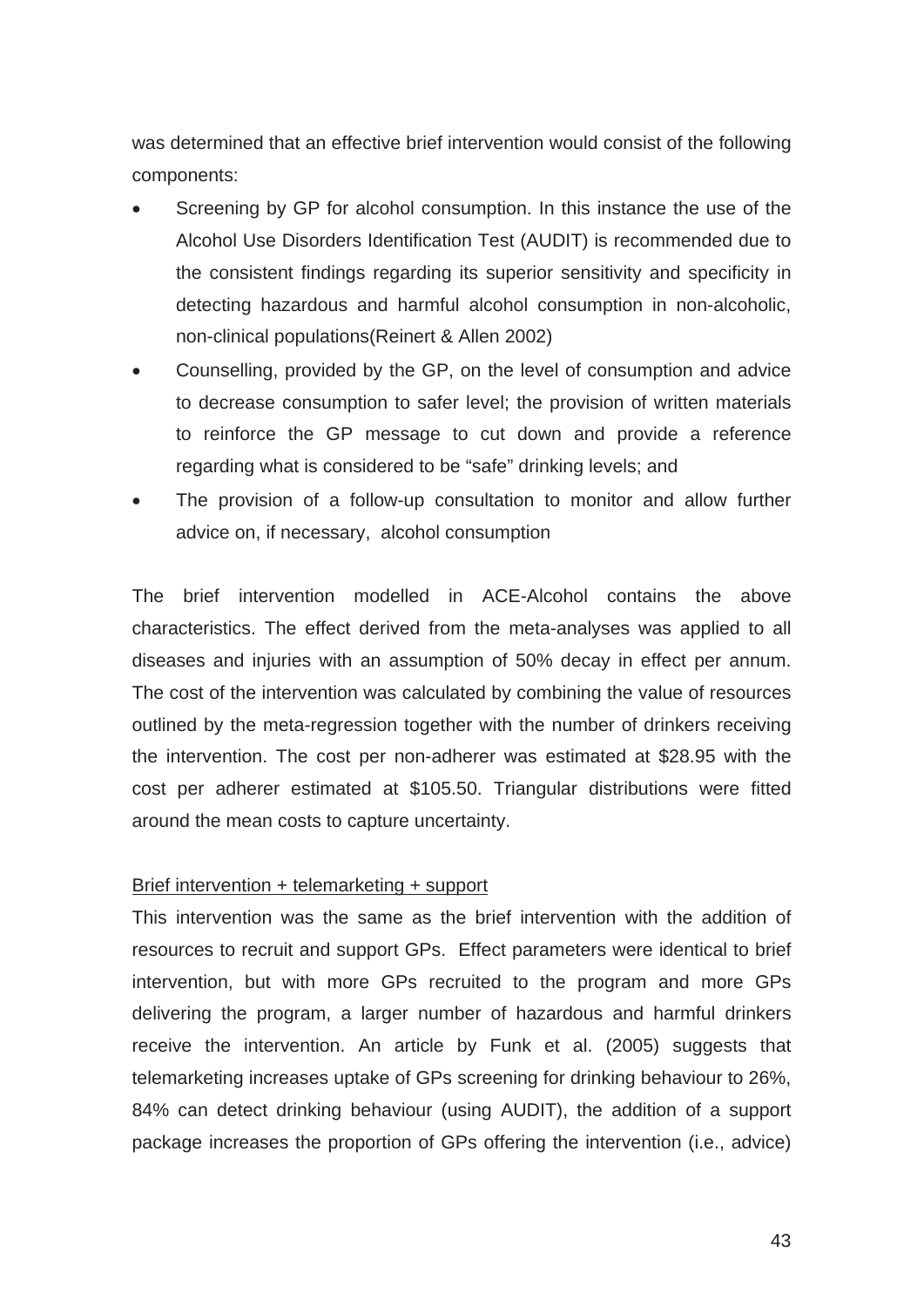was determined that an effective brief intervention would consist of the following components:

- Screening by GP for alcohol consumption. In this instance the use of the Alcohol Use Disorders Identification Test (AUDIT) is recommended due to the consistent findings regarding its superior sensitivity and specificity in detecting hazardous and harmful alcohol consumption in non-alcoholic, non-clinical populations(Reinert & Allen 2002)
- Counselling, provided by the GP, on the level of consumption and advice to decrease consumption to safer level; the provision of written materials to reinforce the GP message to cut down and provide a reference regarding what is considered to be "safe" drinking levels; and
- The provision of a follow-up consultation to monitor and allow further advice on, if necessary, alcohol consumption

The brief intervention modelled in ACE-Alcohol contains the above characteristics. The effect derived from the meta-analyses was applied to all diseases and injuries with an assumption of 50% decay in effect per annum. The cost of the intervention was calculated by combining the value of resources outlined by the meta-regression together with the number of drinkers receiving the intervention. The cost per non-adherer was estimated at $28.95 with the cost per adherer estimated at $105.50. Triangular distributions were fitted around the mean costs to capture uncertainty.

<u>Brief intervention + telemarketing + support</u>

This intervention was the same as the brief intervention with the addition of resources to recruit and support GPs. Effect parameters were identical to brief intervention, but with more GPs recruited to the program and more GPs delivering the program, a larger number of hazardous and harmful drinkers receive the intervention. An article by Funk et al. (2005) suggests that telemarketing increases uptake of GPs screening for drinking behaviour to 26%, 84% can detect drinking behaviour (using AUDIT), the addition of a support package increases the proportion of GPs offering the intervention (i.e., advice)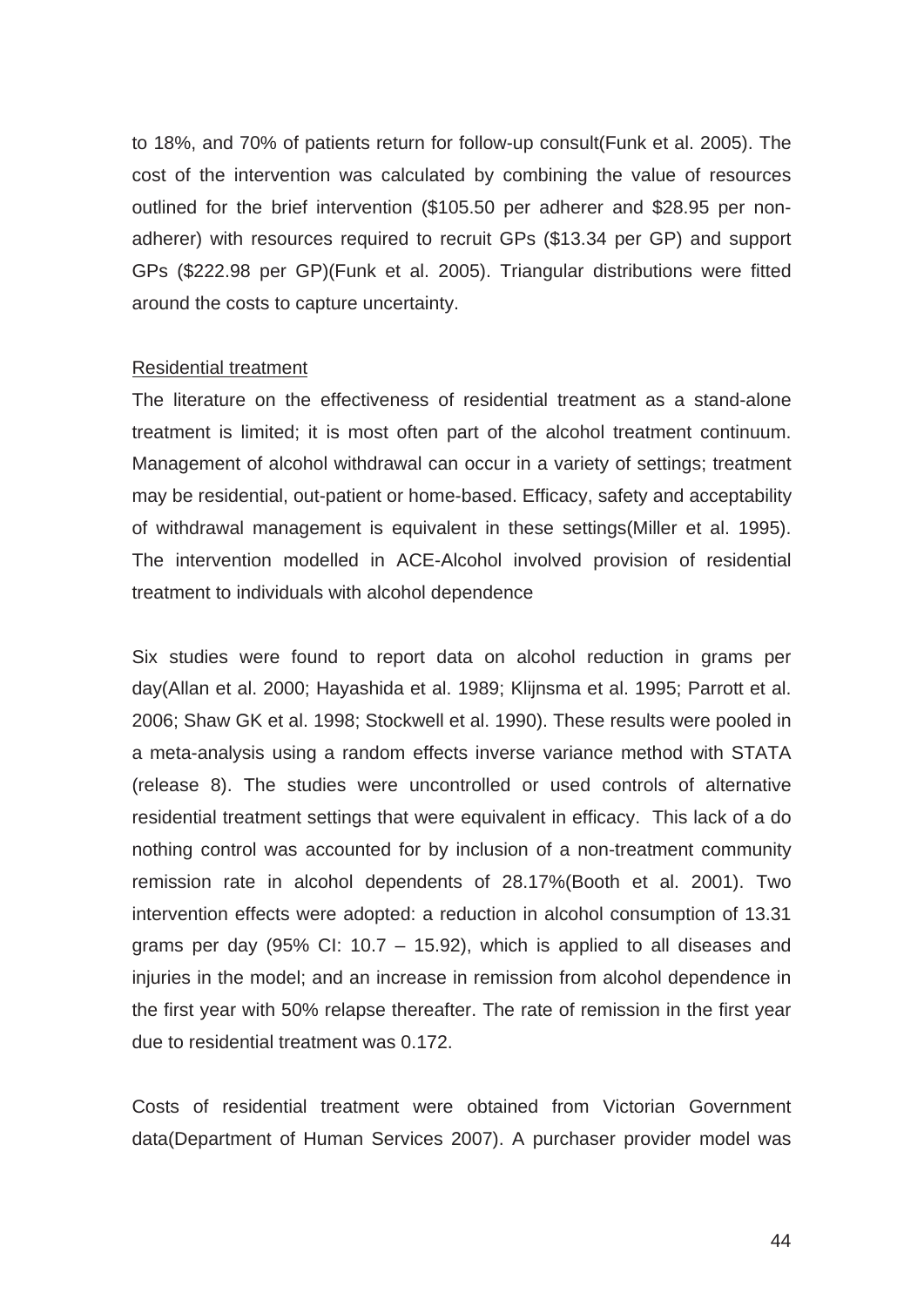to 18%, and 70% of patients return for follow-up consult(Funk et al. 2005). The cost of the intervention was calculated by combining the value of resources outlined for the brief intervention ($105.50 per adherer and $28.95 per non-adherer) with resources required to recruit GPs ($13.34 per GP) and support GPs ($222.98 per GP)(Funk et al. 2005). Triangular distributions were fitted around the costs to capture uncertainty.

<u>Residential treatment</u>

The literature on the effectiveness of residential treatment as a stand-alone treatment is limited; it is most often part of the alcohol treatment continuum. Management of alcohol withdrawal can occur in a variety of settings; treatment may be residential, out-patient or home-based. Efficacy, safety and acceptability of withdrawal management is equivalent in these settings(Miller et al. 1995). The intervention modelled in ACE-Alcohol involved provision of residential treatment to individuals with alcohol dependence

Six studies were found to report data on alcohol reduction in grams per day(Allan et al. 2000; Hayashida et al. 1989; Klijnsma et al. 1995; Parrott et al. 2006; Shaw GK et al. 1998; Stockwell et al. 1990). These results were pooled in a meta-analysis using a random effects inverse variance method with STATA (release 8). The studies were uncontrolled or used controls of alternative residential treatment settings that were equivalent in efficacy. This lack of a do nothing control was accounted for by inclusion of a non-treatment community remission rate in alcohol dependents of 28.17%(Booth et al. 2001). Two intervention effects were adopted: a reduction in alcohol consumption of 13.31 grams per day (95% CI: 10.7 – 15.92), which is applied to all diseases and injuries in the model; and an increase in remission from alcohol dependence in the first year with 50% relapse thereafter. The rate of remission in the first year due to residential treatment was 0.172.

Costs of residential treatment were obtained from Victorian Government data(Department of Human Services 2007). A purchaser provider model was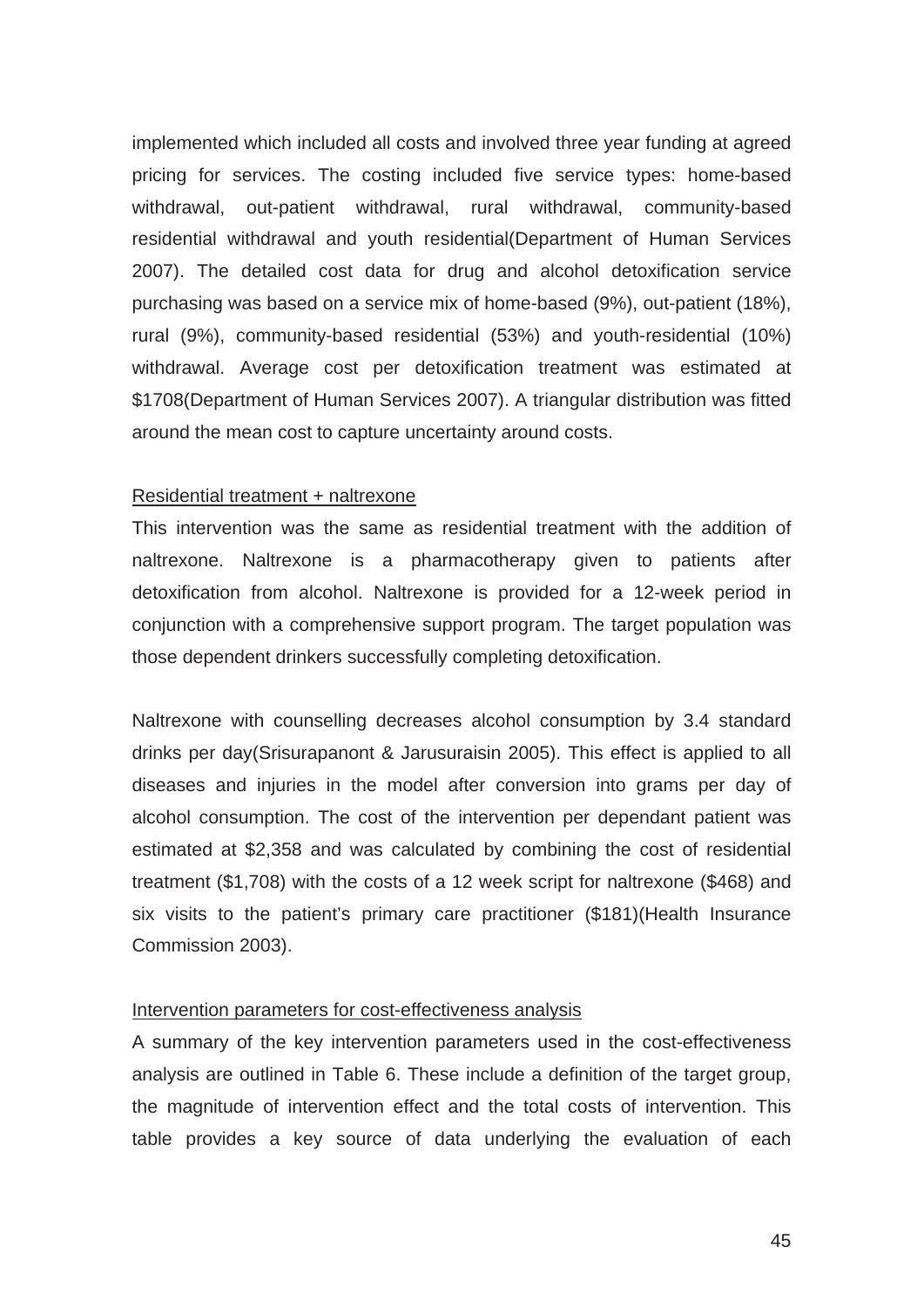implemented which included all costs and involved three year funding at agreed pricing for services. The costing included five service types: home-based withdrawal, out-patient withdrawal, rural withdrawal, community-based residential withdrawal and youth residential(Department of Human Services 2007). The detailed cost data for drug and alcohol detoxification service purchasing was based on a service mix of home-based (9%), out-patient (18%), rural (9%), community-based residential (53%) and youth-residential (10%) withdrawal. Average cost per detoxification treatment was estimated at $1708(Department of Human Services 2007). A triangular distribution was fitted around the mean cost to capture uncertainty around costs.

<u>Residential treatment + naltrexone</u>

This intervention was the same as residential treatment with the addition of naltrexone. Naltrexone is a pharmacotherapy given to patients after detoxification from alcohol. Naltrexone is provided for a 12-week period in conjunction with a comprehensive support program. The target population was those dependent drinkers successfully completing detoxification.

Naltrexone with counselling decreases alcohol consumption by 3.4 standard drinks per day(Srisurapanont & Jarusuraisin 2005). This effect is applied to all diseases and injuries in the model after conversion into grams per day of alcohol consumption. The cost of the intervention per dependant patient was estimated at $2,358 and was calculated by combining the cost of residential treatment ($1,708) with the costs of a 12 week script for naltrexone ($468) and six visits to the patient's primary care practitioner ($181)(Health Insurance Commission 2003).

<u>Intervention parameters for cost-effectiveness analysis</u>

A summary of the key intervention parameters used in the cost-effectiveness analysis are outlined in Table 6. These include a definition of the target group, the magnitude of intervention effect and the total costs of intervention. This table provides a key source of data underlying the evaluation of each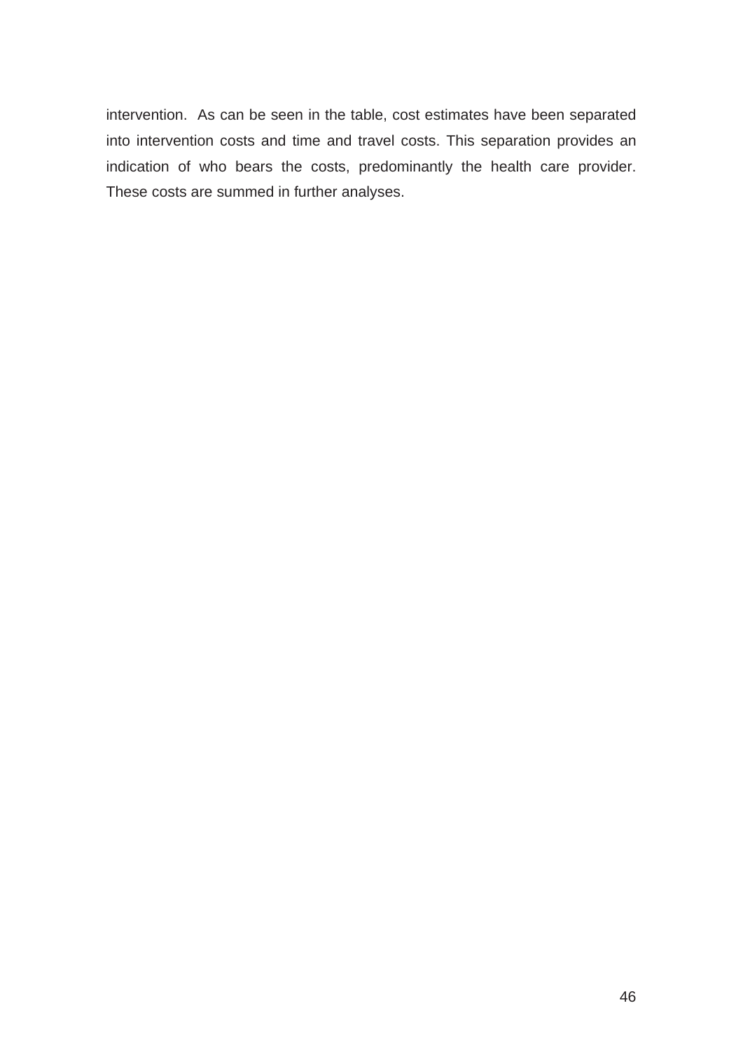intervention. As can be seen in the table, cost estimates have been separated into intervention costs and time and travel costs. This separation provides an indication of who bears the costs, predominantly the health care provider. These costs are summed in further analyses.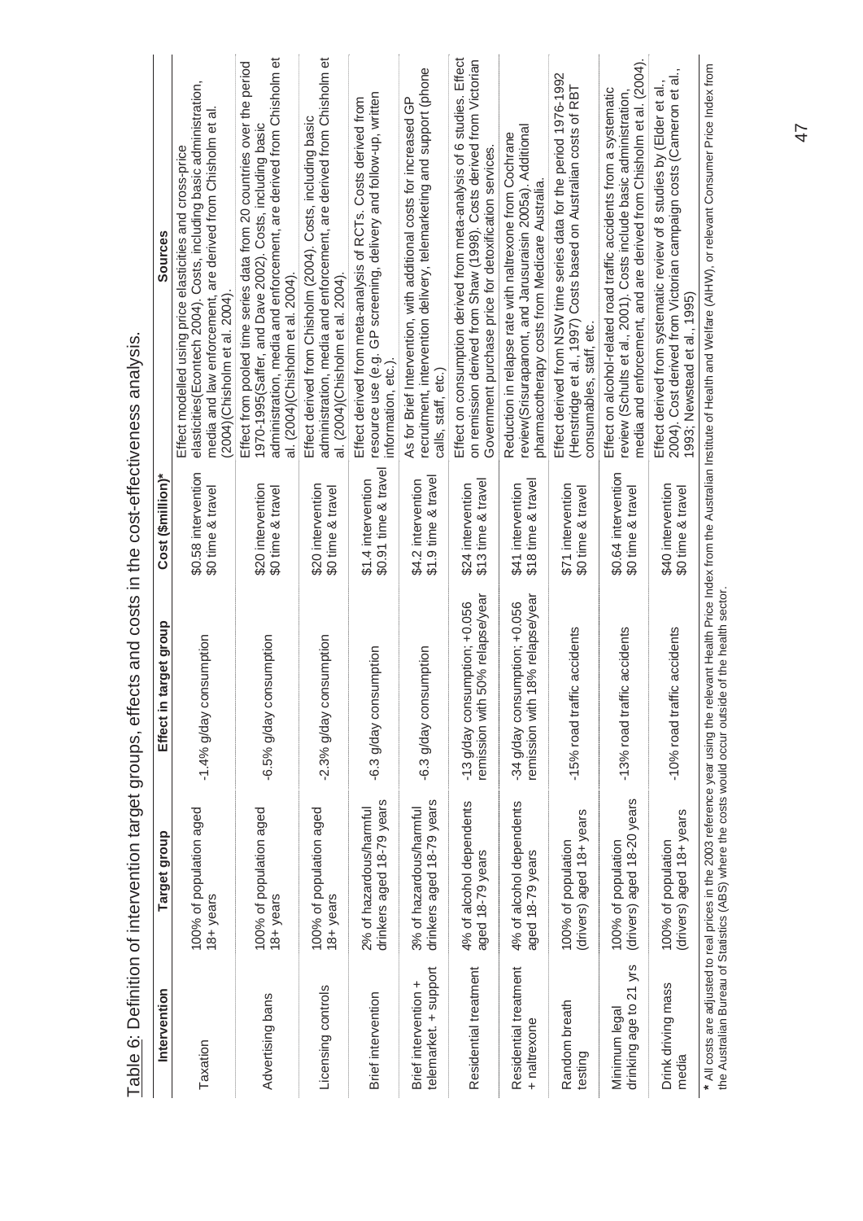Table 6: Definition of intervention target groups, effects and costs in the cost-effectiveness analysis.

| Intervention | Target group | Effect in target group | Cost ($million)* | Sources |
|---|---|---|---|---|
| Taxation | 100% of population aged 18+ years | -1.4% g/day consumption | $0.58 intervention<br>$0 time & travel | Effect modelled using price elasticities and cross-price elasticities(Econtech 2004). Costs, including basic administration, media and law enforcement, are derived from Chisholm et al. (2004)(Chisholm et al. 2004). |
| Advertising bans | 100% of population aged 18+ years | -6.5% g/day consumption | $20 intervention<br>$0 time & travel | Effect from pooled time series data from 20 countries over the period 1970-1995(Saffer, and Dave 2002). Costs, including basic administration, media and enforcement, are derived from Chisholm et al. (2004)(Chisholm et al. 2004). |
| Licensing controls | 100% of population aged 18+ years | -2.3% g/day consumption | $20 intervention<br>$0 time & travel | Effect derived from Chisholm (2004). Costs, including basic administration, media and enforcement, are derived from Chisholm et al. (2004)(Chisholm et al. 2004). |
| Brief intervention | 2% of hazardous/harmful drinkers aged 18-79 years | -6.3 g/day consumption | $1.4 intervention<br>$0.91 time & travel | Effect derived from meta-analysis of RCTs. Costs derived from resource use (e.g. GP screening, delivery and follow-up, written information, etc.). |
| Brief intervention + telemarket. + support | 3% of hazardous/harmful drinkers aged 18-79 years | -6.3 g/day consumption | $4.2 intervention<br>$1.9 time & travel | As for Brief Intervention, with additional costs for increased GP recruitment, intervention delivery, telemarketing and support (phone calls, staff, etc.) |
| Residential treatment | 4% of alcohol dependents aged 18-79 years | -13 g/day consumption; +0.056 remission with 50% relapse/year | $24 intervention<br>$13 time & travel | Effect on consumption derived from meta-analysis of 6 studies. Effect on remission derived from Shaw (1998). Costs derived from Victorian Government purchase price for detoxification services. |
| Residential treatment + naltrexone | 4% of alcohol dependents aged 18-79 years | -34 g/day consumption; +0.056 remission with 18% relapse/year | $41 intervention<br>$18 time & travel | Reduction in relapse rate with naltrexone from Cochrane review(Srisurapanont, and Jarusuraisin 2005a). Additional pharmacotherapy costs from Medicare Australia. |
| Random breath testing | 100% of population (drivers) aged 18+ years | -15% road traffic accidents | $71 intervention<br>$0 time & travel | Effect derived from NSW time series data for the period 1976-1992 (Henstridge et al., 1997) Costs based on Australian costs of RBT consumables, staff, etc. |
| Minimum legal drinking age to 21 yrs | 100% of population (drivers) aged 18-20 years | -13% road traffic accidents | $0.64 intervention<br>$0 time & travel | Effect on alcohol-related road traffic accidents from a systematic review (Schults et al., 2001). Costs include basic administration, media and enforcement, and are derived from Chisholm et al. (2004). |
| Drink driving mass media | 100% of population (drivers) aged 18+ years | -10% road traffic accidents | $40 intervention<br>$0 time & travel | Effect derived from systematic review of 8 studies by (Elder et al., 2004). Cost derived from Victorian campaign costs (Cameron et al., 1993; Newstead et al., 1995) |

**\*** All costs are adjusted to real prices in the 2003 reference year using the relevant Health Price Index from the Australian Institute of Health and Welfare (AIHW), or relevant Consumer Price Index from the Australian Bureau of Statistics (ABS) where the costs would occur outside of the health sector.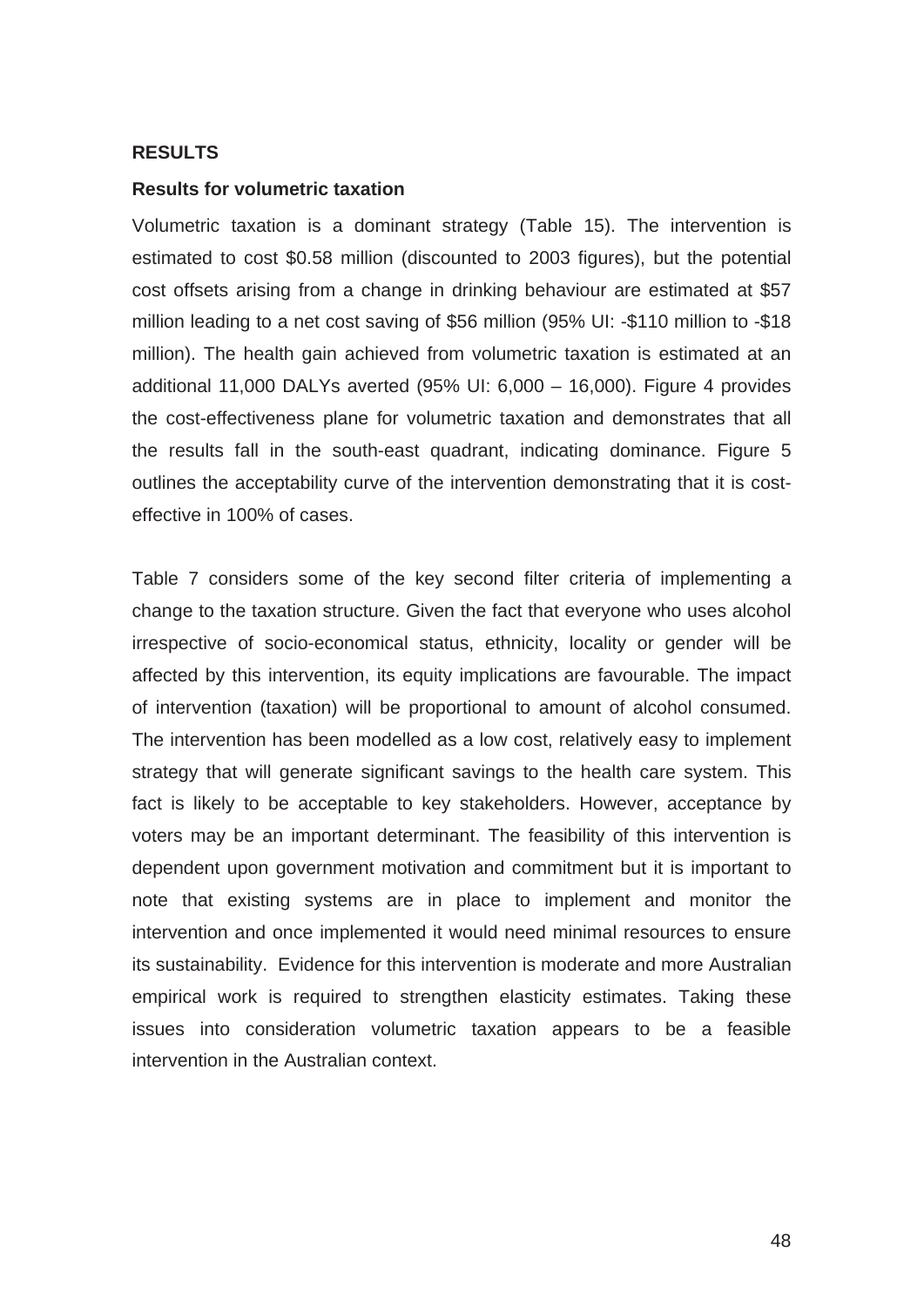## RESULTS

### Results for volumetric taxation

Volumetric taxation is a dominant strategy (Table 15). The intervention is estimated to cost $0.58 million (discounted to 2003 figures), but the potential cost offsets arising from a change in drinking behaviour are estimated at $57 million leading to a net cost saving of $56 million (95% UI: -$110 million to -$18 million). The health gain achieved from volumetric taxation is estimated at an additional 11,000 DALYs averted (95% UI: 6,000 – 16,000). Figure 4 provides the cost-effectiveness plane for volumetric taxation and demonstrates that all the results fall in the south-east quadrant, indicating dominance. Figure 5 outlines the acceptability curve of the intervention demonstrating that it is cost-effective in 100% of cases.

Table 7 considers some of the key second filter criteria of implementing a change to the taxation structure. Given the fact that everyone who uses alcohol irrespective of socio-economical status, ethnicity, locality or gender will be affected by this intervention, its equity implications are favourable. The impact of intervention (taxation) will be proportional to amount of alcohol consumed. The intervention has been modelled as a low cost, relatively easy to implement strategy that will generate significant savings to the health care system. This fact is likely to be acceptable to key stakeholders. However, acceptance by voters may be an important determinant. The feasibility of this intervention is dependent upon government motivation and commitment but it is important to note that existing systems are in place to implement and monitor the intervention and once implemented it would need minimal resources to ensure its sustainability. Evidence for this intervention is moderate and more Australian empirical work is required to strengthen elasticity estimates. Taking these issues into consideration volumetric taxation appears to be a feasible intervention in the Australian context.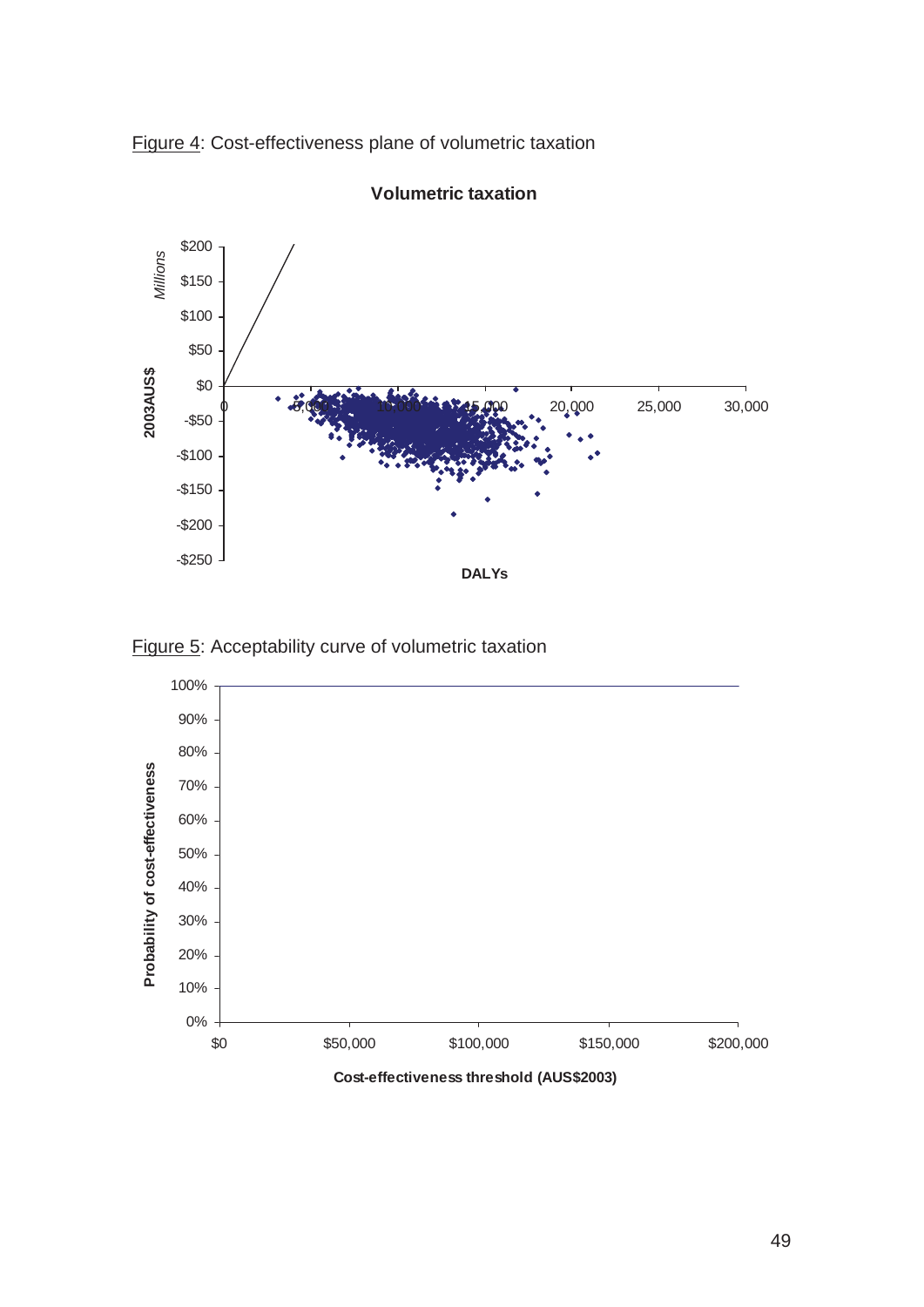Figure 4: Cost-effectiveness plane of volumetric taxation

Figure 5: Acceptability curve of volumetric taxation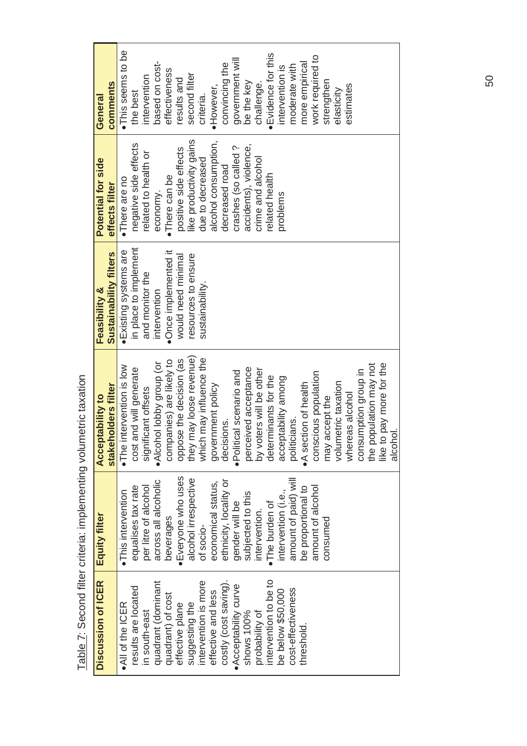Table 7: Second filter criteria: implementing volumetric taxation

| Discussion of ICER | Equity filter | Acceptability to stakeholders filter | Feasibility & Sustainability filters | Potential for side effects filter | General comments |
|---|---|---|---|---|---|
| • All of the ICER results are located in south-east quadrant (dominant quadrant) of cost effective plane suggesting the intervention is more effective and less costly (cost saving).<br>• Acceptability curve shows 100% probability of intervention to be to be below $50,000 cost-effectiveness threshold. | • This intervention equalises tax rate per litre of alcohol across all alcoholic beverages<br>• Everyone who uses alcohol irrespective of socio-economical status, ethnicity, locality or gender will be subjected to this intervention.<br>• The burden of intervention (i.e., amount of paid) will be proportional to amount of alcohol consumed | • The intervention is low cost and will generate significant offsets<br>• Alcohol lobby group (or companies) are likely to oppose the decision (as they may loose revenue) which may influence the government policy decisions.<br>• Political scenario and perceived acceptance by voters will be other determinants for the acceptability among politicians.<br>• A section of health conscious population may accept the volumetric taxation whereas alcohol consumption group in the population may not like to pay more for the alcohol. | • Existing systems are in place to implement and monitor the intervention<br>• Once implemented it would need minimal resources to ensure sustainability. | • There are no negative side effects related to health or economy.<br>• There can be positive side effects like productivity gains due to decreased alcohol consumption, decreased road crashes (so called ? accidents), violence, crime and alcohol related health problems | • This seems to be the best intervention based on cost-effectiveness results and second filter criteria.<br>• However, convincing the government will be the key challenge.<br>• Evidence for this intervention is moderate with more empirical work required to strengthen elasticity estimates |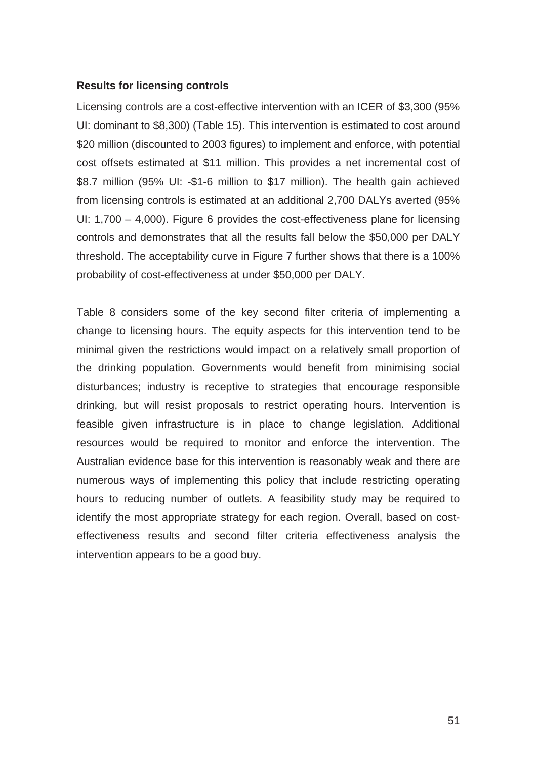**Results for licensing controls**

Licensing controls are a cost-effective intervention with an ICER of $3,300 (95% UI: dominant to $8,300) (Table 15). This intervention is estimated to cost around $20 million (discounted to 2003 figures) to implement and enforce, with potential cost offsets estimated at $11 million. This provides a net incremental cost of $8.7 million (95% UI: -$1-6 million to $17 million). The health gain achieved from licensing controls is estimated at an additional 2,700 DALYs averted (95% UI: 1,700 – 4,000). Figure 6 provides the cost-effectiveness plane for licensing controls and demonstrates that all the results fall below the $50,000 per DALY threshold. The acceptability curve in Figure 7 further shows that there is a 100% probability of cost-effectiveness at under $50,000 per DALY.

Table 8 considers some of the key second filter criteria of implementing a change to licensing hours. The equity aspects for this intervention tend to be minimal given the restrictions would impact on a relatively small proportion of the drinking population. Governments would benefit from minimising social disturbances; industry is receptive to strategies that encourage responsible drinking, but will resist proposals to restrict operating hours. Intervention is feasible given infrastructure is in place to change legislation. Additional resources would be required to monitor and enforce the intervention. The Australian evidence base for this intervention is reasonably weak and there are numerous ways of implementing this policy that include restricting operating hours to reducing number of outlets. A feasibility study may be required to identify the most appropriate strategy for each region. Overall, based on cost-effectiveness results and second filter criteria effectiveness analysis the intervention appears to be a good buy.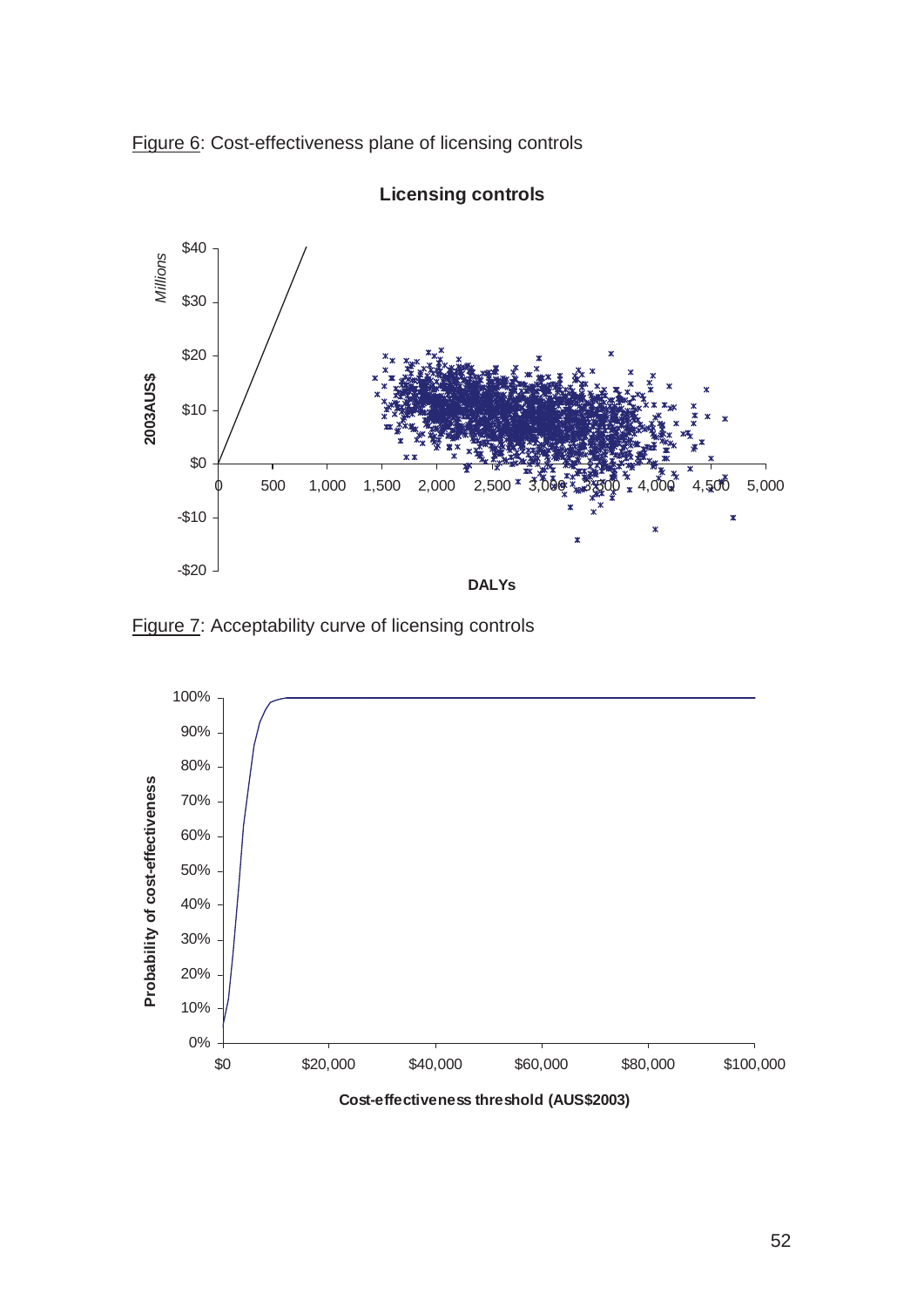Figure 6: Cost-effectiveness plane of licensing controls

Figure 7: Acceptability curve of licensing controls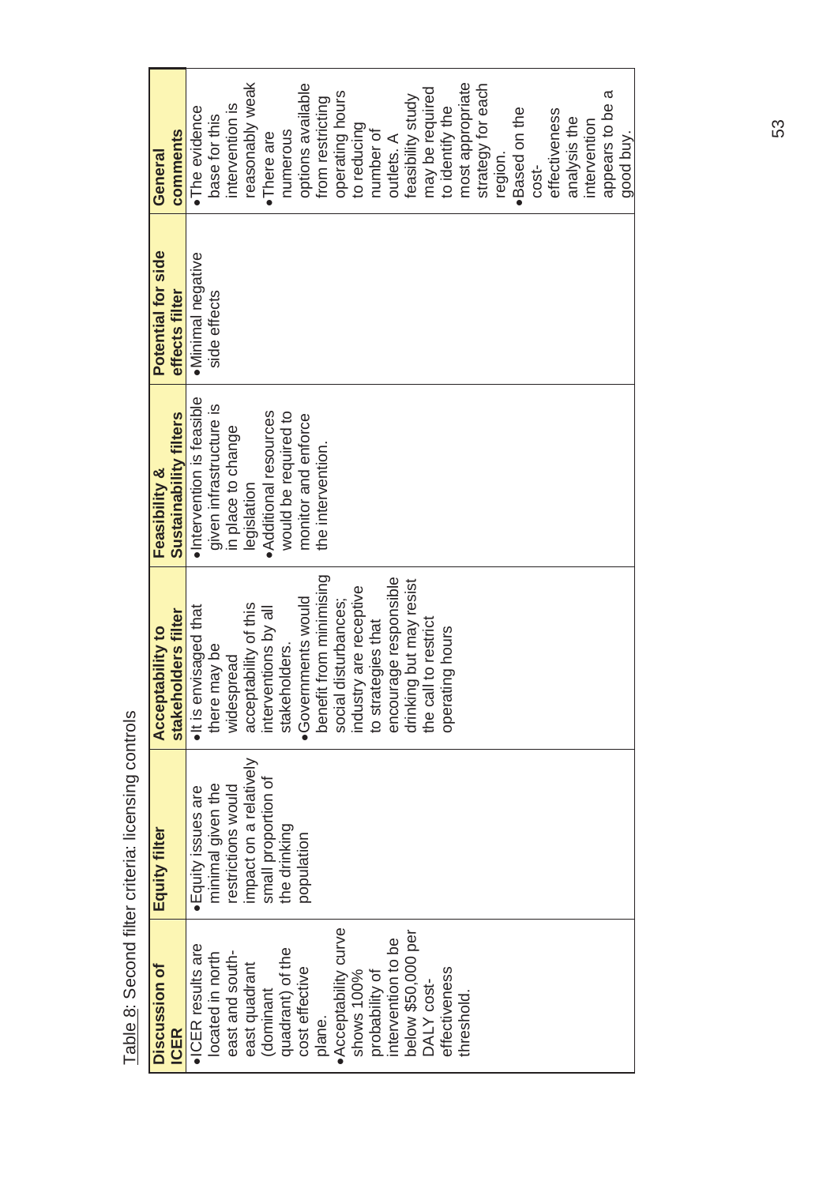Table 8: Second filter criteria: licensing controls

| Discussion of ICER | Equity filter | Acceptability to stakeholders filter | Feasibility & Sustainability filters | Potential for side effects filter | General comments |
|---|---|---|---|---|---|
| • ICER results are located in north east and south-east quadrant (dominant quadrant) of the cost effective plane.<br>• Acceptability curve shows 100% probability of intervention to be below $50,000 per DALY cost-effectiveness threshold. | • Equity issues are minimal given the restrictions would impact on a relatively small proportion of the drinking population | • It is envisaged that there may be widespread acceptability of this interventions by all stakeholders.<br>• Governments would benefit from minimising social disturbances; industry are receptive to strategies that encourage responsible drinking but may resist the call to restrict operating hours | • Intervention is feasible given infrastructure is in place to change legislation<br>• Additional resources would be required to monitor and enforce the intervention. | • Minimal negative side effects | • The evidence base for this intervention is reasonably weak<br>• There are numerous options available from restricting operating hours to reducing number of outlets. A feasibility study may be required to identify the most appropriate strategy for each region.<br>• Based on the cost-effectiveness analysis the intervention appears to be a good buy. |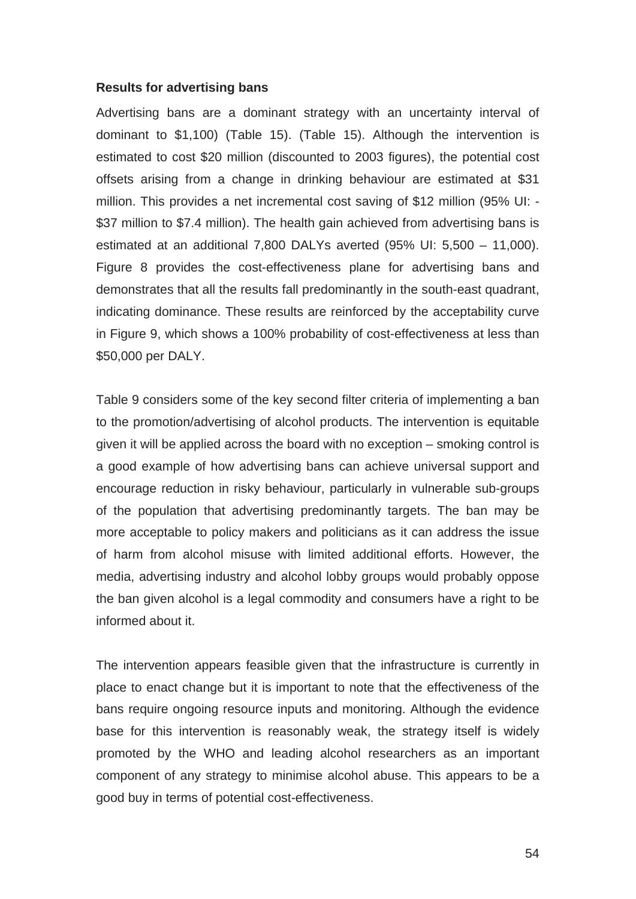**Results for advertising bans**

Advertising bans are a dominant strategy with an uncertainty interval of dominant to $1,100) (Table 15). (Table 15). Although the intervention is estimated to cost $20 million (discounted to 2003 figures), the potential cost offsets arising from a change in drinking behaviour are estimated at $31 million. This provides a net incremental cost saving of $12 million (95% UI: -$37 million to $7.4 million). The health gain achieved from advertising bans is estimated at an additional 7,800 DALYs averted (95% UI: 5,500 – 11,000). Figure 8 provides the cost-effectiveness plane for advertising bans and demonstrates that all the results fall predominantly in the south-east quadrant, indicating dominance. These results are reinforced by the acceptability curve in Figure 9, which shows a 100% probability of cost-effectiveness at less than $50,000 per DALY.

Table 9 considers some of the key second filter criteria of implementing a ban to the promotion/advertising of alcohol products. The intervention is equitable given it will be applied across the board with no exception – smoking control is a good example of how advertising bans can achieve universal support and encourage reduction in risky behaviour, particularly in vulnerable sub-groups of the population that advertising predominantly targets. The ban may be more acceptable to policy makers and politicians as it can address the issue of harm from alcohol misuse with limited additional efforts. However, the media, advertising industry and alcohol lobby groups would probably oppose the ban given alcohol is a legal commodity and consumers have a right to be informed about it.

The intervention appears feasible given that the infrastructure is currently in place to enact change but it is important to note that the effectiveness of the bans require ongoing resource inputs and monitoring. Although the evidence base for this intervention is reasonably weak, the strategy itself is widely promoted by the WHO and leading alcohol researchers as an important component of any strategy to minimise alcohol abuse. This appears to be a good buy in terms of potential cost-effectiveness.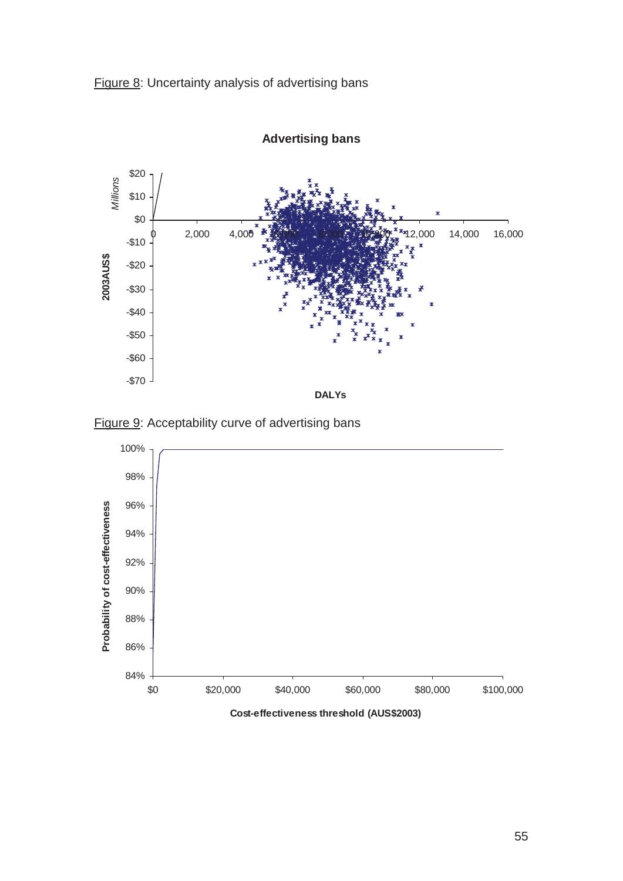Figure 8: Uncertainty analysis of advertising bans

**Advertising bans**

*Millions*

**2003AUS$**

$20
$10
$0
-$10
-$20
-$30
-$40
-$50
-$60
-$70

0 2,000 4,000 6,000 8,000 10,000 12,000 14,000 16,000

**DALYs**

Figure 9: Acceptability curve of advertising bans

**Probability of cost-effectiveness**

100%
98%
96%
94%
92%
90%
88%
86%
84%

$0 $20,000 $40,000 $60,000 $80,000 $100,000

**Cost-effectiveness threshold (AUS$2003)**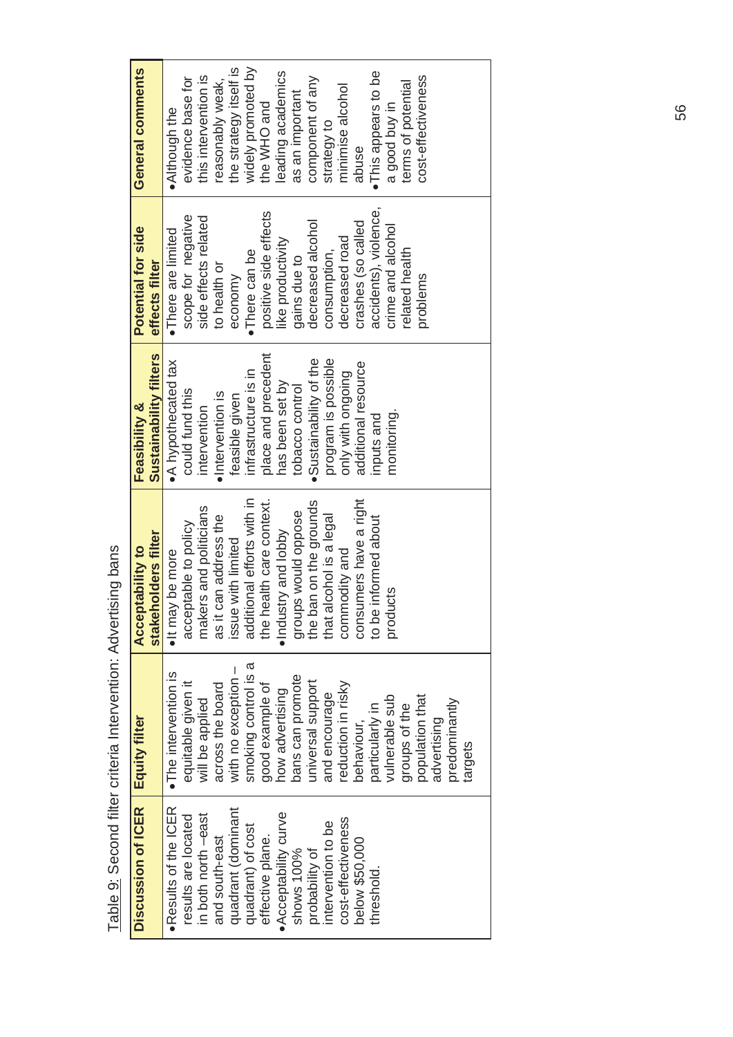Table 9: Second filter criteria Intervention: Advertising bans

| Discussion of ICER | Equity filter | Acceptability to stakeholders filter | Feasibility & Sustainability filters | Potential for side effects filter | General comments |
|---|---|---|---|---|---|
| • Results of the ICER results are located in both north –east and south-east quadrant (dominant quadrant) of cost effective plane.<br>• Acceptability curve shows 100% probability of intervention to be cost-effectiveness below $50,000 threshold. | • The intervention is equitable given it will be applied across the board with no exception – smoking control is a good example of how advertising bans can promote universal support and encourage reduction in risky behaviour, particularly in vulnerable sub groups of the population that advertising predominantly targets | • It may be more acceptable to policy makers and politicians as it can address the issue with limited additional efforts with in the health care context.<br>• Industry and lobby groups would oppose the ban on the grounds that alcohol is a legal commodity and consumers have a right to be informed about products | • A hypothecated tax could fund this intervention<br>• Intervention is feasible given infrastructure is in place and precedent has been set by tobacco control<br>• Sustainability of the program is possible only with ongoing additional resource inputs and monitoring. | • There are limited scope for negative side effects related to health or economy<br>• There can be positive side effects like productivity gains due to decreased alcohol consumption, decreased road crashes (so called accidents), violence, crime and alcohol related health problems | • Although the evidence base for this intervention is reasonably weak, the strategy itself is widely promoted by the WHO and leading academics as an important component of any strategy to minimise alcohol abuse<br>• This appears to be a good buy in terms of potential cost-effectiveness |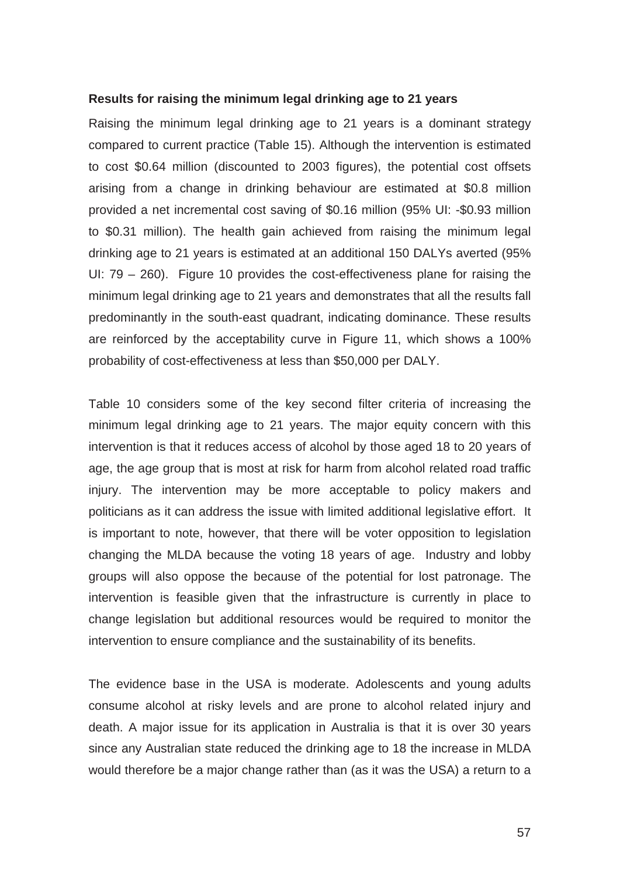**Results for raising the minimum legal drinking age to 21 years**

Raising the minimum legal drinking age to 21 years is a dominant strategy compared to current practice (Table 15). Although the intervention is estimated to cost \$0.64 million (discounted to 2003 figures), the potential cost offsets arising from a change in drinking behaviour are estimated at \$0.8 million provided a net incremental cost saving of \$0.16 million (95% UI: -\$0.93 million to \$0.31 million). The health gain achieved from raising the minimum legal drinking age to 21 years is estimated at an additional 150 DALYs averted (95% UI: 79 – 260). Figure 10 provides the cost-effectiveness plane for raising the minimum legal drinking age to 21 years and demonstrates that all the results fall predominantly in the south-east quadrant, indicating dominance. These results are reinforced by the acceptability curve in Figure 11, which shows a 100% probability of cost-effectiveness at less than \$50,000 per DALY.

Table 10 considers some of the key second filter criteria of increasing the minimum legal drinking age to 21 years. The major equity concern with this intervention is that it reduces access of alcohol by those aged 18 to 20 years of age, the age group that is most at risk for harm from alcohol related road traffic injury. The intervention may be more acceptable to policy makers and politicians as it can address the issue with limited additional legislative effort. It is important to note, however, that there will be voter opposition to legislation changing the MLDA because the voting 18 years of age. Industry and lobby groups will also oppose the because of the potential for lost patronage. The intervention is feasible given that the infrastructure is currently in place to change legislation but additional resources would be required to monitor the intervention to ensure compliance and the sustainability of its benefits.

The evidence base in the USA is moderate. Adolescents and young adults consume alcohol at risky levels and are prone to alcohol related injury and death. A major issue for its application in Australia is that it is over 30 years since any Australian state reduced the drinking age to 18 the increase in MLDA would therefore be a major change rather than (as it was the USA) a return to a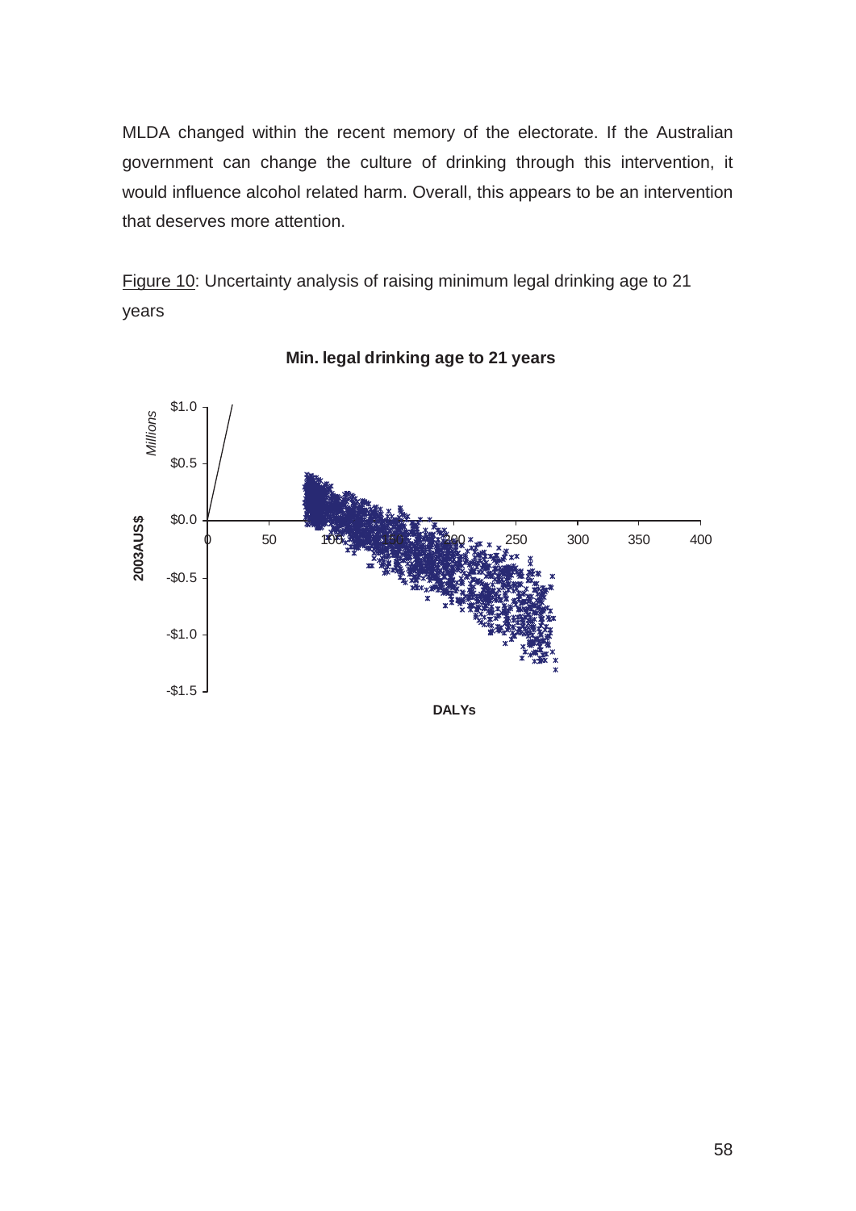MLDA changed within the recent memory of the electorate. If the Australian government can change the culture of drinking through this intervention, it would influence alcohol related harm. Overall, this appears to be an intervention that deserves more attention.

Figure 10: Uncertainty analysis of raising minimum legal drinking age to 21 years

**Min. legal drinking age to 21 years**

*Millions*

$1.0

$0.5

$0.0

-$0.5

-$1.0

-$1.5

**2003AUS$**

0 50 100 150 200 250 300 350 400

**DALYs**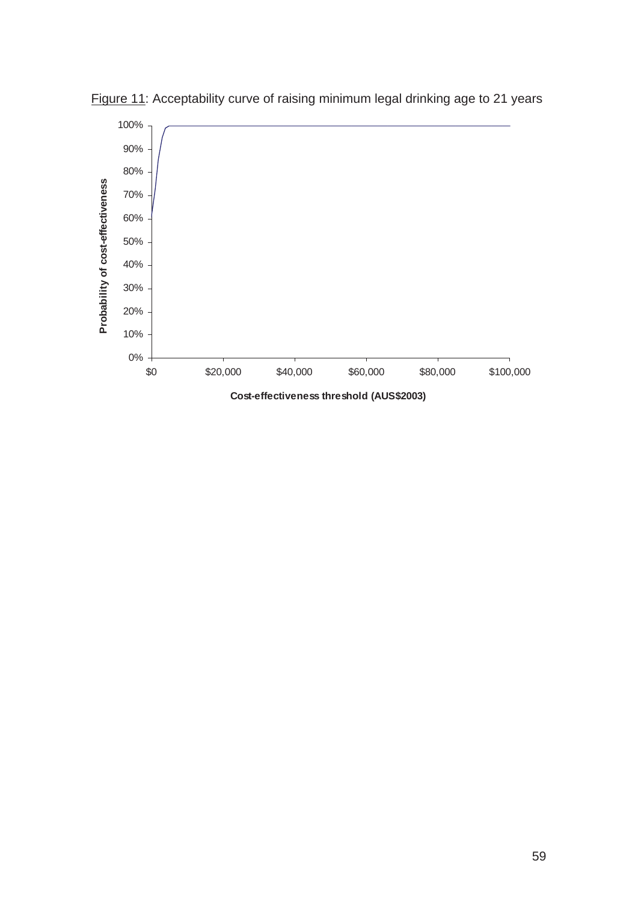Figure 11: Acceptability curve of raising minimum legal drinking age to 21 years

Probability of cost-effectiveness

100%
90%
80%
70%
60%
50%
40%
30%
20%
10%
0%

$0 $20,000 $40,000 $60,000 $80,000 $100,000

Cost-effectiveness threshold (AUS$2003)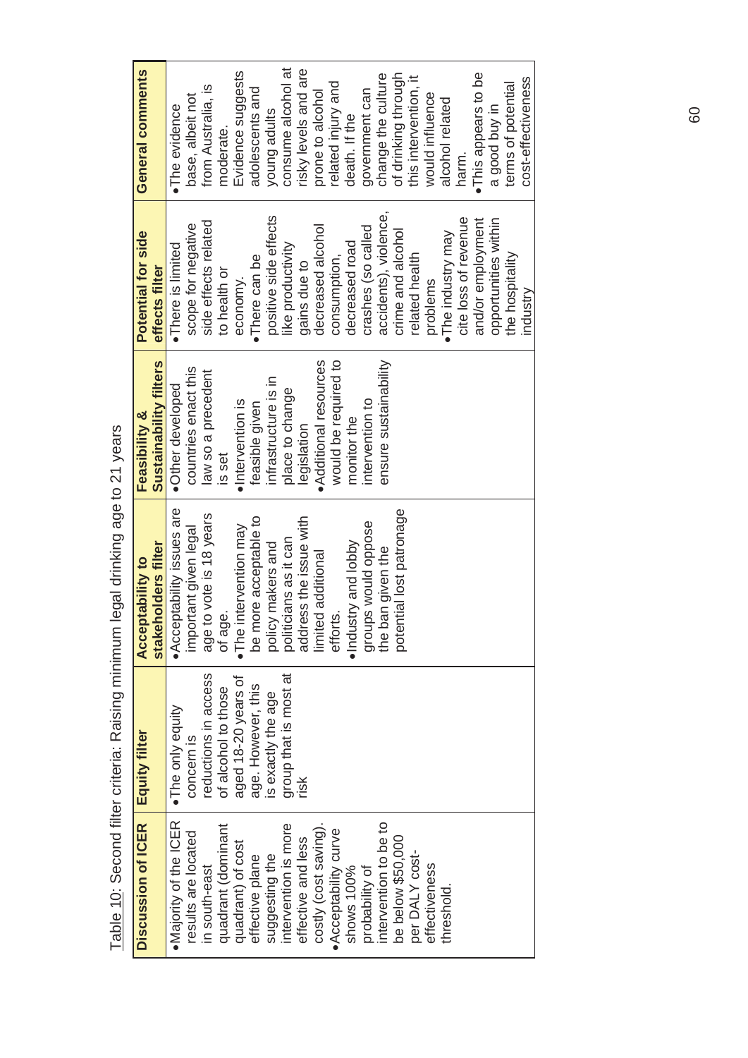Table 10: Second filter criteria: Raising minimum legal drinking age to 21 years

| Discussion of ICER | Equity filter | Acceptability to stakeholders filter | Feasibility & Sustainability filters | Potential for side effects filter | General comments |
|---|---|---|---|---|---|
| • Majority of the ICER results are located in south-east quadrant (dominant quadrant) of cost effective plane suggesting the intervention is more effective and less costly (cost saving).<br>• Acceptability curve shows 100% probability of intervention to be to be below $50,000 per DALY cost-effectiveness threshold. | • The only equity concern is reductions in access of alcohol to those aged 18-20 years of age. However, this is exactly the age group that is most at risk | • Acceptability issues are important given legal age to vote is 18 years of age.<br>• The intervention may be more acceptable to policy makers and politicians as it can address the issue with limited additional efforts.<br>• Industry and lobby groups would oppose the ban given the potential lost patronage | • Other developed countries enact this law so a precedent is set<br>• Intervention is feasible given infrastructure is in place to change legislation<br>• Additional resources would be required to monitor the intervention to ensure sustainability | • There is limited scope for negative side effects related to health or economy.<br>• There can be positive side effects like productivity gains due to decreased alcohol consumption, decreased road crashes (so called accidents), violence, crime and alcohol related health problems<br>• The industry may cite loss of revenue and/or employment opportunities within the hospitality industry | • The evidence base, albeit not from Australia, is moderate. Evidence suggests adolescents and young adults consume alcohol at risky levels and are prone to alcohol related injury and death. If the government can change the culture of drinking through this intervention, it would influence alcohol related harm.<br>• This appears to be a good buy in terms of potential cost-effectiveness |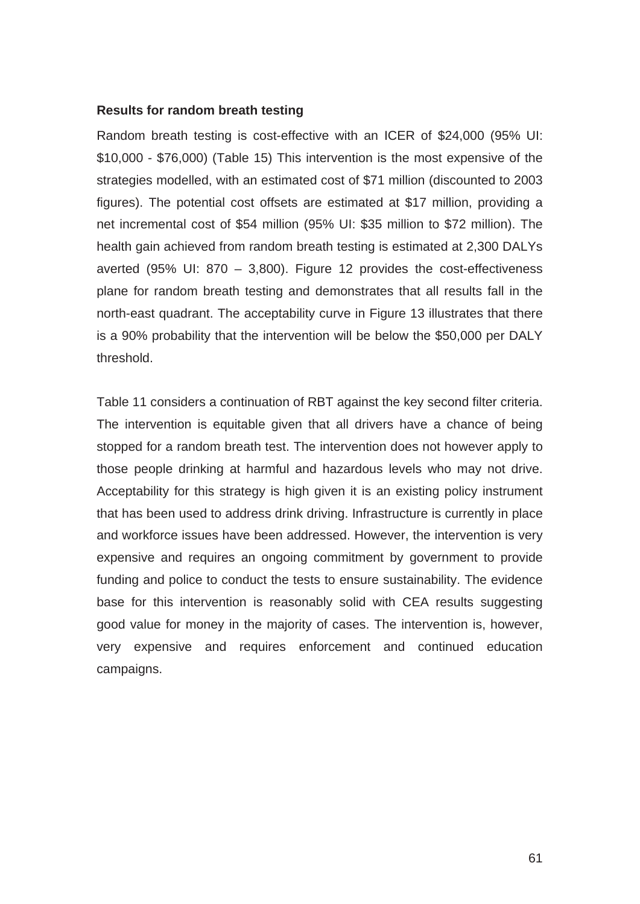**Results for random breath testing**

Random breath testing is cost-effective with an ICER of $24,000 (95% UI: $10,000 - $76,000) (Table 15) This intervention is the most expensive of the strategies modelled, with an estimated cost of $71 million (discounted to 2003 figures). The potential cost offsets are estimated at $17 million, providing a net incremental cost of $54 million (95% UI: $35 million to $72 million). The health gain achieved from random breath testing is estimated at 2,300 DALYs averted (95% UI: 870 – 3,800). Figure 12 provides the cost-effectiveness plane for random breath testing and demonstrates that all results fall in the north-east quadrant. The acceptability curve in Figure 13 illustrates that there is a 90% probability that the intervention will be below the $50,000 per DALY threshold.

Table 11 considers a continuation of RBT against the key second filter criteria. The intervention is equitable given that all drivers have a chance of being stopped for a random breath test. The intervention does not however apply to those people drinking at harmful and hazardous levels who may not drive. Acceptability for this strategy is high given it is an existing policy instrument that has been used to address drink driving. Infrastructure is currently in place and workforce issues have been addressed. However, the intervention is very expensive and requires an ongoing commitment by government to provide funding and police to conduct the tests to ensure sustainability. The evidence base for this intervention is reasonably solid with CEA results suggesting good value for money in the majority of cases. The intervention is, however, very expensive and requires enforcement and continued education campaigns.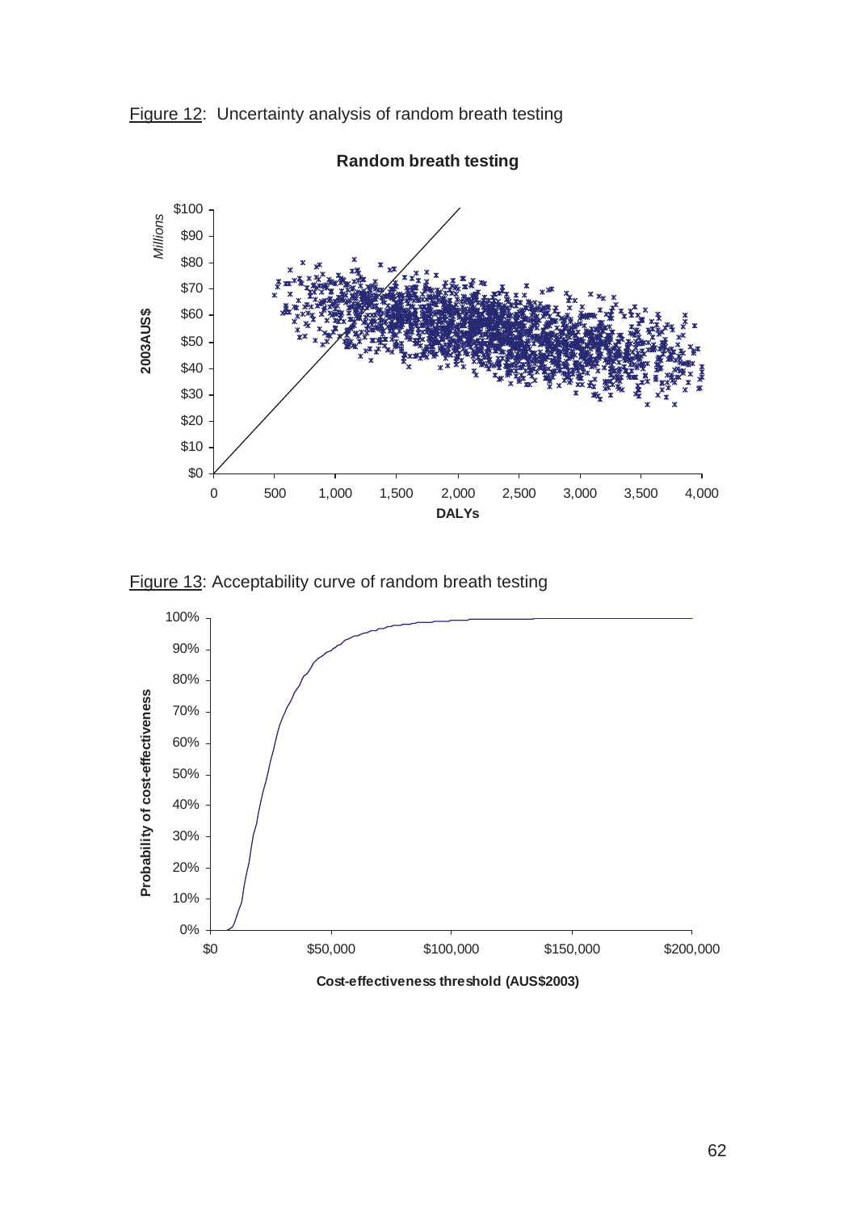Figure 12: Uncertainty analysis of random breath testing

Figure 13: Acceptability curve of random breath testing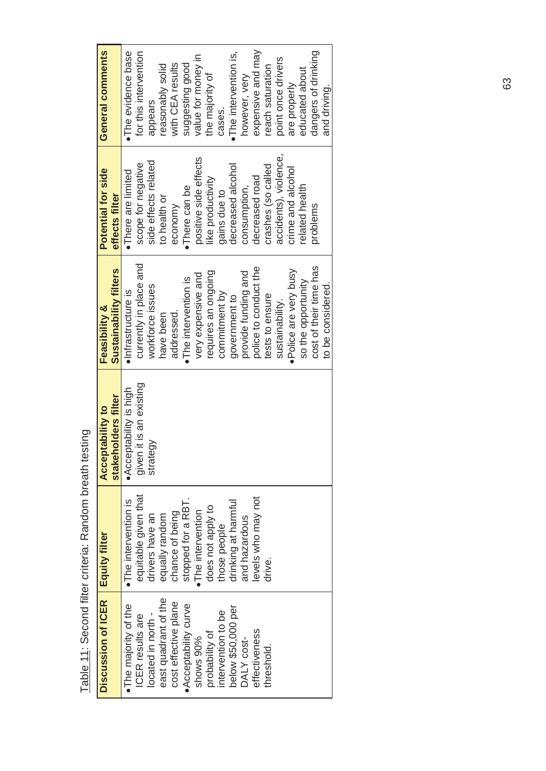Table 11: Second filter criteria: Random breath testing

| Discussion of ICER | Equity filter | Acceptability to stakeholders filter | Feasibility & Sustainability filters | Potential for side effects filter | General comments |
|---|---|---|---|---|---|
| • The majority of the ICER results are located in north - east quadrant of the cost effective plane<br>• Acceptability curve shows 90% probability of intervention to be below $50,000 per DALY cost-effectiveness threshold. | • The intervention is equitable given that drivers have an equally random chance of being stopped for a RBT.<br>• The intervention does not apply to those people drinking at harmful and hazardous levels who may not drive. | • Acceptability is high given it is an existing strategy | • Infrastructure is currently in place and workforce issues have been addressed.<br>• The intervention is very expensive and requires an ongoing commitment by government to provide funding and police to conduct the tests to ensure sustainability.<br>• Police are very busy so the opportunity cost of their time has to be considered. | • There are limited scope for negative side effects related to health or economy<br>• There can be positive side effects like productivity gains due to decreased alcohol consumption, decreased road crashes (so called accidents), violence, crime and alcohol related health problems | • The evidence base for this intervention appears reasonably solid with CEA results suggesting good value for money in the majority of cases.<br>• The intervention is, however, very expensive and may reach saturation point once drivers are properly educated about dangers of drinking and driving. |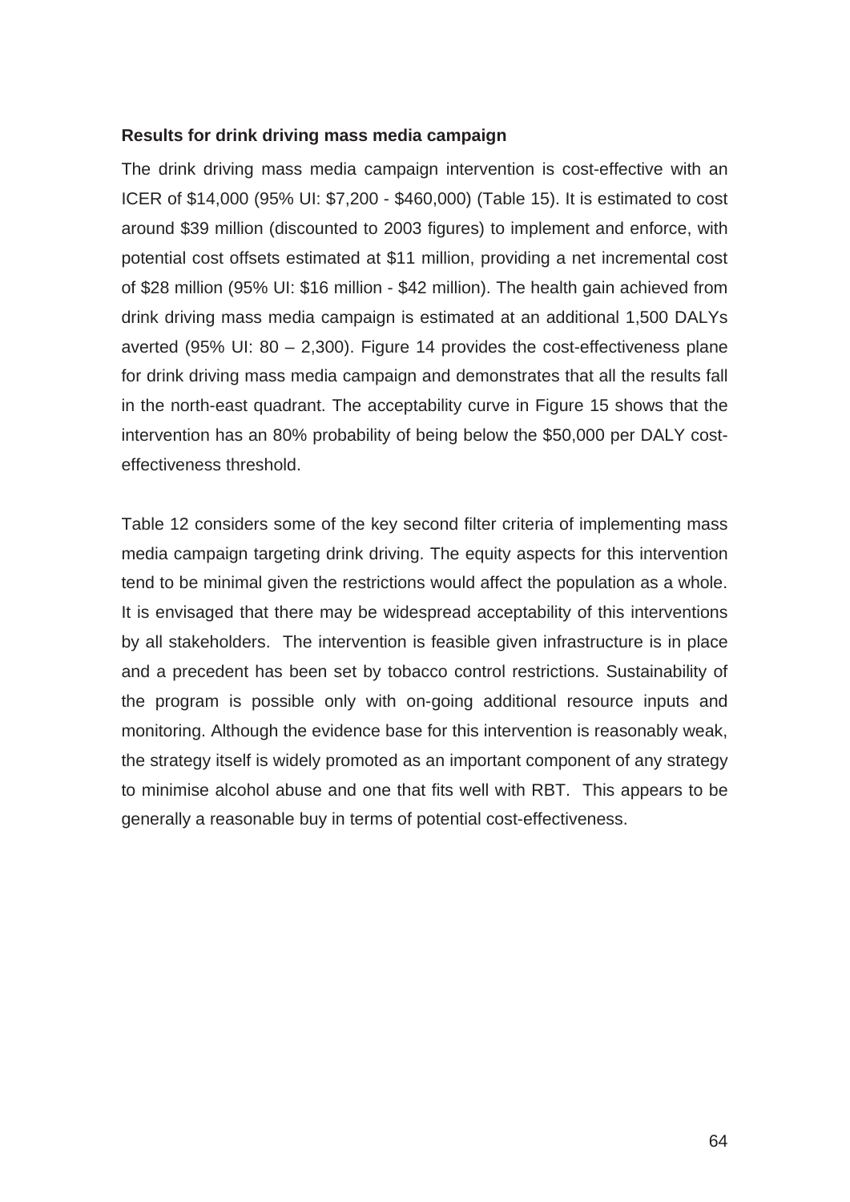**Results for drink driving mass media campaign**

The drink driving mass media campaign intervention is cost-effective with an ICER of $14,000 (95% UI: $7,200 - $460,000) (Table 15). It is estimated to cost around $39 million (discounted to 2003 figures) to implement and enforce, with potential cost offsets estimated at $11 million, providing a net incremental cost of $28 million (95% UI: $16 million - $42 million). The health gain achieved from drink driving mass media campaign is estimated at an additional 1,500 DALYs averted (95% UI: 80 – 2,300). Figure 14 provides the cost-effectiveness plane for drink driving mass media campaign and demonstrates that all the results fall in the north-east quadrant. The acceptability curve in Figure 15 shows that the intervention has an 80% probability of being below the $50,000 per DALY cost-effectiveness threshold.

Table 12 considers some of the key second filter criteria of implementing mass media campaign targeting drink driving. The equity aspects for this intervention tend to be minimal given the restrictions would affect the population as a whole. It is envisaged that there may be widespread acceptability of this interventions by all stakeholders. The intervention is feasible given infrastructure is in place and a precedent has been set by tobacco control restrictions. Sustainability of the program is possible only with on-going additional resource inputs and monitoring. Although the evidence base for this intervention is reasonably weak, the strategy itself is widely promoted as an important component of any strategy to minimise alcohol abuse and one that fits well with RBT. This appears to be generally a reasonable buy in terms of potential cost-effectiveness.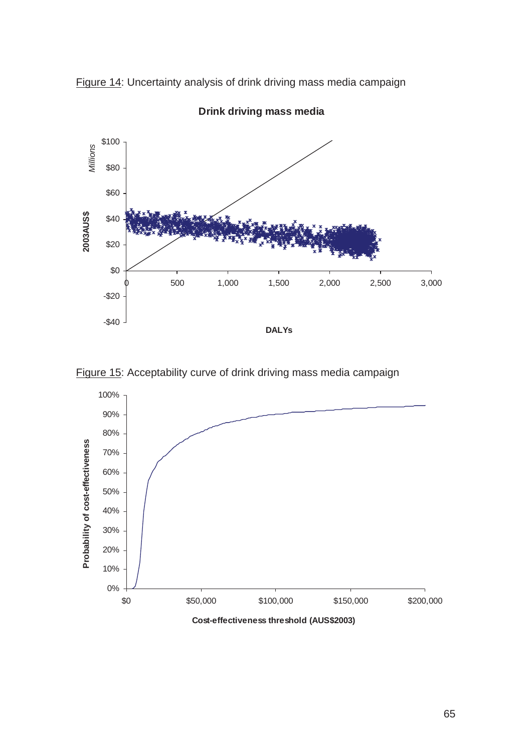Figure 14: Uncertainty analysis of drink driving mass media campaign

Figure 15: Acceptability curve of drink driving mass media campaign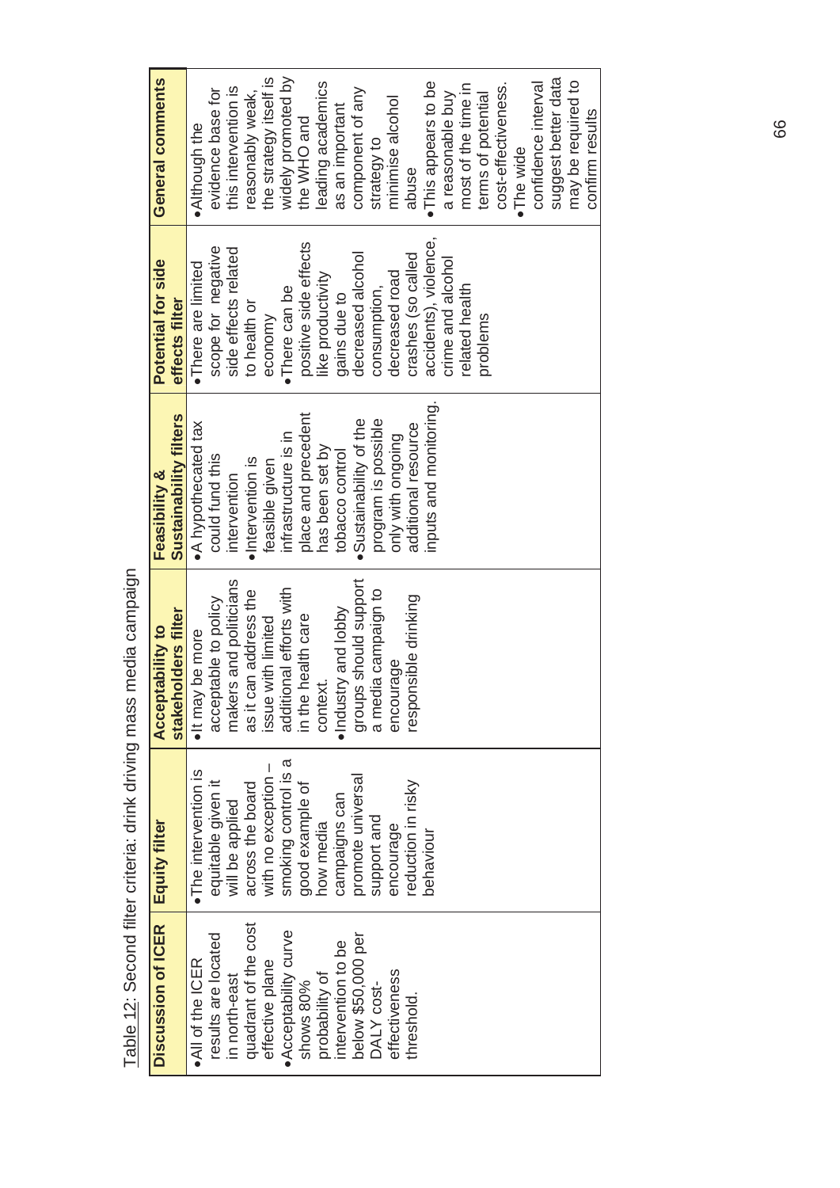Table 12: Second filter criteria: drink driving mass media campaign

| Discussion of ICER | Equity filter | Acceptability to stakeholders filter | Feasibility & Sustainability filters | Potential for side effects filter | General comments |
|---|---|---|---|---|---|
| • All of the ICER results are located in north-east quadrant of the cost effective plane<br>• Acceptability curve shows 80% probability of intervention to be below $50,000 per DALY cost-effectiveness threshold. | • The intervention is equitable given it will be applied across the board with no exception – smoking control is a good example of how media campaigns can promote universal support and encourage reduction in risky behaviour | • It may be more acceptable to policy makers and politicians as it can address the issue with limited additional efforts with in the health care context.<br>• Industry and lobby groups should support a media campaign to encourage responsible drinking | • A hypothecated tax could fund this intervention<br>• Intervention is feasible given infrastructure is in place and precedent has been set by tobacco control<br>• Sustainability of the program is possible only with ongoing additional resource inputs and monitoring. | • There are limited scope for negative side effects related to health or economy<br>• There can be positive side effects like productivity gains due to decreased alcohol consumption, decreased road crashes (so called accidents), violence, crime and alcohol related health problems | • Although the evidence base for this intervention is reasonably weak, the strategy itself is widely promoted by the WHO and leading academics as an important component of any strategy to minimise alcohol abuse<br>• This appears to be a reasonable buy most of the time in terms of potential cost-effectiveness.<br>• The wide confidence interval suggest better data may be required to confirm results |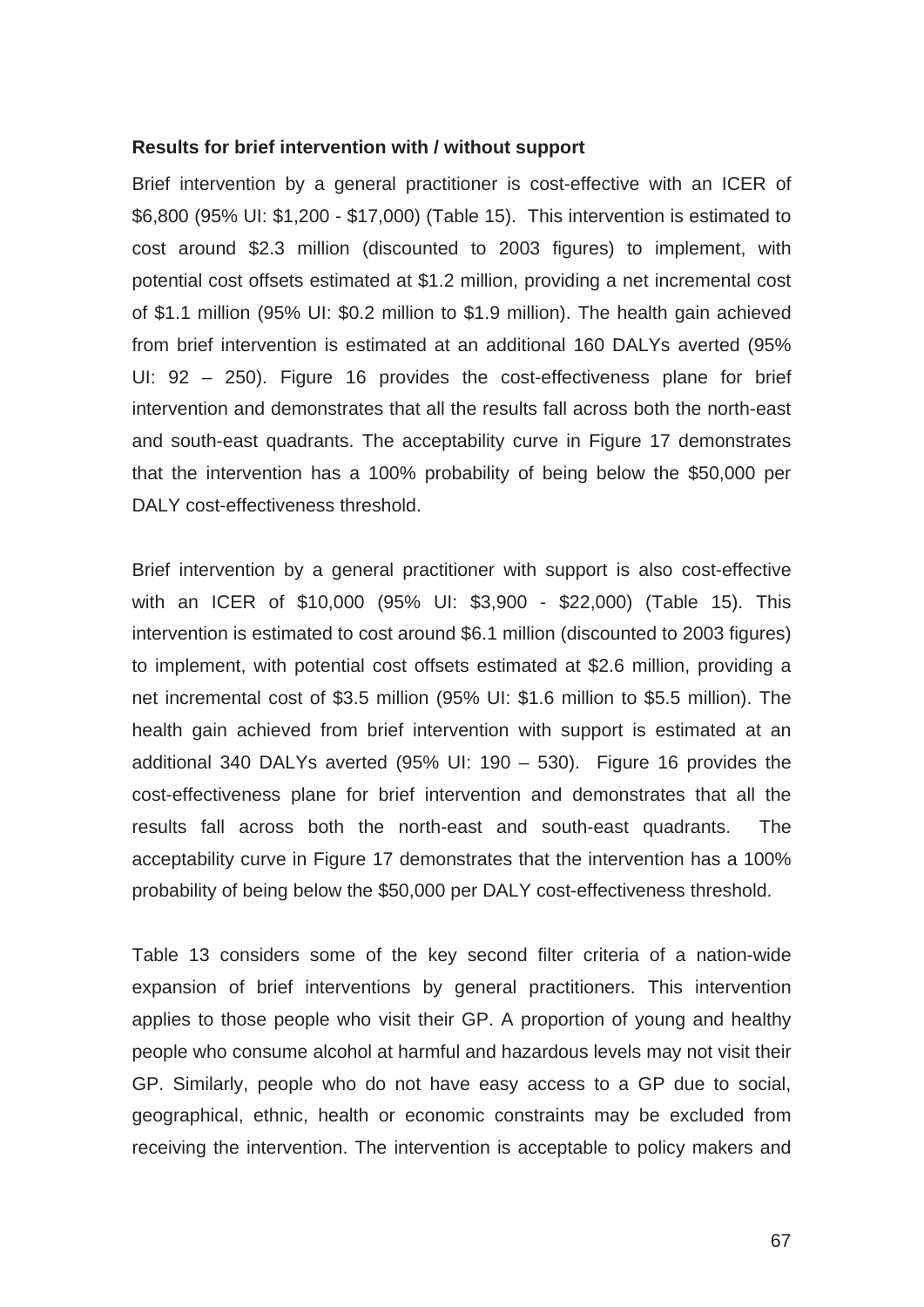**Results for brief intervention with / without support**

Brief intervention by a general practitioner is cost-effective with an ICER of $6,800 (95% UI: $1,200 - $17,000) (Table 15). This intervention is estimated to cost around $2.3 million (discounted to 2003 figures) to implement, with potential cost offsets estimated at $1.2 million, providing a net incremental cost of $1.1 million (95% UI: $0.2 million to $1.9 million). The health gain achieved from brief intervention is estimated at an additional 160 DALYs averted (95% UI: 92 – 250). Figure 16 provides the cost-effectiveness plane for brief intervention and demonstrates that all the results fall across both the north-east and south-east quadrants. The acceptability curve in Figure 17 demonstrates that the intervention has a 100% probability of being below the $50,000 per DALY cost-effectiveness threshold.

Brief intervention by a general practitioner with support is also cost-effective with an ICER of $10,000 (95% UI: $3,900 - $22,000) (Table 15). This intervention is estimated to cost around $6.1 million (discounted to 2003 figures) to implement, with potential cost offsets estimated at $2.6 million, providing a net incremental cost of $3.5 million (95% UI: $1.6 million to $5.5 million). The health gain achieved from brief intervention with support is estimated at an additional 340 DALYs averted (95% UI: 190 – 530). Figure 16 provides the cost-effectiveness plane for brief intervention and demonstrates that all the results fall across both the north-east and south-east quadrants. The acceptability curve in Figure 17 demonstrates that the intervention has a 100% probability of being below the $50,000 per DALY cost-effectiveness threshold.

Table 13 considers some of the key second filter criteria of a nation-wide expansion of brief interventions by general practitioners. This intervention applies to those people who visit their GP. A proportion of young and healthy people who consume alcohol at harmful and hazardous levels may not visit their GP. Similarly, people who do not have easy access to a GP due to social, geographical, ethnic, health or economic constraints may be excluded from receiving the intervention. The intervention is acceptable to policy makers and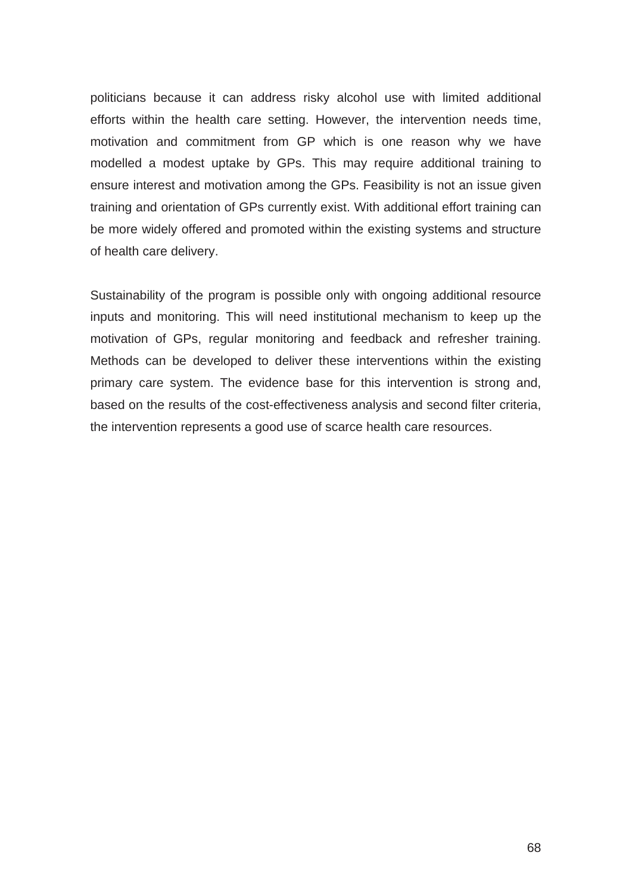politicians because it can address risky alcohol use with limited additional efforts within the health care setting. However, the intervention needs time, motivation and commitment from GP which is one reason why we have modelled a modest uptake by GPs. This may require additional training to ensure interest and motivation among the GPs. Feasibility is not an issue given training and orientation of GPs currently exist. With additional effort training can be more widely offered and promoted within the existing systems and structure of health care delivery.

Sustainability of the program is possible only with ongoing additional resource inputs and monitoring. This will need institutional mechanism to keep up the motivation of GPs, regular monitoring and feedback and refresher training. Methods can be developed to deliver these interventions within the existing primary care system. The evidence base for this intervention is strong and, based on the results of the cost-effectiveness analysis and second filter criteria, the intervention represents a good use of scarce health care resources.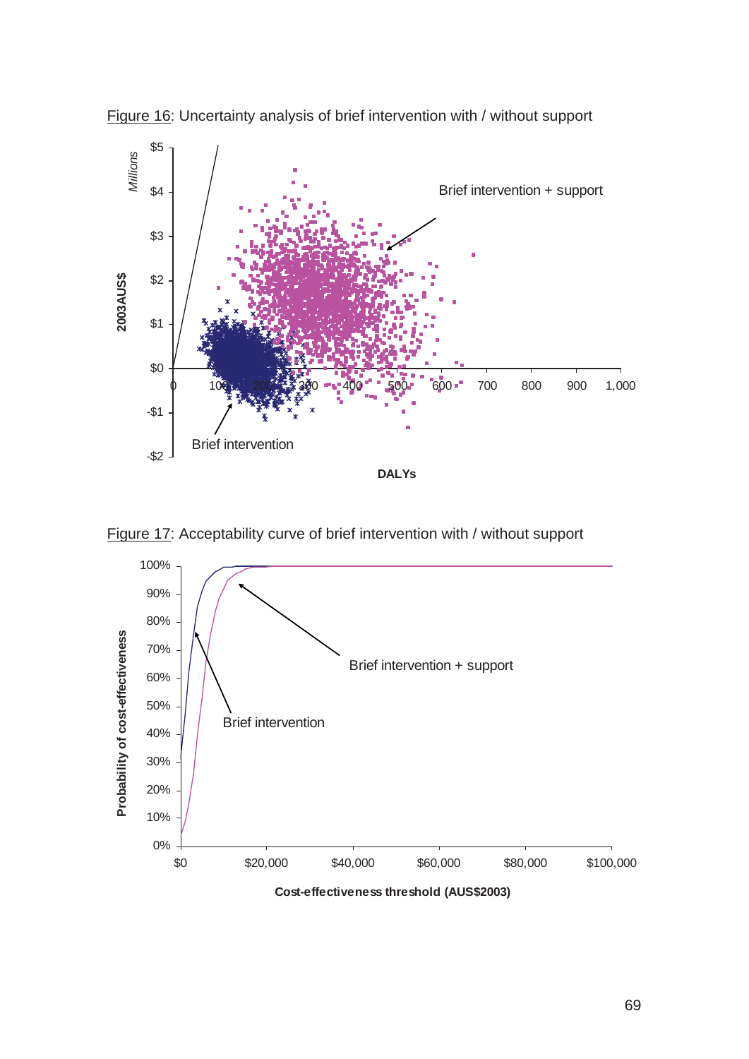Figure 16: Uncertainty analysis of brief intervention with / without support

Figure 17: Acceptability curve of brief intervention with / without support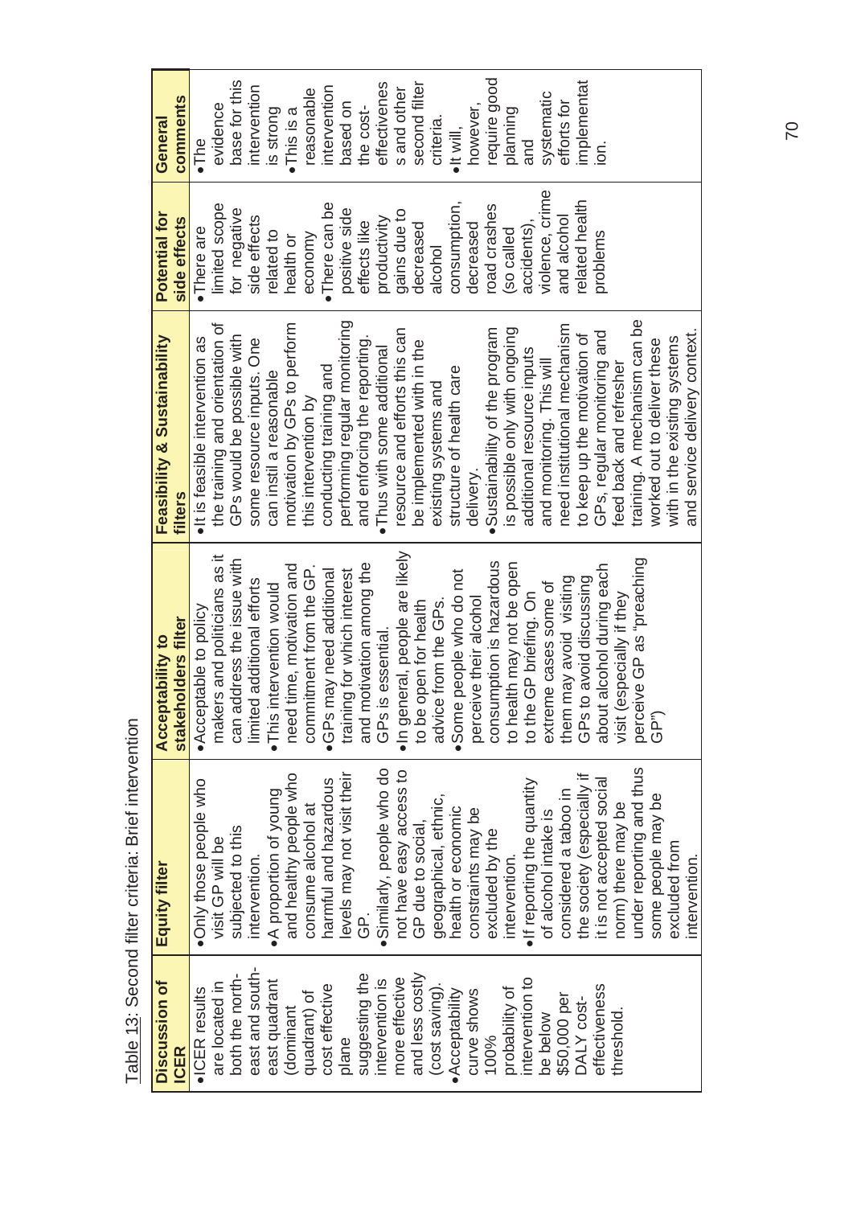Table 13: Second filter criteria: Brief intervention

| Discussion of ICER | Equity filter | Acceptability to stakeholders filter | Feasibility & Sustainability filters | Potential for side effects | General comments |
|---|---|---|---|---|---|
| • ICER results are located in both the north-east and south-east quadrant (dominant quadrant) of cost effective plane suggesting the intervention is more effective and less costly (cost saving).<br>• Acceptability curve shows 100% probability of intervention to be below \$50,000 per DALY cost-effectiveness threshold. | • Only those people who visit GP will be subjected to this intervention.<br>• A proportion of young and healthy people who consume alcohol at harmful and hazardous levels may not visit their GP.<br>• Similarly, people who do not have easy access to GP due to social, geographical, ethnic, health or economic constraints may be excluded by the intervention.<br>• If reporting the quantity of alcohol intake is considered a taboo in the society (especially if it is not accepted social norm) there may be under reporting and thus some people may be excluded from intervention. | • Acceptable to policy makers and politicians as it can address the issue with limited additional efforts<br>• This intervention would need time, motivation and commitment from the GP.<br>• GPs may need additional training for which interest and motivation among the GPs is essential.<br>• In general, people are likely to be open for health advice from the GPs.<br>• Some people who do not perceive their alcohol consumption is hazardous to health may not be open to the GP briefing. On extreme cases some of them may avoid visiting GPs to avoid discussing about alcohol during each visit (especially if they perceive GP as "preaching GP") | • It is feasible intervention as the training and orientation of GPs would be possible with some resource inputs. One can instil a reasonable motivation by GPs to perform this intervention by conducting training and performing regular monitoring and enforcing the reporting.<br>• Thus with some additional resource and efforts this can be implemented with in the existing systems and structure of health care delivery.<br>• Sustainability of the program is possible only with ongoing additional resource inputs and monitoring. This will need institutional mechanism to keep up the motivation of GPs, regular monitoring and feed back and refresher training. A mechanism can be worked out to deliver these with in the existing systems and service delivery context. | • There are limited scope for negative side effects related to health or economy<br>• There can be positive side effects like productivity gains due to decreased alcohol consumption, decreased road crashes (so called accidents), violence, crime and alcohol related health problems | • The evidence base for this intervention is strong<br>• This is a reasonable intervention based on the cost-effectivenes s and other second filter criteria.<br>• It will, however, require good planning and systematic efforts for implementat ion. |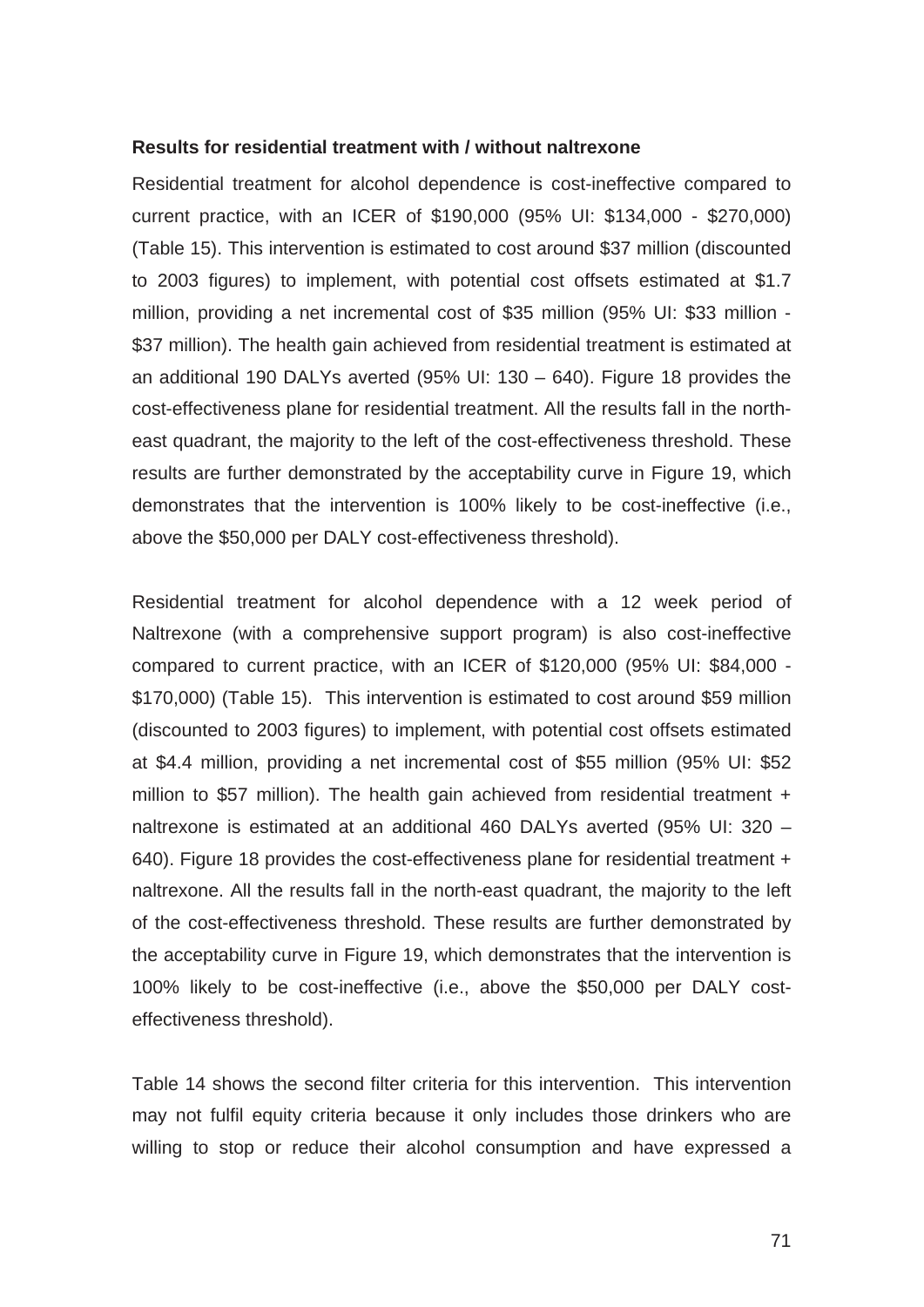**Results for residential treatment with / without naltrexone**

Residential treatment for alcohol dependence is cost-ineffective compared to current practice, with an ICER of $190,000 (95% UI: $134,000 - $270,000) (Table 15). This intervention is estimated to cost around $37 million (discounted to 2003 figures) to implement, with potential cost offsets estimated at $1.7 million, providing a net incremental cost of $35 million (95% UI: $33 million - $37 million). The health gain achieved from residential treatment is estimated at an additional 190 DALYs averted (95% UI: 130 – 640). Figure 18 provides the cost-effectiveness plane for residential treatment. All the results fall in the north-east quadrant, the majority to the left of the cost-effectiveness threshold. These results are further demonstrated by the acceptability curve in Figure 19, which demonstrates that the intervention is 100% likely to be cost-ineffective (i.e., above the $50,000 per DALY cost-effectiveness threshold).

Residential treatment for alcohol dependence with a 12 week period of Naltrexone (with a comprehensive support program) is also cost-ineffective compared to current practice, with an ICER of $120,000 (95% UI: $84,000 - $170,000) (Table 15). This intervention is estimated to cost around $59 million (discounted to 2003 figures) to implement, with potential cost offsets estimated at $4.4 million, providing a net incremental cost of $55 million (95% UI: $52 million to $57 million). The health gain achieved from residential treatment + naltrexone is estimated at an additional 460 DALYs averted (95% UI: 320 – 640). Figure 18 provides the cost-effectiveness plane for residential treatment + naltrexone. All the results fall in the north-east quadrant, the majority to the left of the cost-effectiveness threshold. These results are further demonstrated by the acceptability curve in Figure 19, which demonstrates that the intervention is 100% likely to be cost-ineffective (i.e., above the $50,000 per DALY cost-effectiveness threshold).

Table 14 shows the second filter criteria for this intervention. This intervention may not fulfil equity criteria because it only includes those drinkers who are willing to stop or reduce their alcohol consumption and have expressed a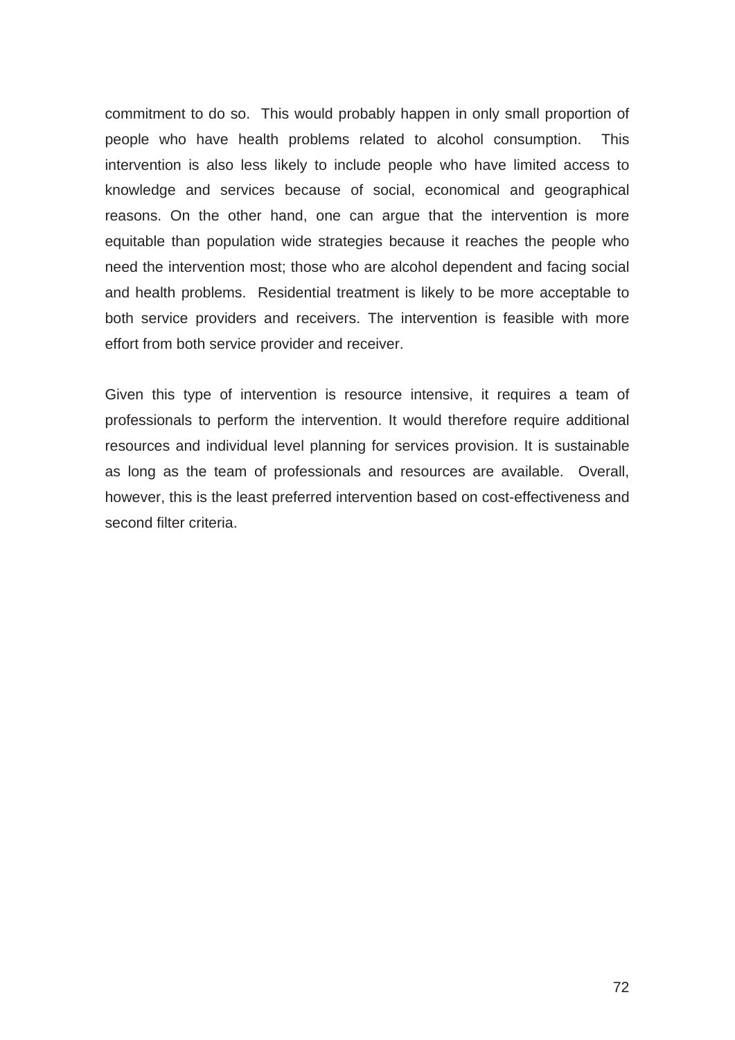commitment to do so. This would probably happen in only small proportion of people who have health problems related to alcohol consumption. This intervention is also less likely to include people who have limited access to knowledge and services because of social, economical and geographical reasons. On the other hand, one can argue that the intervention is more equitable than population wide strategies because it reaches the people who need the intervention most; those who are alcohol dependent and facing social and health problems. Residential treatment is likely to be more acceptable to both service providers and receivers. The intervention is feasible with more effort from both service provider and receiver.

Given this type of intervention is resource intensive, it requires a team of professionals to perform the intervention. It would therefore require additional resources and individual level planning for services provision. It is sustainable as long as the team of professionals and resources are available. Overall, however, this is the least preferred intervention based on cost-effectiveness and second filter criteria.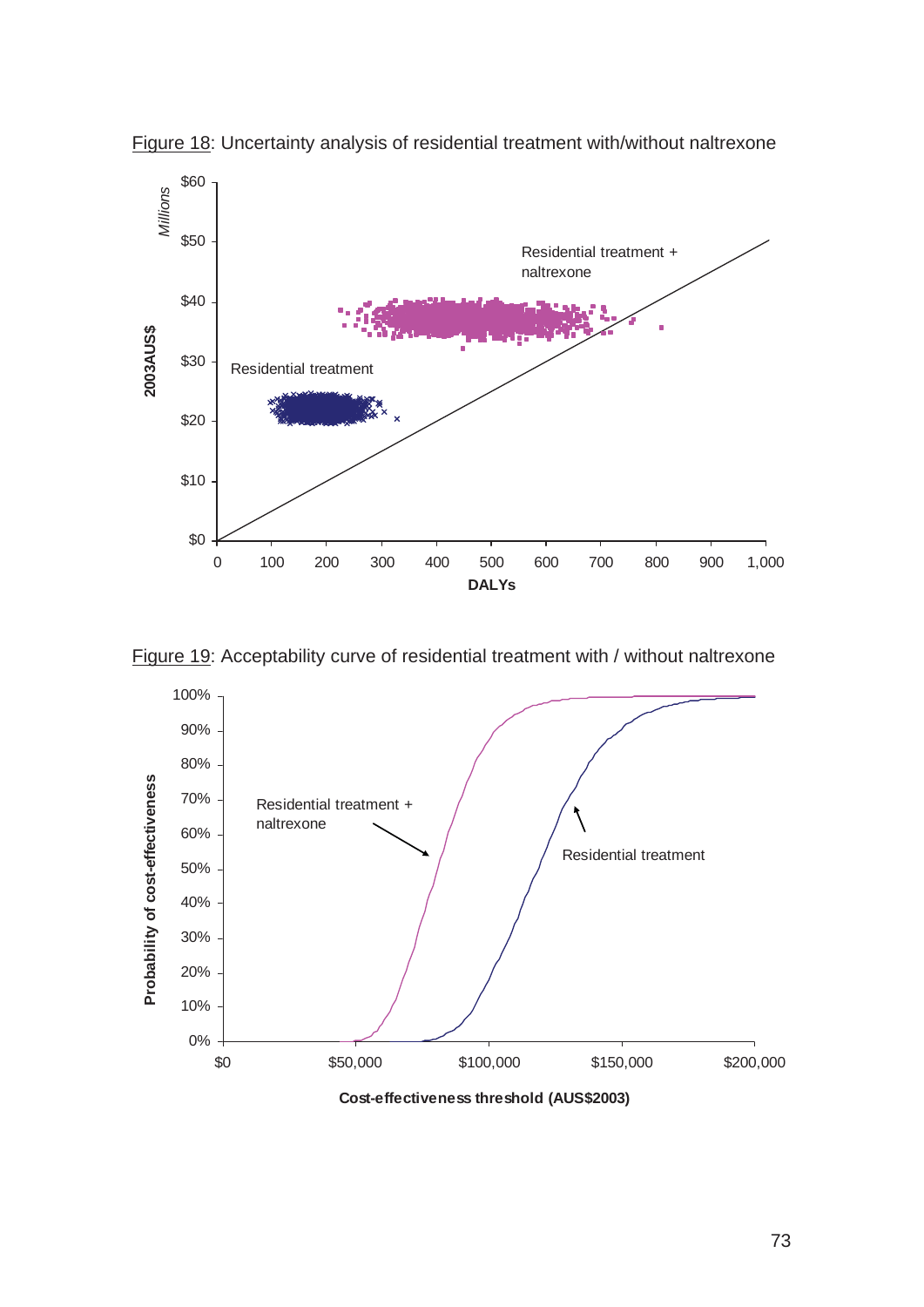Figure 18: Uncertainty analysis of residential treatment with/without naltrexone

Figure 19: Acceptability curve of residential treatment with / without naltrexone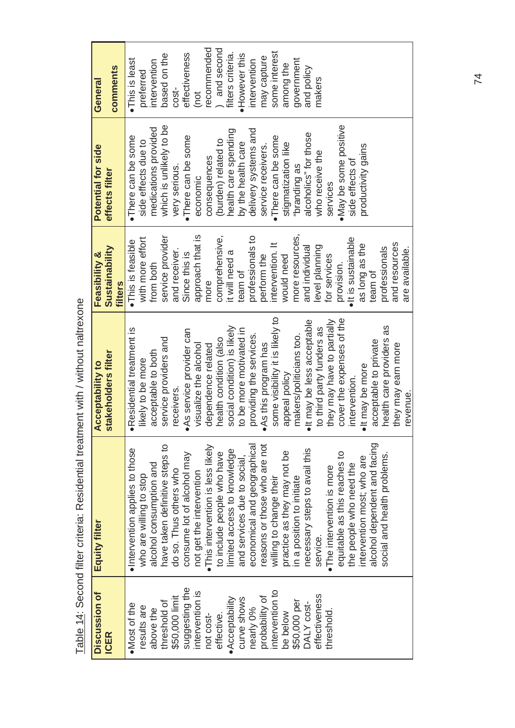Table 14: Second filter criteria: Residential treatment with / without naltrexone

| Discussion of ICER | Equity filter | Acceptability to stakeholders filter | Feasibility & Sustainability filters | Potential for side effects filter | General comments |
|---|---|---|---|---|---|
| • Most of the results are above the threshold of $50,000 limit suggesting the intervention is not cost-effective.<br>• Acceptability curve shows nearly 0% probability of intervention to be below $50,000 per DALY cost-effectiveness threshold. | • Intervention applies to those who are willing to stop alcohol consumption and have taken definitive steps to do so. Thus others who consume lot of alcohol may not get the intervention<br>• This intervention is less likely to include people who have limited access to knowledge and services due to social, economical and geographical reasons or those who are not willing to change their practice as they may not be in a position to initiate necessary steps to avail this service.<br>• The intervention is more equitable as this reaches to the people who need the intervention most; who are alcohol dependent and facing social and health problems. | • Residential treatment is likely to be more acceptable to both service providers and receivers.<br>• As service provider can visualize the alcohol dependence related health condition (also social condition) is likely to be more motivated in providing the services.<br>• As this program has some visibility it is likely to appeal policy makers/politicians too.<br>• It may be less acceptable to third party funders as they may have to partially cover the expenses of the intervention.<br>• It may be more acceptable to private health care providers as they may earn more revenue. | • This is feasible with more effort from both service provider and receiver. Since this is approach that is more comprehensive, it will need a team of professionals to perform the intervention. It would need more resources, and individual level planning for services provision.<br>• It is sustainable as long as the team of professionals and resources are available. | • There can be some side effects due to medications provided which is unlikely to be very serious.<br>• There can be some economic consequences (burden) related to health care spending by the health care delivery systems and service receivers.<br>• There can be some stigmatization like "branding as alcoholics" for those who receive the services<br>• May be some positive side effects of productivity gains | • This is least preferred intervention based on the cost-effectiveness (not recommended) and second filters criteria.<br>• However this intervention may capture some interest among the government and policy makers |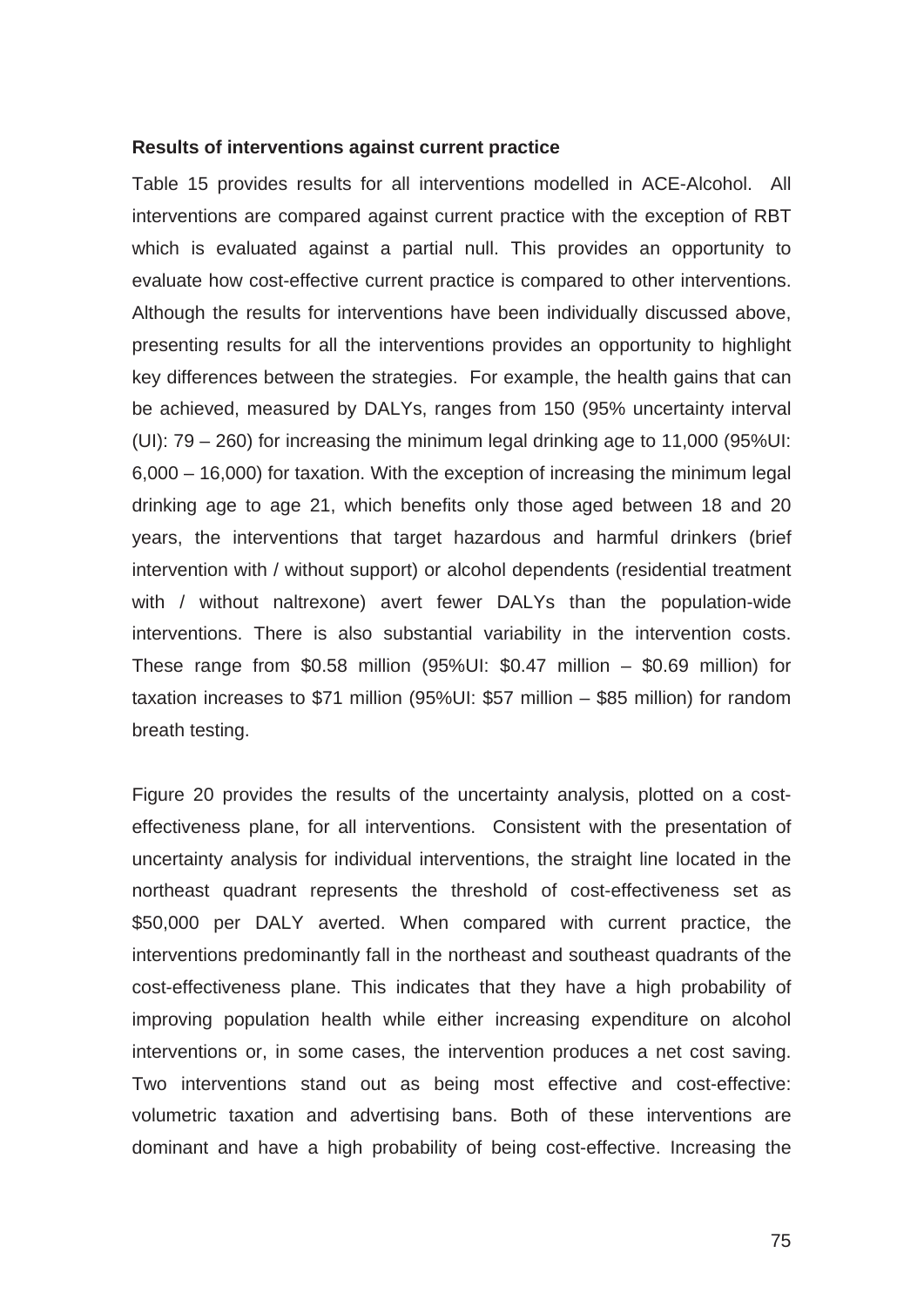**Results of interventions against current practice**

Table 15 provides results for all interventions modelled in ACE-Alcohol. All interventions are compared against current practice with the exception of RBT which is evaluated against a partial null. This provides an opportunity to evaluate how cost-effective current practice is compared to other interventions. Although the results for interventions have been individually discussed above, presenting results for all the interventions provides an opportunity to highlight key differences between the strategies. For example, the health gains that can be achieved, measured by DALYs, ranges from 150 (95% uncertainty interval (UI): 79 – 260) for increasing the minimum legal drinking age to 11,000 (95%UI: 6,000 – 16,000) for taxation. With the exception of increasing the minimum legal drinking age to age 21, which benefits only those aged between 18 and 20 years, the interventions that target hazardous and harmful drinkers (brief intervention with / without support) or alcohol dependents (residential treatment with / without naltrexone) avert fewer DALYs than the population-wide interventions. There is also substantial variability in the intervention costs. These range from \$0.58 million (95%UI: \$0.47 million – \$0.69 million) for taxation increases to \$71 million (95%UI: \$57 million – \$85 million) for random breath testing.

Figure 20 provides the results of the uncertainty analysis, plotted on a cost-effectiveness plane, for all interventions. Consistent with the presentation of uncertainty analysis for individual interventions, the straight line located in the northeast quadrant represents the threshold of cost-effectiveness set as \$50,000 per DALY averted. When compared with current practice, the interventions predominantly fall in the northeast and southeast quadrants of the cost-effectiveness plane. This indicates that they have a high probability of improving population health while either increasing expenditure on alcohol interventions or, in some cases, the intervention produces a net cost saving. Two interventions stand out as being most effective and cost-effective: volumetric taxation and advertising bans. Both of these interventions are dominant and have a high probability of being cost-effective. Increasing the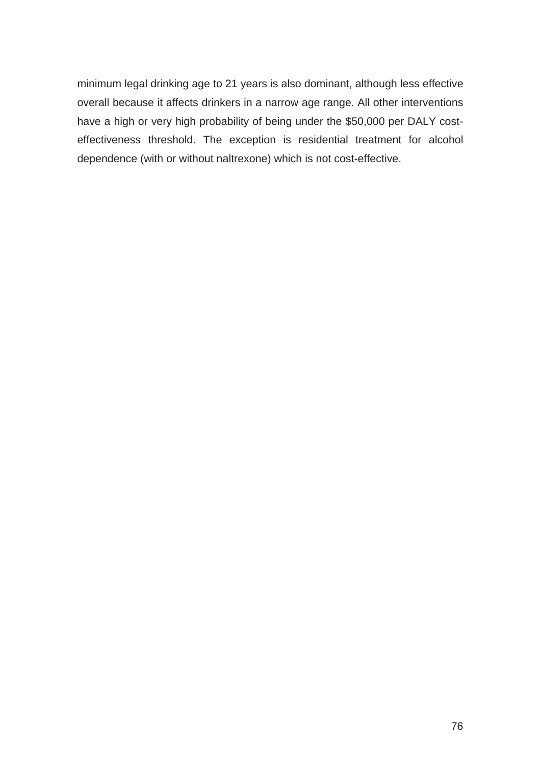minimum legal drinking age to 21 years is also dominant, although less effective overall because it affects drinkers in a narrow age range. All other interventions have a high or very high probability of being under the $50,000 per DALY cost-effectiveness threshold. The exception is residential treatment for alcohol dependence (with or without naltrexone) which is not cost-effective.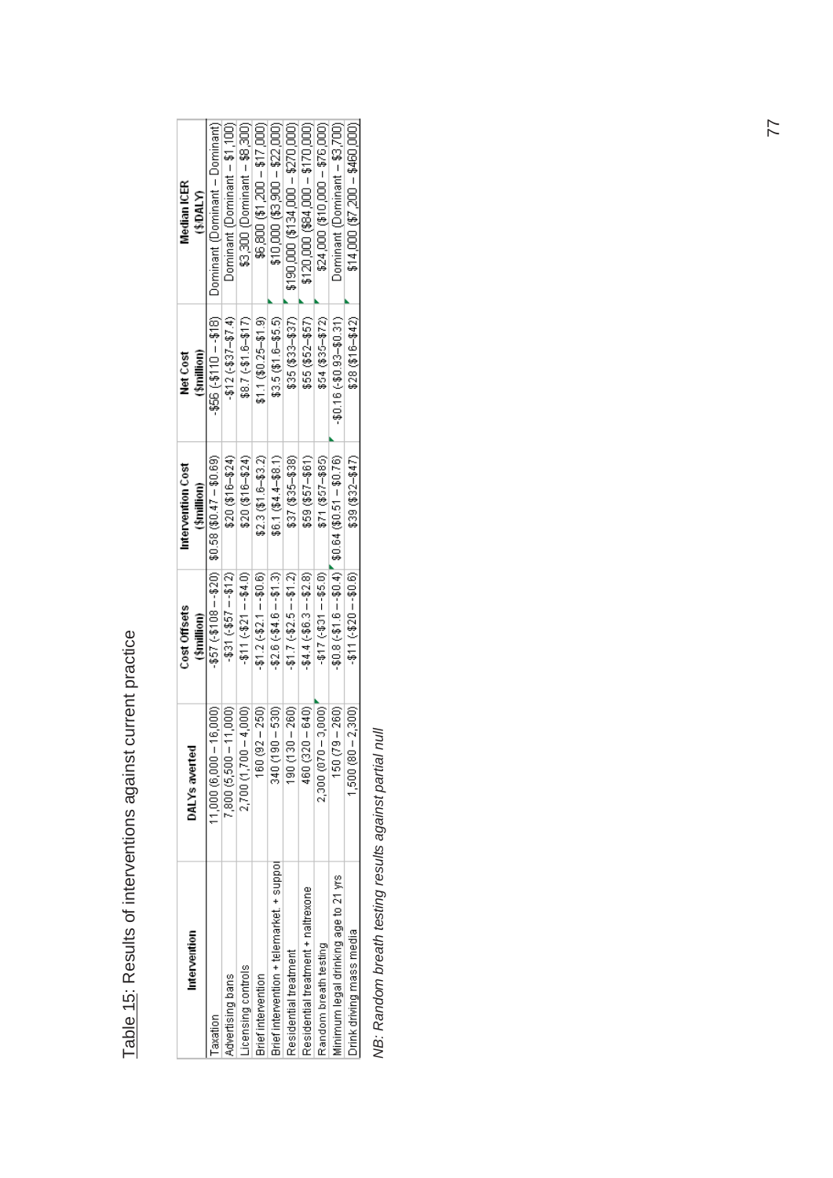Table 15: Results of interventions against current practice

| Intervention | DALYs averted | Cost Offsets ($million) | Intervention Cost ($million) | Net Cost ($million) | Median ICER ($/DALY) |
|---|---|---|---|---|---|
| Taxation | 11,000 (6,000 – 16,000) | -$57 (-$108 – -$20) | $0.58 ($0.47 – $0.69) | -$56 (-$110 – -$18) | Dominant (Dominant – Dominant) |
| Advertising bans | 7,800 (5,500 – 11,000) | -$31 (-$57 – -$12) | $20 ($16–$24) | -$12 (-$37–$7.4) | Dominant (Dominant – $1,100) |
| Licensing controls | 2,700 (1,700 – 4,000) | -$11 (-$21 – -$4.0) | $20 ($16–$24) | $8.7 (-$1.6–$17) | $3,300 (Dominant – $8,300) |
| Brief intervention | 160 (92 – 250) | -$1.2 (-$2.1 – -$0.6) | $2.3 ($1.6–$3.2) | $1.1 ($0.25–$1.9) | $6,800 ($1,200 – $17,000) |
| Brief intervention + telemarket + suppor | 340 (190 – 530) | -$2.6 (-$4.6 – -$1.3) | $6.1 ($4.4–$8.1) | $3.5 ($1.6–$5.5) | $10,000 ($3,900 – $22,000) |
| Residential treatment | 190 (130 – 260) | -$1.7 (-$2.5 – -$1.2) | $37 ($35–$38) | $35 ($33–$37) | $190,000 ($134,000 – $270,000) |
| Residential treatment + naltrexone | 460 (320 – 640) | -$4.4 (-$6.3 – -$2.8) | $59 ($57–$61) | $55 ($52–$57) | $120,000 ($84,000 – $170,000) |
| Random breath testing | 2,300 (670 – 3,800) | -$17 (-$31 – -$5.0) | $71 ($57–$85) | $54 ($35–$72) | $24,000 ($10,000 – $76,000) |
| Minimum legal drinking age to 21 yrs | 150 (79 – 260) | -$0.8 (-$1.6 – -$0.4) | $0.64 ($0.51 – $0.76) | -$0.16 (-$0.93–$0.31) | Dominant (Dominant – $3,700) |
| Drink driving mass media | 1,500 (80 – 2,300) | -$11 (-$20 – -$0.6) | $39 ($32–$47) | $28 ($16–$42) | $14,000 ($7,200 – $460,000) |

*NB: Random breath testing results against partial null*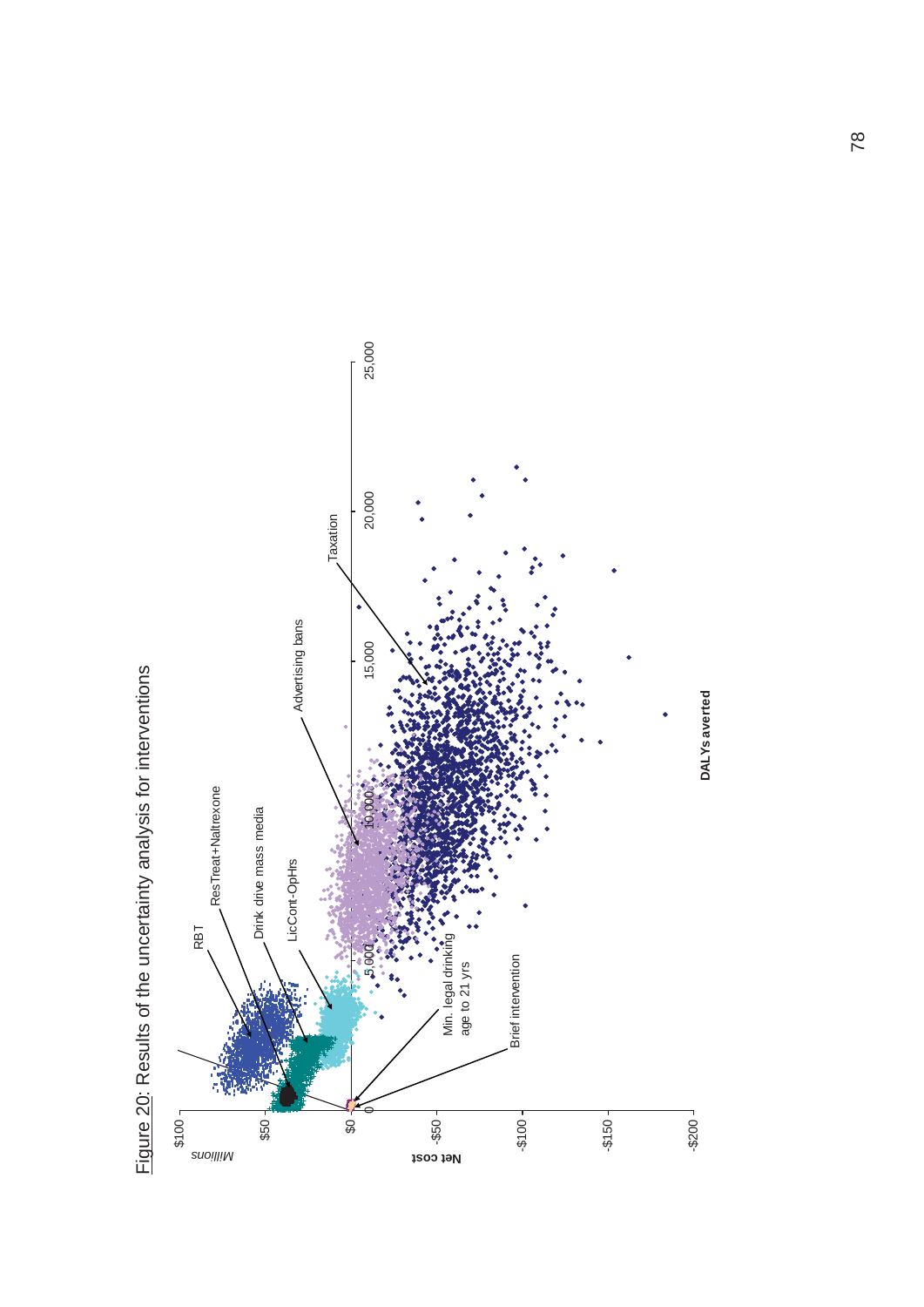Figure 20: Results of the uncertainty analysis for interventions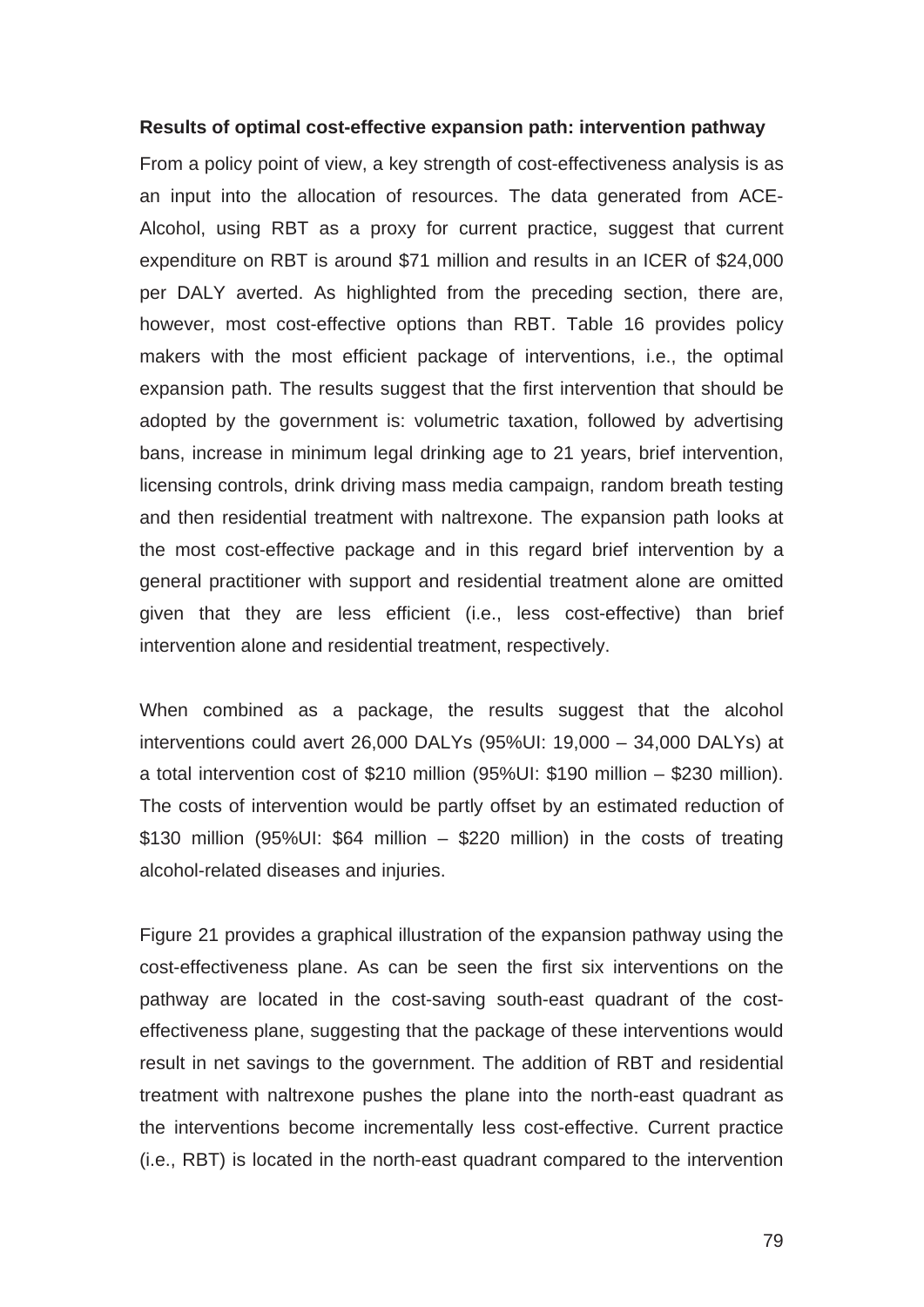**Results of optimal cost-effective expansion path: intervention pathway**

From a policy point of view, a key strength of cost-effectiveness analysis is as an input into the allocation of resources. The data generated from ACE-Alcohol, using RBT as a proxy for current practice, suggest that current expenditure on RBT is around $71 million and results in an ICER of $24,000 per DALY averted. As highlighted from the preceding section, there are, however, most cost-effective options than RBT. Table 16 provides policy makers with the most efficient package of interventions, i.e., the optimal expansion path. The results suggest that the first intervention that should be adopted by the government is: volumetric taxation, followed by advertising bans, increase in minimum legal drinking age to 21 years, brief intervention, licensing controls, drink driving mass media campaign, random breath testing and then residential treatment with naltrexone. The expansion path looks at the most cost-effective package and in this regard brief intervention by a general practitioner with support and residential treatment alone are omitted given that they are less efficient (i.e., less cost-effective) than brief intervention alone and residential treatment, respectively.

When combined as a package, the results suggest that the alcohol interventions could avert 26,000 DALYs (95%UI: 19,000 – 34,000 DALYs) at a total intervention cost of $210 million (95%UI: $190 million – $230 million). The costs of intervention would be partly offset by an estimated reduction of $130 million (95%UI: $64 million – $220 million) in the costs of treating alcohol-related diseases and injuries.

Figure 21 provides a graphical illustration of the expansion pathway using the cost-effectiveness plane. As can be seen the first six interventions on the pathway are located in the cost-saving south-east quadrant of the cost-effectiveness plane, suggesting that the package of these interventions would result in net savings to the government. The addition of RBT and residential treatment with naltrexone pushes the plane into the north-east quadrant as the interventions become incrementally less cost-effective. Current practice (i.e., RBT) is located in the north-east quadrant compared to the intervention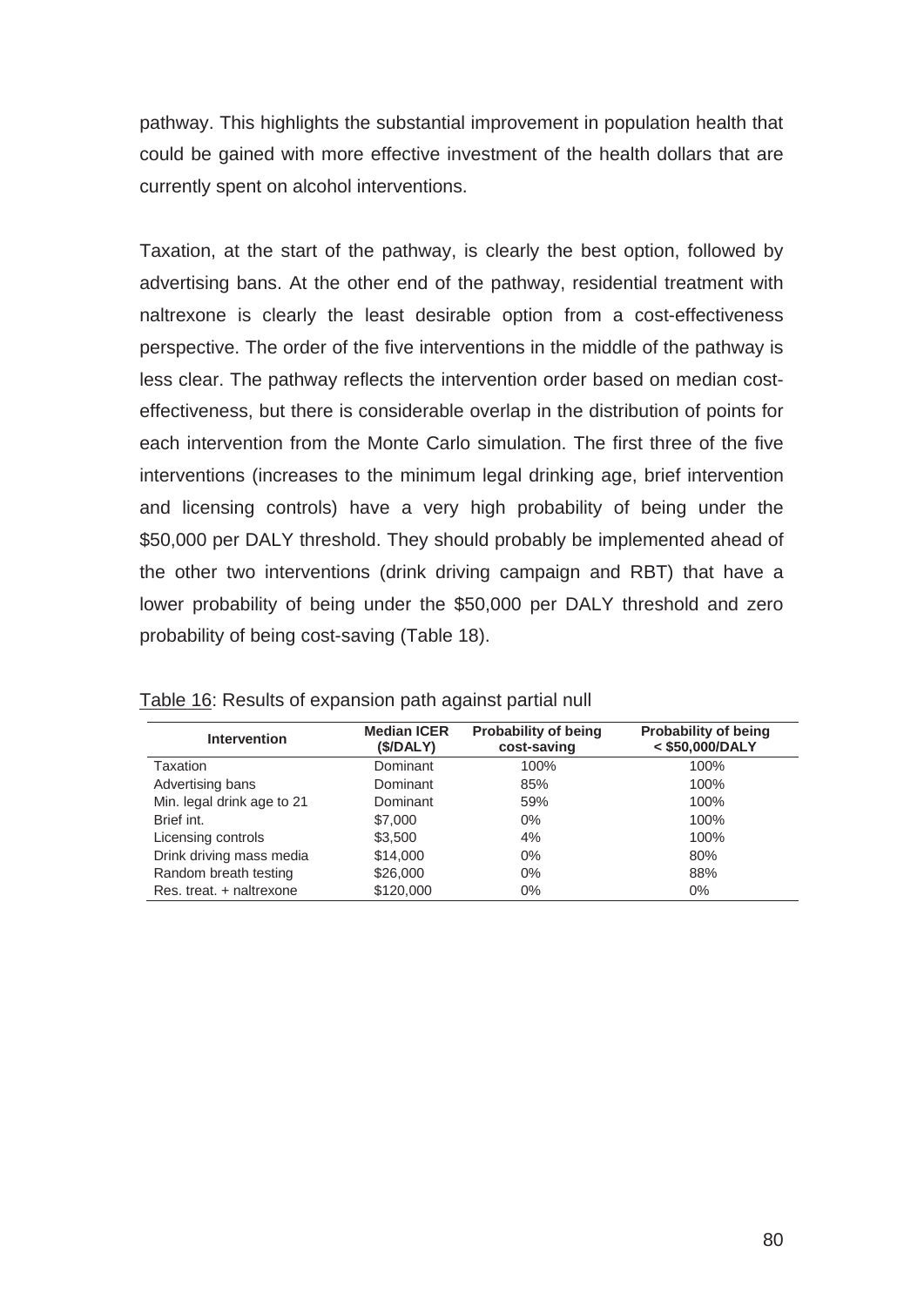pathway. This highlights the substantial improvement in population health that could be gained with more effective investment of the health dollars that are currently spent on alcohol interventions.

Taxation, at the start of the pathway, is clearly the best option, followed by advertising bans. At the other end of the pathway, residential treatment with naltrexone is clearly the least desirable option from a cost-effectiveness perspective. The order of the five interventions in the middle of the pathway is less clear. The pathway reflects the intervention order based on median cost-effectiveness, but there is considerable overlap in the distribution of points for each intervention from the Monte Carlo simulation. The first three of the five interventions (increases to the minimum legal drinking age, brief intervention and licensing controls) have a very high probability of being under the $50,000 per DALY threshold. They should probably be implemented ahead of the other two interventions (drink driving campaign and RBT) that have a lower probability of being under the $50,000 per DALY threshold and zero probability of being cost-saving (Table 18).

Table 16: Results of expansion path against partial null

| Intervention | Median ICER ($/DALY) | Probability of being cost-saving | Probability of being < $50,000/DALY |
|---|---|---|---|
| Taxation | Dominant | 100% | 100% |
| Advertising bans | Dominant | 85% | 100% |
| Min. legal drink age to 21 | Dominant | 59% | 100% |
| Brief int. | $7,000 | 0% | 100% |
| Licensing controls | $3,500 | 4% | 100% |
| Drink driving mass media | $14,000 | 0% | 80% |
| Random breath testing | $26,000 | 0% | 88% |
| Res. treat. + naltrexone | $120,000 | 0% | 0% |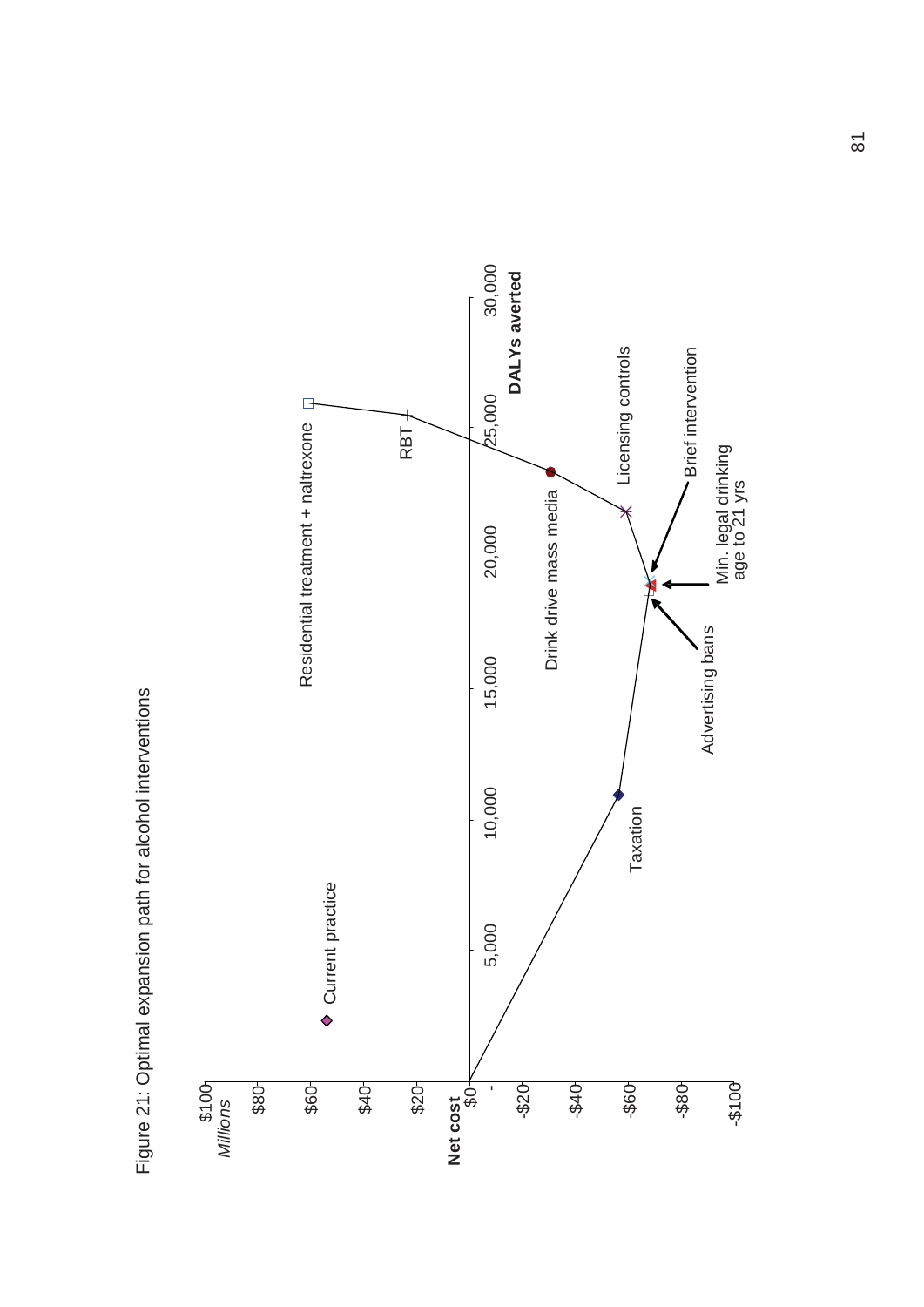Figure 21: Optimal expansion path for alcohol interventions

Net cost (Millions): $100, $80, $60, $40, $20, $0, -$20, -$40, -$60, -$80, -$100

DALYs averted: 5,000, 10,000, 15,000, 20,000, 25,000, 30,000

Current practice

Taxation

Advertising bans

Min. legal drinking age to 21 yrs

Brief intervention

Licensing controls

Drink drive mass media

RBT

Residential treatment + naltrexone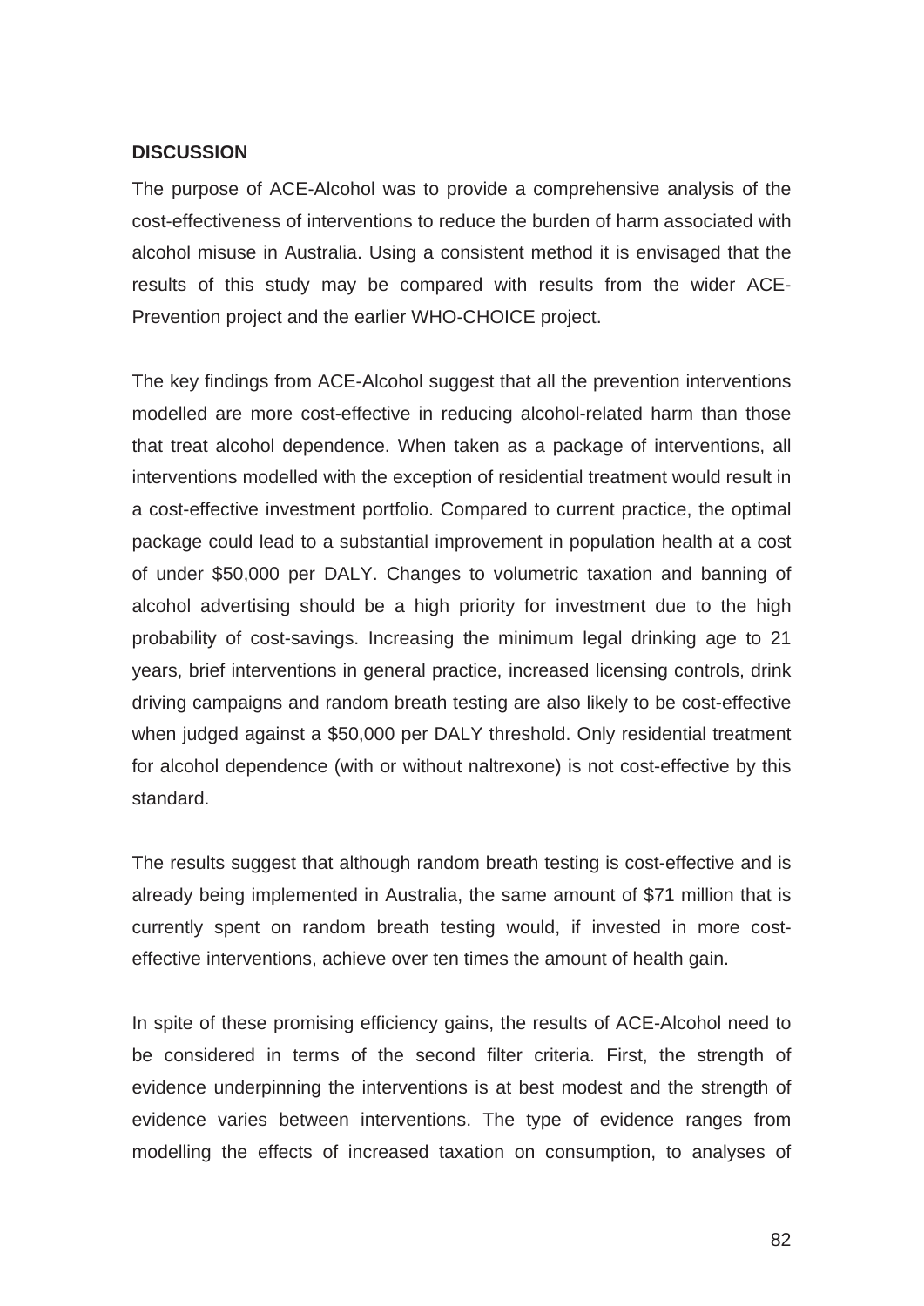## DISCUSSION

The purpose of ACE-Alcohol was to provide a comprehensive analysis of the cost-effectiveness of interventions to reduce the burden of harm associated with alcohol misuse in Australia. Using a consistent method it is envisaged that the results of this study may be compared with results from the wider ACE-Prevention project and the earlier WHO-CHOICE project.

The key findings from ACE-Alcohol suggest that all the prevention interventions modelled are more cost-effective in reducing alcohol-related harm than those that treat alcohol dependence. When taken as a package of interventions, all interventions modelled with the exception of residential treatment would result in a cost-effective investment portfolio. Compared to current practice, the optimal package could lead to a substantial improvement in population health at a cost of under $50,000 per DALY. Changes to volumetric taxation and banning of alcohol advertising should be a high priority for investment due to the high probability of cost-savings. Increasing the minimum legal drinking age to 21 years, brief interventions in general practice, increased licensing controls, drink driving campaigns and random breath testing are also likely to be cost-effective when judged against a $50,000 per DALY threshold. Only residential treatment for alcohol dependence (with or without naltrexone) is not cost-effective by this standard.

The results suggest that although random breath testing is cost-effective and is already being implemented in Australia, the same amount of $71 million that is currently spent on random breath testing would, if invested in more cost-effective interventions, achieve over ten times the amount of health gain.

In spite of these promising efficiency gains, the results of ACE-Alcohol need to be considered in terms of the second filter criteria. First, the strength of evidence underpinning the interventions is at best modest and the strength of evidence varies between interventions. The type of evidence ranges from modelling the effects of increased taxation on consumption, to analyses of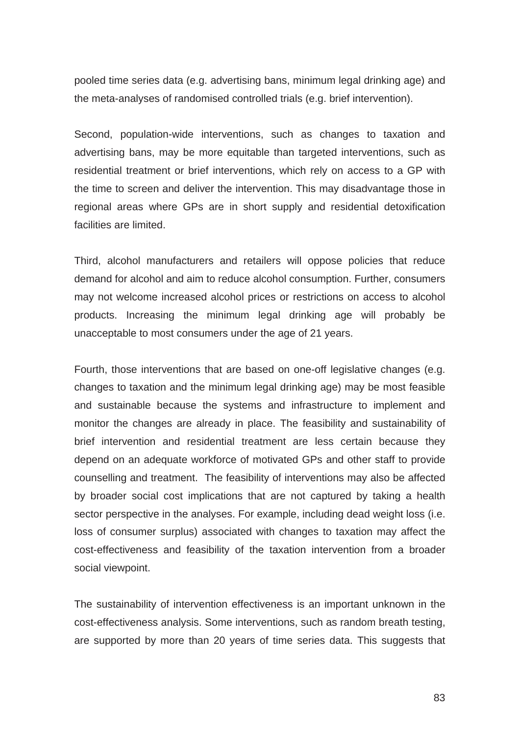pooled time series data (e.g. advertising bans, minimum legal drinking age) and the meta-analyses of randomised controlled trials (e.g. brief intervention).

Second, population-wide interventions, such as changes to taxation and advertising bans, may be more equitable than targeted interventions, such as residential treatment or brief interventions, which rely on access to a GP with the time to screen and deliver the intervention. This may disadvantage those in regional areas where GPs are in short supply and residential detoxification facilities are limited.

Third, alcohol manufacturers and retailers will oppose policies that reduce demand for alcohol and aim to reduce alcohol consumption. Further, consumers may not welcome increased alcohol prices or restrictions on access to alcohol products. Increasing the minimum legal drinking age will probably be unacceptable to most consumers under the age of 21 years.

Fourth, those interventions that are based on one-off legislative changes (e.g. changes to taxation and the minimum legal drinking age) may be most feasible and sustainable because the systems and infrastructure to implement and monitor the changes are already in place. The feasibility and sustainability of brief intervention and residential treatment are less certain because they depend on an adequate workforce of motivated GPs and other staff to provide counselling and treatment. The feasibility of interventions may also be affected by broader social cost implications that are not captured by taking a health sector perspective in the analyses. For example, including dead weight loss (i.e. loss of consumer surplus) associated with changes to taxation may affect the cost-effectiveness and feasibility of the taxation intervention from a broader social viewpoint.

The sustainability of intervention effectiveness is an important unknown in the cost-effectiveness analysis. Some interventions, such as random breath testing, are supported by more than 20 years of time series data. This suggests that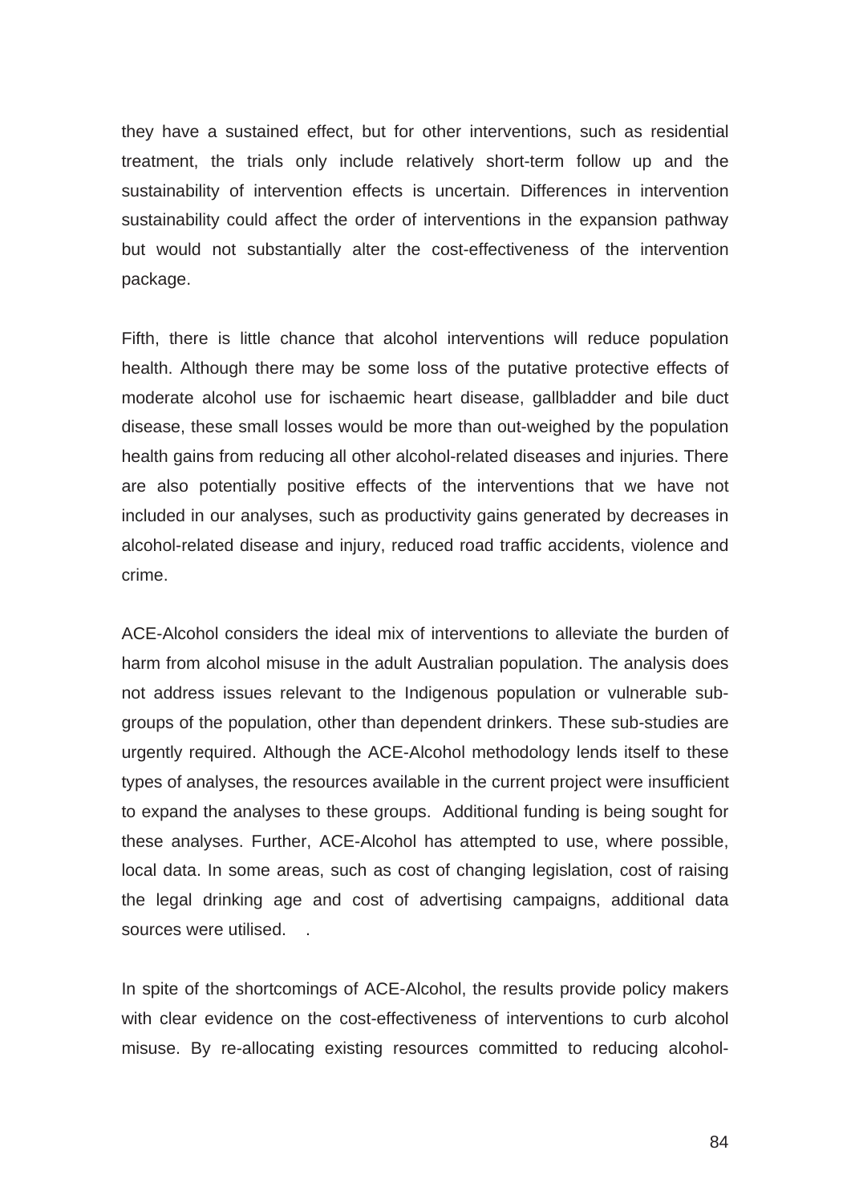they have a sustained effect, but for other interventions, such as residential treatment, the trials only include relatively short-term follow up and the sustainability of intervention effects is uncertain. Differences in intervention sustainability could affect the order of interventions in the expansion pathway but would not substantially alter the cost-effectiveness of the intervention package.

Fifth, there is little chance that alcohol interventions will reduce population health. Although there may be some loss of the putative protective effects of moderate alcohol use for ischaemic heart disease, gallbladder and bile duct disease, these small losses would be more than out-weighed by the population health gains from reducing all other alcohol-related diseases and injuries. There are also potentially positive effects of the interventions that we have not included in our analyses, such as productivity gains generated by decreases in alcohol-related disease and injury, reduced road traffic accidents, violence and crime.

ACE-Alcohol considers the ideal mix of interventions to alleviate the burden of harm from alcohol misuse in the adult Australian population. The analysis does not address issues relevant to the Indigenous population or vulnerable sub-groups of the population, other than dependent drinkers. These sub-studies are urgently required. Although the ACE-Alcohol methodology lends itself to these types of analyses, the resources available in the current project were insufficient to expand the analyses to these groups. Additional funding is being sought for these analyses. Further, ACE-Alcohol has attempted to use, where possible, local data. In some areas, such as cost of changing legislation, cost of raising the legal drinking age and cost of advertising campaigns, additional data sources were utilised. .

In spite of the shortcomings of ACE-Alcohol, the results provide policy makers with clear evidence on the cost-effectiveness of interventions to curb alcohol misuse. By re-allocating existing resources committed to reducing alcohol-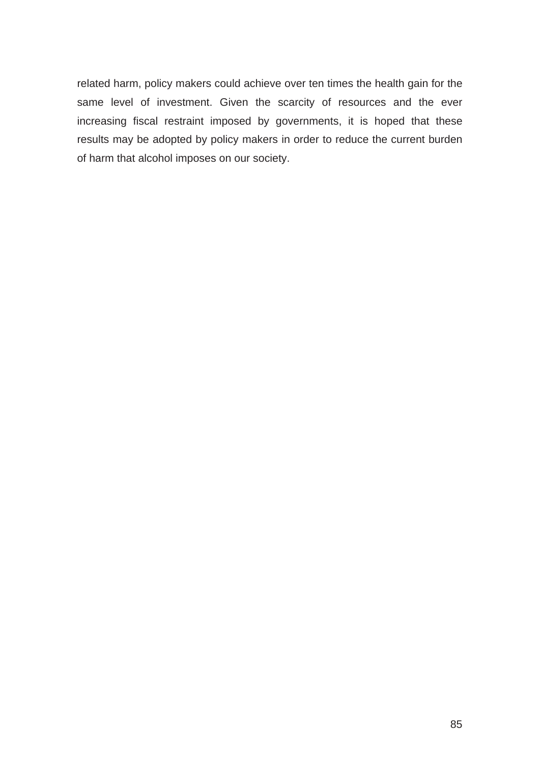related harm, policy makers could achieve over ten times the health gain for the same level of investment. Given the scarcity of resources and the ever increasing fiscal restraint imposed by governments, it is hoped that these results may be adopted by policy makers in order to reduce the current burden of harm that alcohol imposes on our society.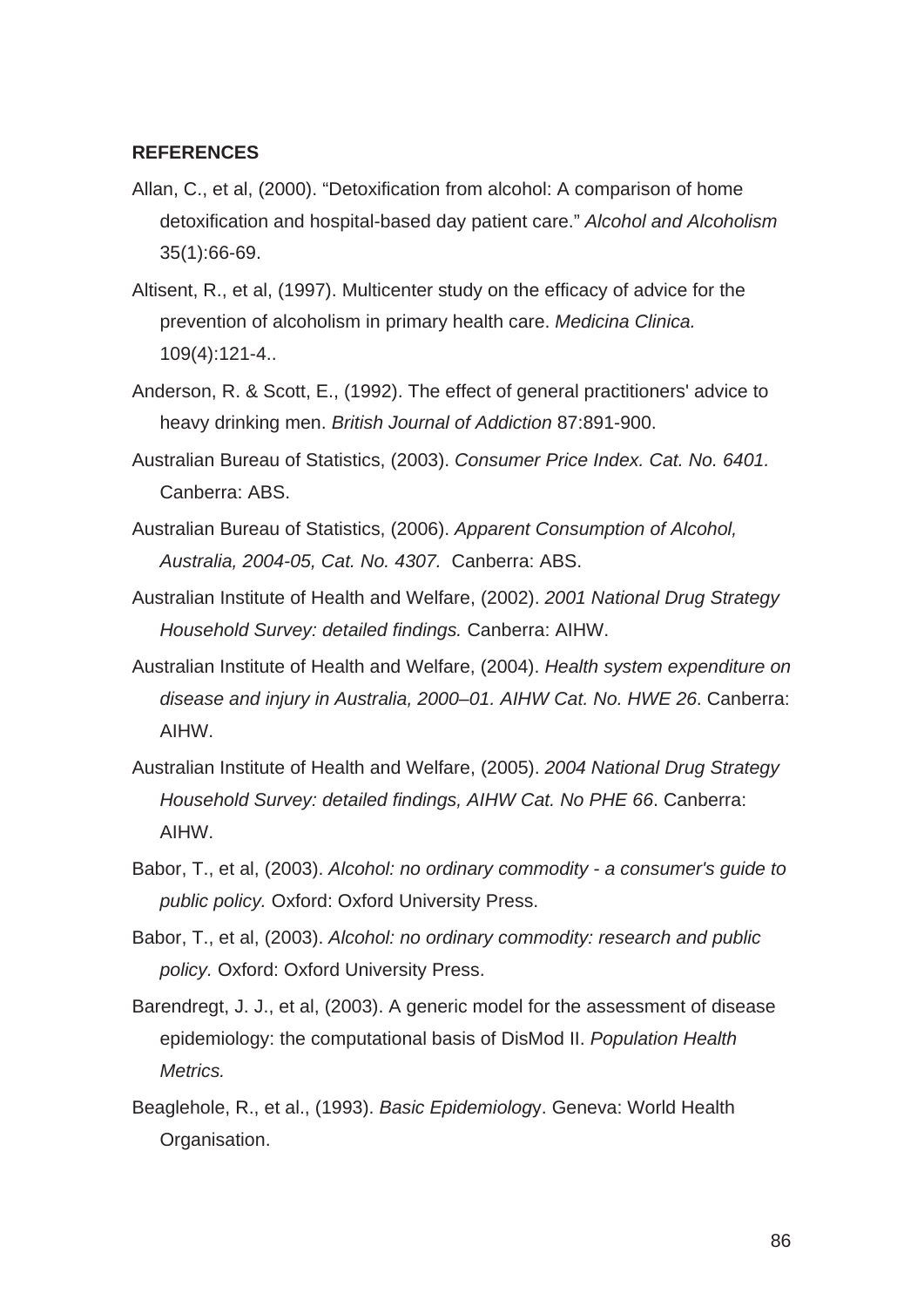## REFERENCES

Allan, C., et al, (2000). "Detoxification from alcohol: A comparison of home detoxification and hospital-based day patient care." *Alcohol and Alcoholism* 35(1):66-69.

Altisent, R., et al, (1997). Multicenter study on the efficacy of advice for the prevention of alcoholism in primary health care. *Medicina Clinica.* 109(4):121-4..

Anderson, R. & Scott, E., (1992). The effect of general practitioners' advice to heavy drinking men. *British Journal of Addiction* 87:891-900.

Australian Bureau of Statistics, (2003). *Consumer Price Index. Cat. No. 6401.* Canberra: ABS.

Australian Bureau of Statistics, (2006). *Apparent Consumption of Alcohol, Australia, 2004-05, Cat. No. 4307.* Canberra: ABS.

Australian Institute of Health and Welfare, (2002). *2001 National Drug Strategy Household Survey: detailed findings.* Canberra: AIHW.

Australian Institute of Health and Welfare, (2004). *Health system expenditure on disease and injury in Australia, 2000–01. AIHW Cat. No. HWE 26*. Canberra: AIHW.

Australian Institute of Health and Welfare, (2005). *2004 National Drug Strategy Household Survey: detailed findings, AIHW Cat. No PHE 66*. Canberra: AIHW.

Babor, T., et al, (2003). *Alcohol: no ordinary commodity - a consumer's guide to public policy.* Oxford: Oxford University Press.

Babor, T., et al, (2003). *Alcohol: no ordinary commodity: research and public policy.* Oxford: Oxford University Press.

Barendregt, J. J., et al, (2003). A generic model for the assessment of disease epidemiology: the computational basis of DisMod II. *Population Health Metrics.*

Beaglehole, R., et al., (1993). *Basic Epidemiology*. Geneva: World Health Organisation.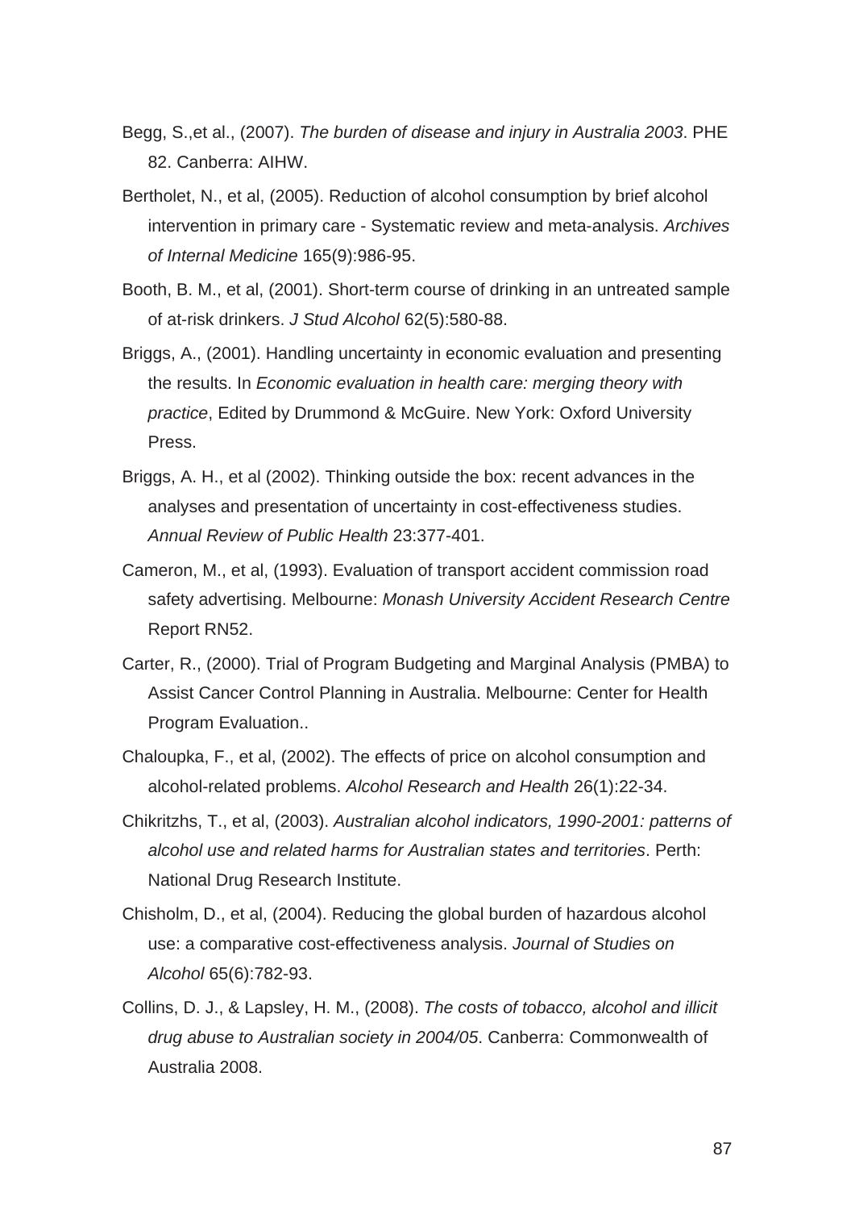Begg, S.,et al., (2007). *The burden of disease and injury in Australia 2003*. PHE 82. Canberra: AIHW.

Bertholet, N., et al, (2005). Reduction of alcohol consumption by brief alcohol intervention in primary care - Systematic review and meta-analysis. *Archives of Internal Medicine* 165(9):986-95.

Booth, B. M., et al, (2001). Short-term course of drinking in an untreated sample of at-risk drinkers. *J Stud Alcohol* 62(5):580-88.

Briggs, A., (2001). Handling uncertainty in economic evaluation and presenting the results. In *Economic evaluation in health care: merging theory with practice*, Edited by Drummond & McGuire. New York: Oxford University Press.

Briggs, A. H., et al (2002). Thinking outside the box: recent advances in the analyses and presentation of uncertainty in cost-effectiveness studies. *Annual Review of Public Health* 23:377-401.

Cameron, M., et al, (1993). Evaluation of transport accident commission road safety advertising. Melbourne: *Monash University Accident Research Centre* Report RN52.

Carter, R., (2000). Trial of Program Budgeting and Marginal Analysis (PMBA) to Assist Cancer Control Planning in Australia. Melbourne: Center for Health Program Evaluation..

Chaloupka, F., et al, (2002). The effects of price on alcohol consumption and alcohol-related problems. *Alcohol Research and Health* 26(1):22-34.

Chikritzhs, T., et al, (2003). *Australian alcohol indicators, 1990-2001: patterns of alcohol use and related harms for Australian states and territories*. Perth: National Drug Research Institute.

Chisholm, D., et al, (2004). Reducing the global burden of hazardous alcohol use: a comparative cost-effectiveness analysis. *Journal of Studies on Alcohol* 65(6):782-93.

Collins, D. J., & Lapsley, H. M., (2008). *The costs of tobacco, alcohol and illicit drug abuse to Australian society in 2004/05*. Canberra: Commonwealth of Australia 2008.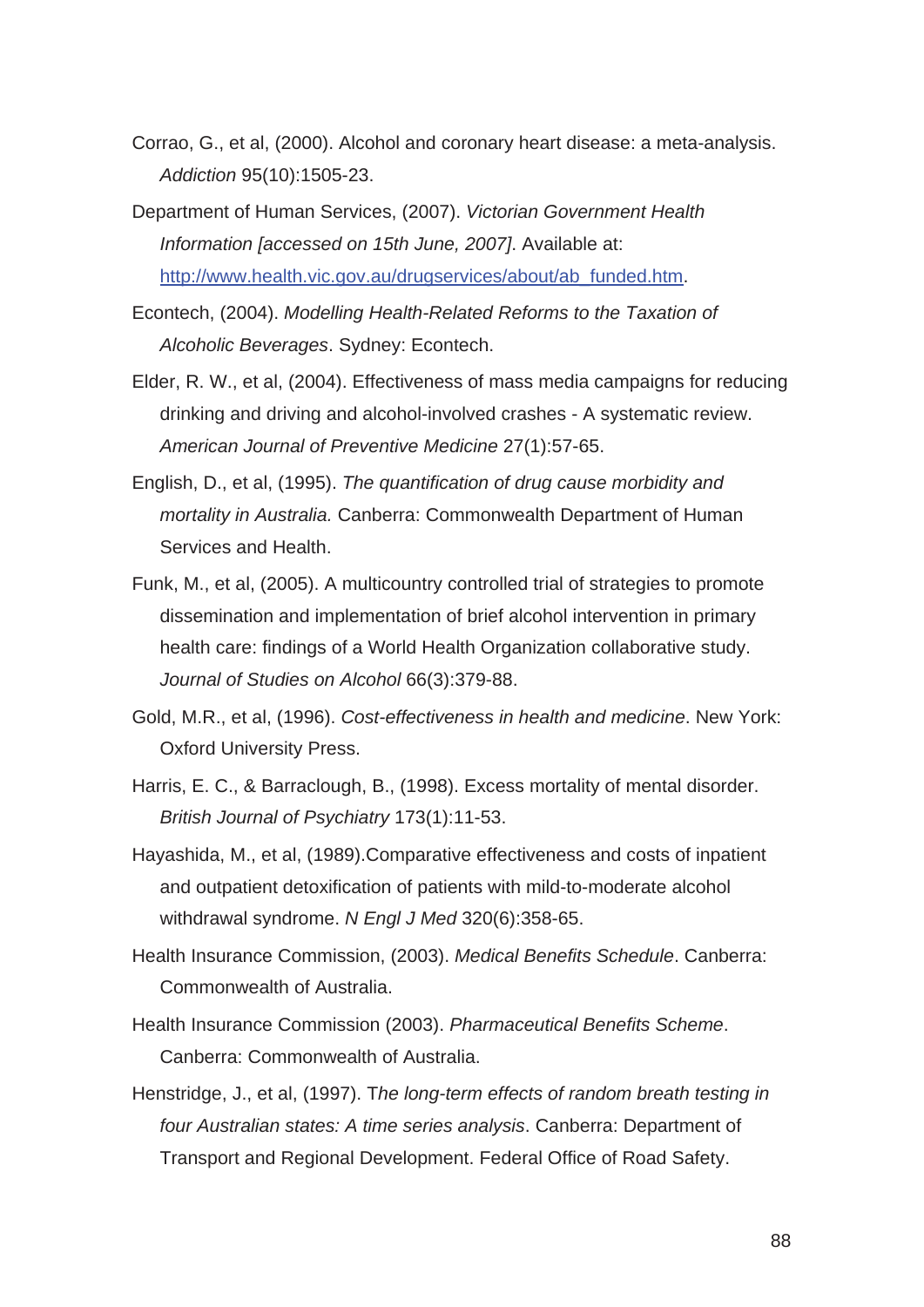Corrao, G., et al, (2000). Alcohol and coronary heart disease: a meta-analysis. *Addiction* 95(10):1505-23.

Department of Human Services, (2007). *Victorian Government Health Information [accessed on 15th June, 2007]*. Available at: [http://www.health.vic.gov.au/drugservices/about/ab_funded.htm](http://www.health.vic.gov.au/drugservices/about/ab_funded.htm).

Econtech, (2004). *Modelling Health-Related Reforms to the Taxation of Alcoholic Beverages*. Sydney: Econtech.

Elder, R. W., et al, (2004). Effectiveness of mass media campaigns for reducing drinking and driving and alcohol-involved crashes - A systematic review. *American Journal of Preventive Medicine* 27(1):57-65.

English, D., et al, (1995). *The quantification of drug cause morbidity and mortality in Australia.* Canberra: Commonwealth Department of Human Services and Health.

Funk, M., et al, (2005). A multicountry controlled trial of strategies to promote dissemination and implementation of brief alcohol intervention in primary health care: findings of a World Health Organization collaborative study. *Journal of Studies on Alcohol* 66(3):379-88.

Gold, M.R., et al, (1996). *Cost-effectiveness in health and medicine*. New York: Oxford University Press.

Harris, E. C., & Barraclough, B., (1998). Excess mortality of mental disorder. *British Journal of Psychiatry* 173(1):11-53.

Hayashida, M., et al, (1989).Comparative effectiveness and costs of inpatient and outpatient detoxification of patients with mild-to-moderate alcohol withdrawal syndrome. *N Engl J Med* 320(6):358-65.

Health Insurance Commission, (2003). *Medical Benefits Schedule*. Canberra: Commonwealth of Australia.

Health Insurance Commission (2003). *Pharmaceutical Benefits Scheme*. Canberra: Commonwealth of Australia.

Henstridge, J., et al, (1997). T*he long-term effects of random breath testing in four Australian states: A time series analysis*. Canberra: Department of Transport and Regional Development. Federal Office of Road Safety.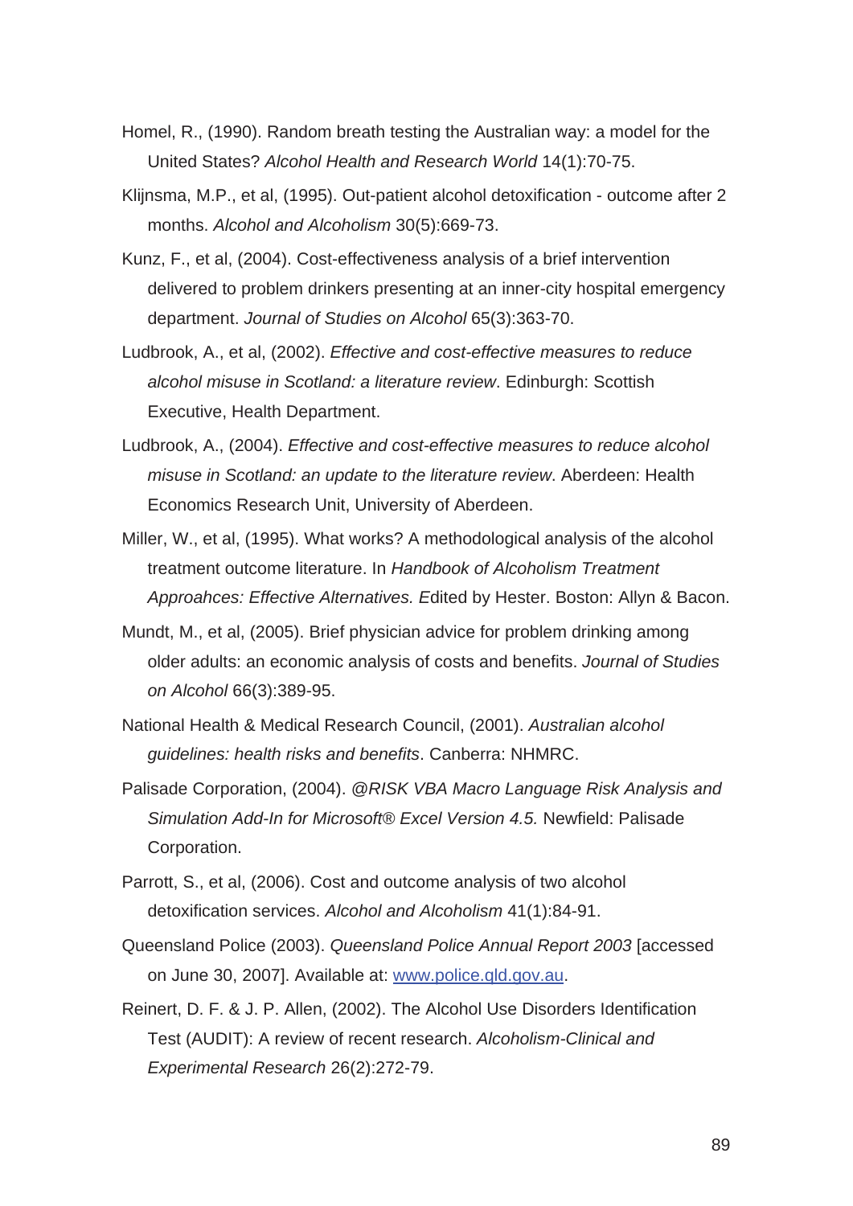Homel, R., (1990). Random breath testing the Australian way: a model for the United States? *Alcohol Health and Research World* 14(1):70-75.

Klijnsma, M.P., et al, (1995). Out-patient alcohol detoxification - outcome after 2 months. *Alcohol and Alcoholism* 30(5):669-73.

Kunz, F., et al, (2004). Cost-effectiveness analysis of a brief intervention delivered to problem drinkers presenting at an inner-city hospital emergency department. *Journal of Studies on Alcohol* 65(3):363-70.

Ludbrook, A., et al, (2002). *Effective and cost-effective measures to reduce alcohol misuse in Scotland: a literature review*. Edinburgh: Scottish Executive, Health Department.

Ludbrook, A., (2004). *Effective and cost-effective measures to reduce alcohol misuse in Scotland: an update to the literature review*. Aberdeen: Health Economics Research Unit, University of Aberdeen.

Miller, W., et al, (1995). What works? A methodological analysis of the alcohol treatment outcome literature. In *Handbook of Alcoholism Treatment Approahces: Effective Alternatives. E*dited by Hester. Boston: Allyn & Bacon.

Mundt, M., et al, (2005). Brief physician advice for problem drinking among older adults: an economic analysis of costs and benefits. *Journal of Studies on Alcohol* 66(3):389-95.

National Health & Medical Research Council, (2001). *Australian alcohol guidelines: health risks and benefits*. Canberra: NHMRC.

Palisade Corporation, (2004). *@RISK VBA Macro Language Risk Analysis and Simulation Add-In for Microsoft® Excel Version 4.5.* Newfield: Palisade Corporation.

Parrott, S., et al, (2006). Cost and outcome analysis of two alcohol detoxification services. *Alcohol and Alcoholism* 41(1):84-91.

Queensland Police (2003). *Queensland Police Annual Report 2003* [accessed on June 30, 2007]. Available at: www.police.qld.gov.au.

Reinert, D. F. & J. P. Allen, (2002). The Alcohol Use Disorders Identification Test (AUDIT): A review of recent research. *Alcoholism-Clinical and Experimental Research* 26(2):272-79.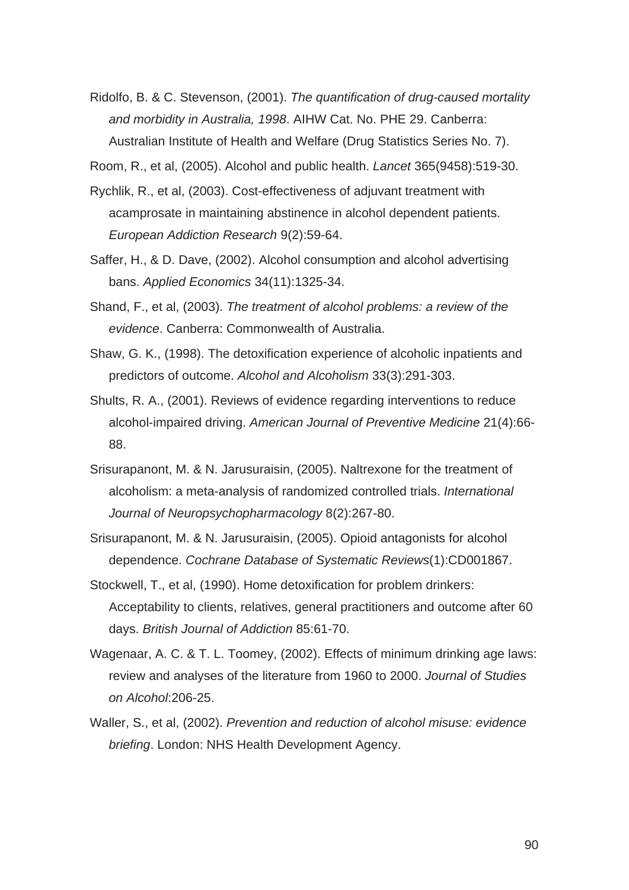Ridolfo, B. & C. Stevenson, (2001). *The quantification of drug-caused mortality and morbidity in Australia, 1998*. AIHW Cat. No. PHE 29. Canberra: Australian Institute of Health and Welfare (Drug Statistics Series No. 7).

Room, R., et al, (2005). Alcohol and public health. *Lancet* 365(9458):519-30.

Rychlik, R., et al, (2003). Cost-effectiveness of adjuvant treatment with acamprosate in maintaining abstinence in alcohol dependent patients. *European Addiction Research* 9(2):59-64.

Saffer, H., & D. Dave, (2002). Alcohol consumption and alcohol advertising bans. *Applied Economics* 34(11):1325-34.

Shand, F., et al, (2003). *The treatment of alcohol problems: a review of the evidence*. Canberra: Commonwealth of Australia.

Shaw, G. K., (1998). The detoxification experience of alcoholic inpatients and predictors of outcome. *Alcohol and Alcoholism* 33(3):291-303.

Shults, R. A., (2001). Reviews of evidence regarding interventions to reduce alcohol-impaired driving. *American Journal of Preventive Medicine* 21(4):66-88.

Srisurapanont, M. & N. Jarusuraisin, (2005). Naltrexone for the treatment of alcoholism: a meta-analysis of randomized controlled trials. *International Journal of Neuropsychopharmacology* 8(2):267-80.

Srisurapanont, M. & N. Jarusuraisin, (2005). Opioid antagonists for alcohol dependence. *Cochrane Database of Systematic Reviews*(1):CD001867.

Stockwell, T., et al, (1990). Home detoxification for problem drinkers: Acceptability to clients, relatives, general practitioners and outcome after 60 days. *British Journal of Addiction* 85:61-70.

Wagenaar, A. C. & T. L. Toomey, (2002). Effects of minimum drinking age laws: review and analyses of the literature from 1960 to 2000. *Journal of Studies on Alcohol*:206-25.

Waller, S., et al, (2002). *Prevention and reduction of alcohol misuse: evidence briefing*. London: NHS Health Development Agency.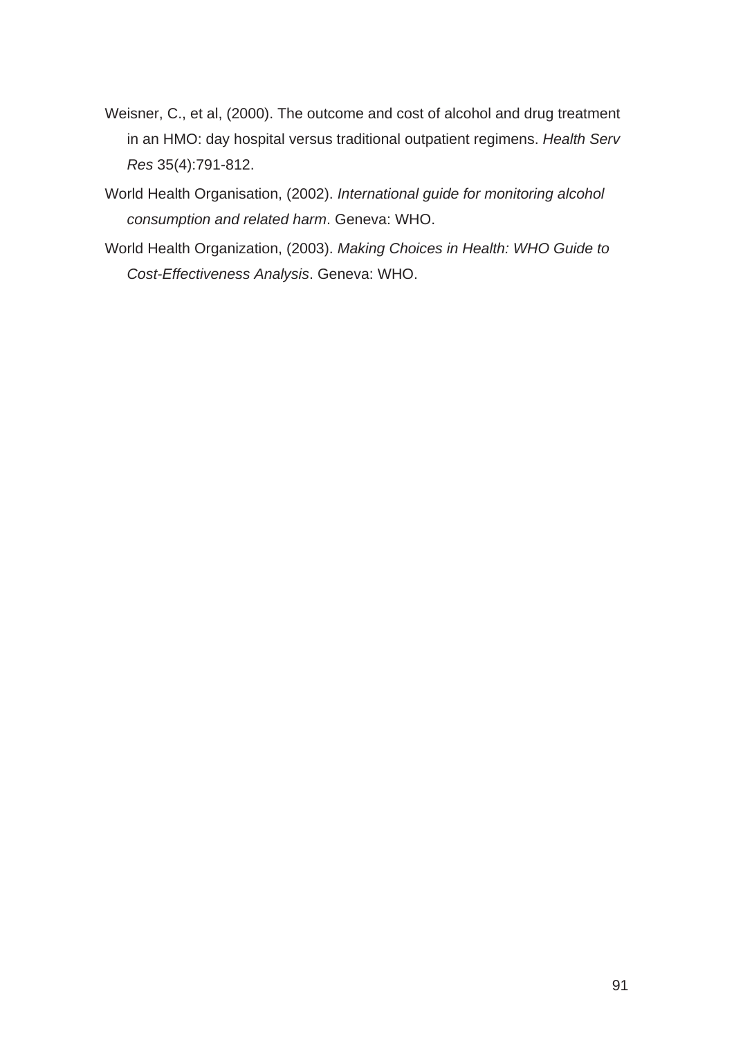Weisner, C., et al, (2000). The outcome and cost of alcohol and drug treatment in an HMO: day hospital versus traditional outpatient regimens. *Health Serv Res* 35(4):791-812.

World Health Organisation, (2002). *International guide for monitoring alcohol consumption and related harm*. Geneva: WHO.

World Health Organization, (2003). *Making Choices in Health: WHO Guide to Cost-Effectiveness Analysis*. Geneva: WHO.